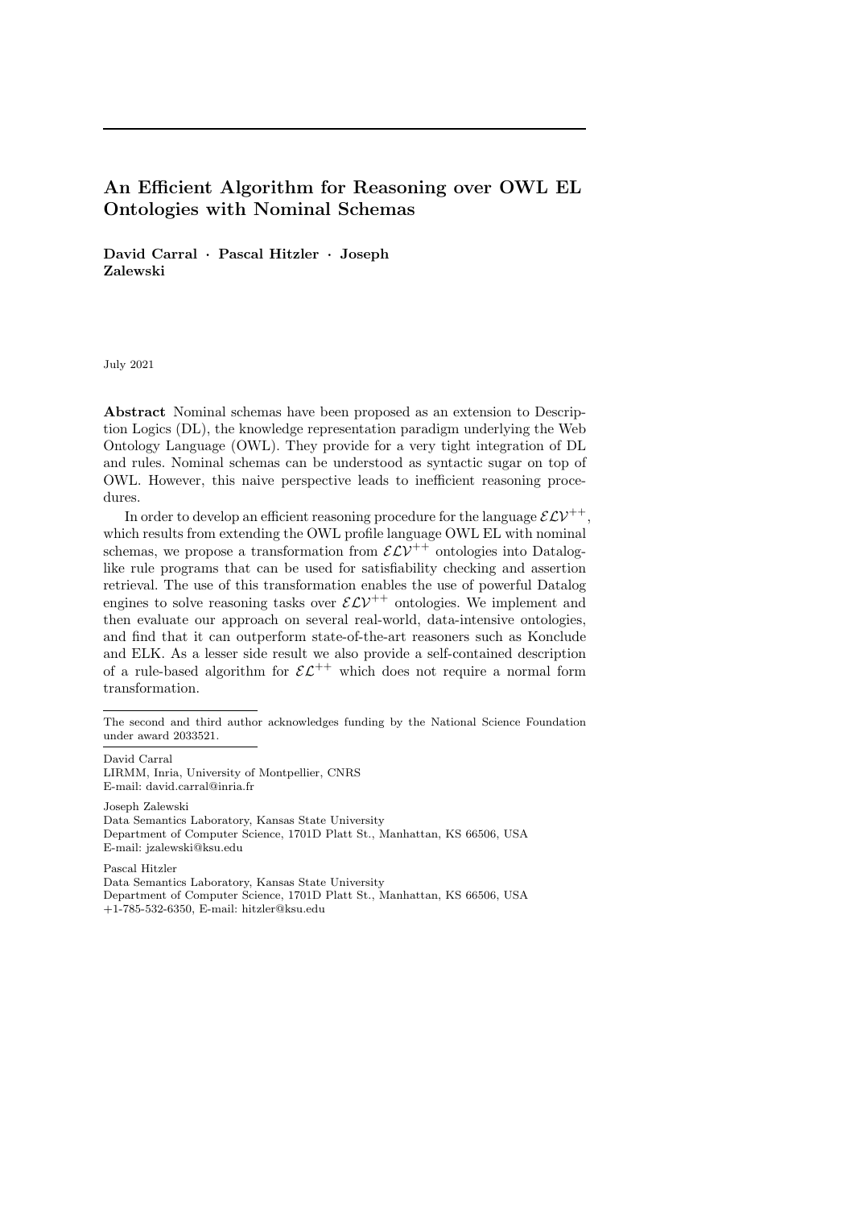# An Efficient Algorithm for Reasoning over OWL EL Ontologies with Nominal Schemas

**David Carral · Pascal Hitzler · Joseph Zalewski**

July 2021

**Abstract** Nominal schemas have been proposed as an extension to Description Logics (DL), the knowledge representation paradigm underlying the Web Ontology Language (OWL). They provide for a very tight integration of DL and rules. Nominal schemas can be understood as syntactic sugar on top of OWL. However, this naive perspective leads to inefficient reasoning procedures.

In order to develop an efficient reasoning procedure for the language $\mathcal{ELV}^{++}$, which results from extending the OWL profile language OWL EL with nominal schemas, we propose a transformation from $\mathcal{ELV}^{++}$ ontologies into Datalog-like rule programs that can be used for satisfiability checking and assertion retrieval. The use of this transformation enables the use of powerful Datalog engines to solve reasoning tasks over $\mathcal{ELV}^{++}$ ontologies. We implement and then evaluate our approach on several real-world, data-intensive ontologies, and find that it can outperform state-of-the-art reasoners such as Konclude and ELK. As a lesser side result we also provide a self-contained description of a rule-based algorithm for $\mathcal{EL}^{++}$ which does not require a normal form transformation.

---

The second and third author acknowledges funding by the National Science Foundation under award 2033521.

---

David Carral
LIRMM, Inria, University of Montpellier, CNRS
E-mail: david.carral@inria.fr

Joseph Zalewski
Data Semantics Laboratory, Kansas State University
Department of Computer Science, 1701D Platt St., Manhattan, KS 66506, USA
E-mail: jzalewski@ksu.edu

Pascal Hitzler
Data Semantics Laboratory, Kansas State University
Department of Computer Science, 1701D Platt St., Manhattan, KS 66506, USA
+1-785-532-6350, E-mail: hitzler@ksu.edu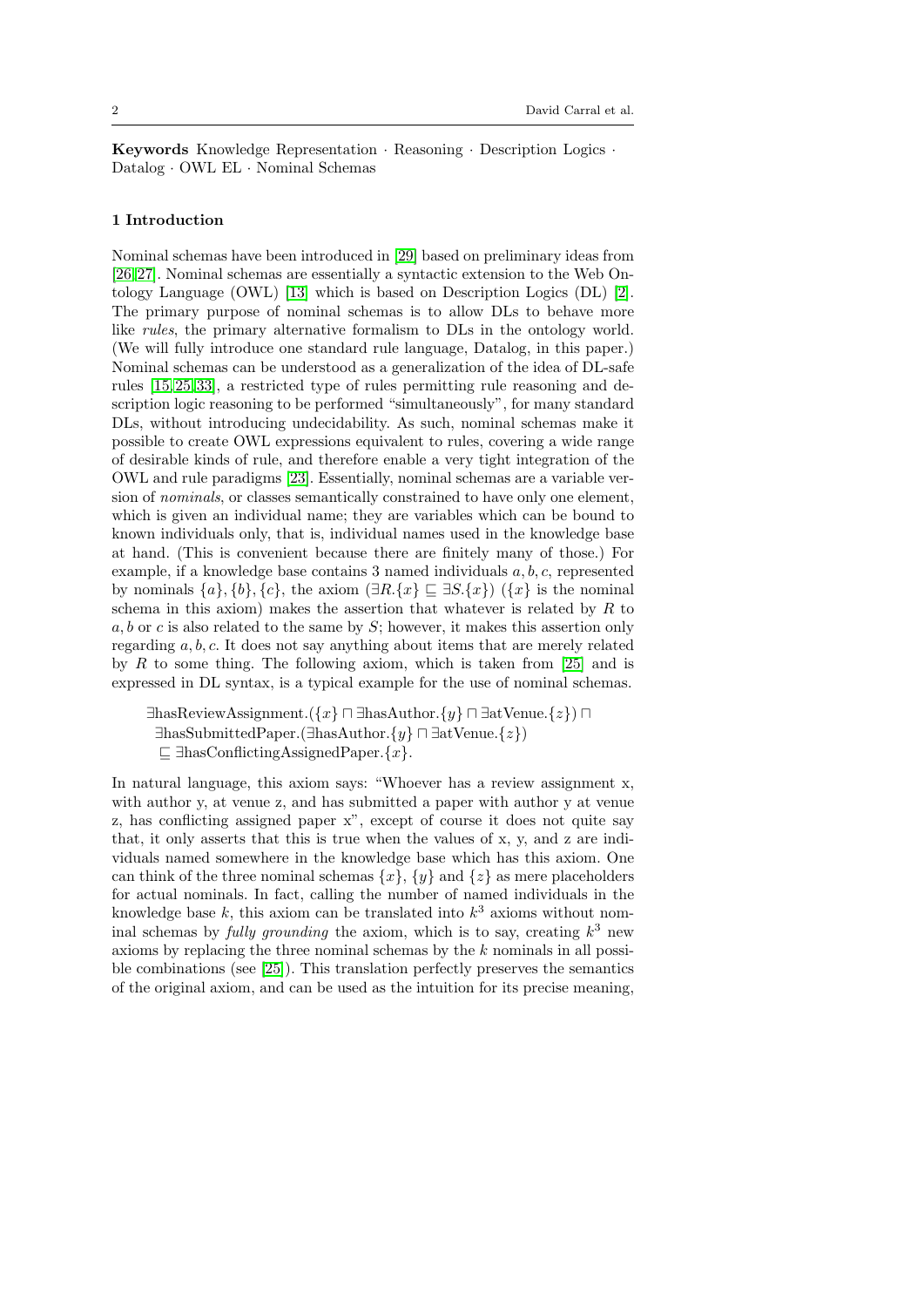**Keywords** Knowledge Representation · Reasoning · Description Logics · Datalog · OWL EL · Nominal Schemas

## 1 Introduction

Nominal schemas have been introduced in [29] based on preliminary ideas from [26,27]. Nominal schemas are essentially a syntactic extension to the Web Ontology Language (OWL) [13] which is based on Description Logics (DL) [2]. The primary purpose of nominal schemas is to allow DLs to behave more like *rules*, the primary alternative formalism to DLs in the ontology world. (We will fully introduce one standard rule language, Datalog, in this paper.) Nominal schemas can be understood as a generalization of the idea of DL-safe rules [15,25,33], a restricted type of rules permitting rule reasoning and description logic reasoning to be performed "simultaneously", for many standard DLs, without introducing undecidability. As such, nominal schemas make it possible to create OWL expressions equivalent to rules, covering a wide range of desirable kinds of rule, and therefore enable a very tight integration of the OWL and rule paradigms [23]. Essentially, nominal schemas are a variable version of *nominals*, or classes semantically constrained to have only one element, which is given an individual name; they are variables which can be bound to known individuals only, that is, individual names used in the knowledge base at hand. (This is convenient because there are finitely many of those.) For example, if a knowledge base contains 3 named individuals $a, b, c$, represented by nominals $\{a\}, \{b\}, \{c\}$, the axiom $(\exists R.\{x\} \sqsubseteq \exists S.\{x\})$ ($\{x\}$ is the nominal schema in this axiom) makes the assertion that whatever is related by $R$ to $a, b$ or $c$ is also related to the same by $S$; however, it makes this assertion only regarding $a, b, c$. It does not say anything about items that are merely related by $R$ to some thing. The following axiom, which is taken from [25] and is expressed in DL syntax, is a typical example for the use of nominal schemas.

$$\begin{aligned}
&\exists \text{hasReviewAssignment}.(\{x\} \sqcap \exists \text{hasAuthor}.\{y\} \sqcap \exists \text{atVenue}.\{z\}) \sqcap \\
&\quad \exists \text{hasSubmittedPaper}.(\exists \text{hasAuthor}.\{y\} \sqcap \exists \text{atVenue}.\{z\}) \\
&\quad \sqsubseteq \exists \text{hasConflictingAssignedPaper}.\{x\}.
\end{aligned}$$

In natural language, this axiom says: "Whoever has a review assignment x, with author y, at venue z, and has submitted a paper with author y at venue z, has conflicting assigned paper x", except of course it does not quite say that, it only asserts that this is true when the values of x, y, and z are individuals named somewhere in the knowledge base which has this axiom. One can think of the three nominal schemas $\{x\}$, $\{y\}$ and $\{z\}$ as mere placeholders for actual nominals. In fact, calling the number of named individuals in the knowledge base $k$, this axiom can be translated into $k^3$ axioms without nominal schemas by *fully grounding* the axiom, which is to say, creating $k^3$ new axioms by replacing the three nominal schemas by the $k$ nominals in all possible combinations (see [25]). This translation perfectly preserves the semantics of the original axiom, and can be used as the intuition for its precise meaning,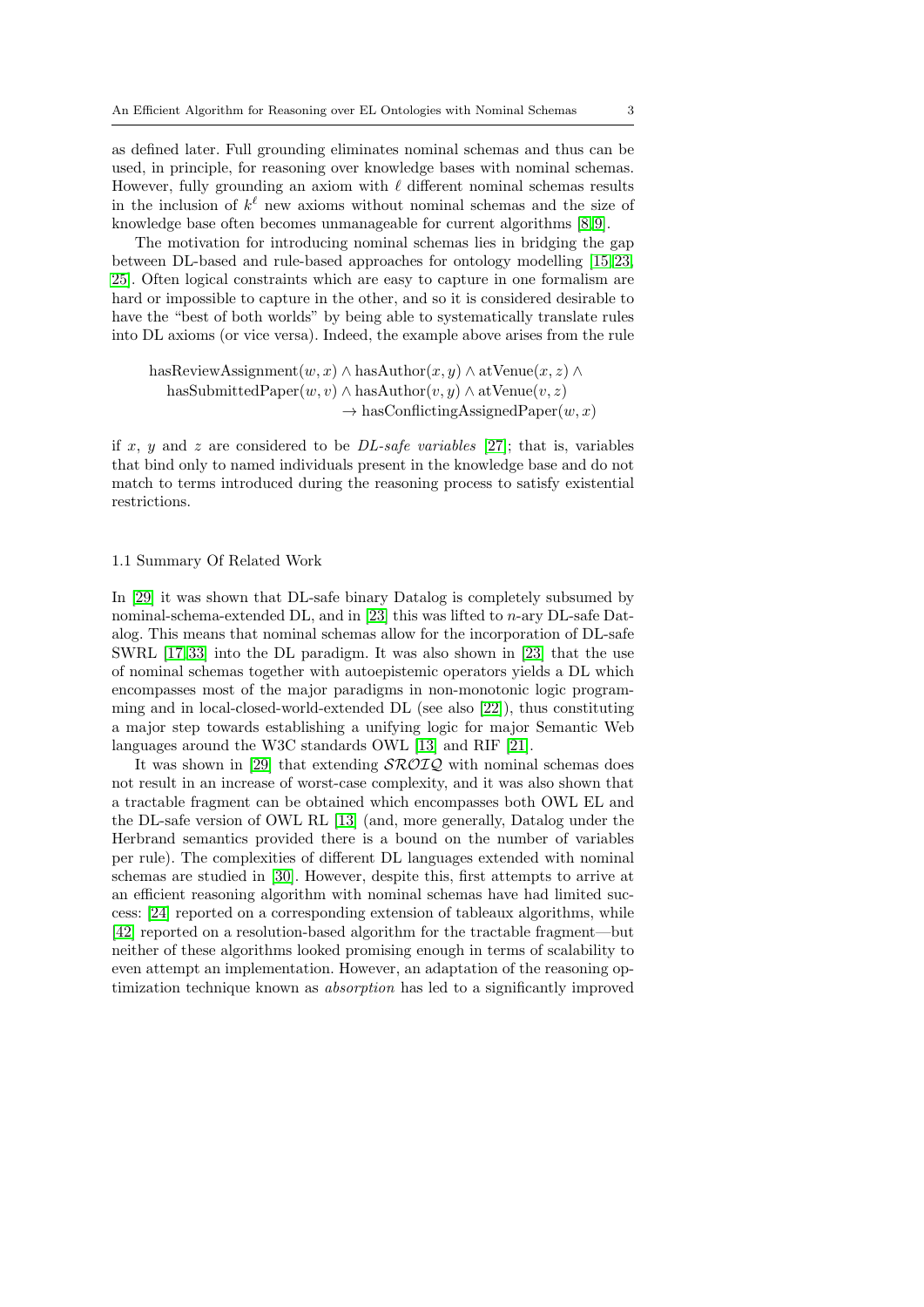as defined later. Full grounding eliminates nominal schemas and thus can be used, in principle, for reasoning over knowledge bases with nominal schemas. However, fully grounding an axiom with $\ell$ different nominal schemas results in the inclusion of $k^\ell$ new axioms without nominal schemas and the size of knowledge base often becomes unmanageable for current algorithms [8,9].

The motivation for introducing nominal schemas lies in bridging the gap between DL-based and rule-based approaches for ontology modelling [15,23,25]. Often logical constraints which are easy to capture in one formalism are hard or impossible to capture in the other, and so it is considered desirable to have the "best of both worlds" by being able to systematically translate rules into DL axioms (or vice versa). Indeed, the example above arises from the rule

$$\begin{aligned}&\text{hasReviewAssignment}(w, x) \land \text{hasAuthor}(x, y) \land \text{atVenue}(x, z) \land \\ &\quad \text{hasSubmittedPaper}(w, v) \land \text{hasAuthor}(v, y) \land \text{atVenue}(v, z) \\ &\qquad\qquad\qquad \rightarrow \text{hasConflictingAssignedPaper}(w, x)\end{aligned}$$

if $x$, $y$ and $z$ are considered to be *DL-safe variables* [27]; that is, variables that bind only to named individuals present in the knowledge base and do not match to terms introduced during the reasoning process to satisfy existential restrictions.

### 1.1 Summary Of Related Work

In [29] it was shown that DL-safe binary Datalog is completely subsumed by nominal-schema-extended DL, and in [23] this was lifted to $n$-ary DL-safe Datalog. This means that nominal schemas allow for the incorporation of DL-safe SWRL [17,33] into the DL paradigm. It was also shown in [23] that the use of nominal schemas together with autoepistemic operators yields a DL which encompasses most of the major paradigms in non-monotonic logic programming and in local-closed-world-extended DL (see also [22]), thus constituting a major step towards establishing a unifying logic for major Semantic Web languages around the W3C standards OWL [13] and RIF [21].

It was shown in [29] that extending $\mathcal{SROIQ}$ with nominal schemas does not result in an increase of worst-case complexity, and it was also shown that a tractable fragment can be obtained which encompasses both OWL EL and the DL-safe version of OWL RL [13] (and, more generally, Datalog under the Herbrand semantics provided there is a bound on the number of variables per rule). The complexities of different DL languages extended with nominal schemas are studied in [30]. However, despite this, first attempts to arrive at an efficient reasoning algorithm with nominal schemas have had limited success: [24] reported on a corresponding extension of tableaux algorithms, while [42] reported on a resolution-based algorithm for the tractable fragment—but neither of these algorithms looked promising enough in terms of scalability to even attempt an implementation. However, an adaptation of the reasoning optimization technique known as *absorption* has led to a significantly improved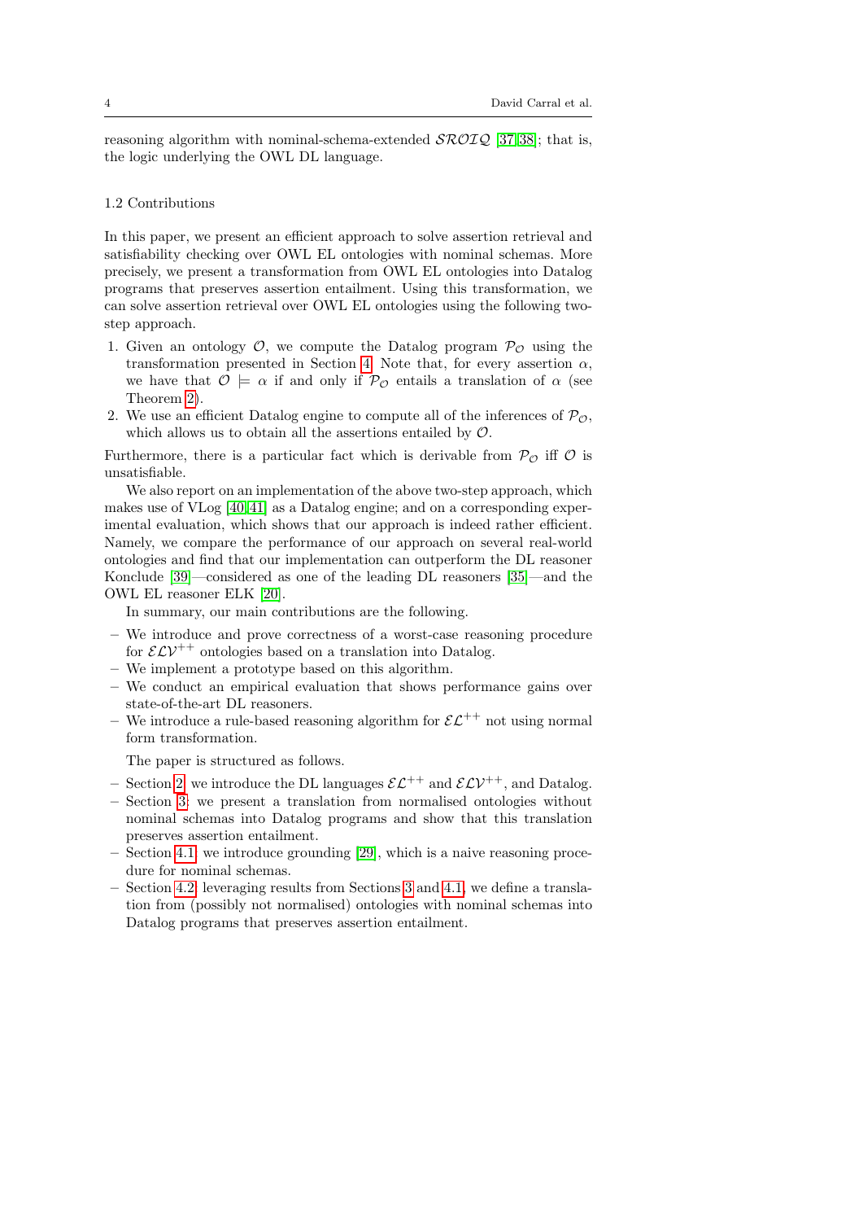reasoning algorithm with nominal-schema-extended $\mathcal{SROIQ}$ [37,38]; that is, the logic underlying the OWL DL language.

### 1.2 Contributions

In this paper, we present an efficient approach to solve assertion retrieval and satisfiability checking over OWL EL ontologies with nominal schemas. More precisely, we present a transformation from OWL EL ontologies into Datalog programs that preserves assertion entailment. Using this transformation, we can solve assertion retrieval over OWL EL ontologies using the following two-step approach.

1. Given an ontology $\mathcal{O}$, we compute the Datalog program $\mathcal{P}_\mathcal{O}$ using the transformation presented in Section 4. Note that, for every assertion $\alpha$, we have that $\mathcal{O} \models \alpha$ if and only if $\mathcal{P}_\mathcal{O}$ entails a translation of $\alpha$ (see Theorem 2).
2. We use an efficient Datalog engine to compute all of the inferences of $\mathcal{P}_\mathcal{O}$, which allows us to obtain all the assertions entailed by $\mathcal{O}$.

Furthermore, there is a particular fact which is derivable from $\mathcal{P}_\mathcal{O}$ iff $\mathcal{O}$ is unsatisfiable.

We also report on an implementation of the above two-step approach, which makes use of VLog [40,41] as a Datalog engine; and on a corresponding experimental evaluation, which shows that our approach is indeed rather efficient. Namely, we compare the performance of our approach on several real-world ontologies and find that our implementation can outperform the DL reasoner Konclude [39]—considered as one of the leading DL reasoners [35]—and the OWL EL reasoner ELK [20].

In summary, our main contributions are the following.

- We introduce and prove correctness of a worst-case reasoning procedure for $\mathcal{ELV}^{++}$ ontologies based on a translation into Datalog.
- We implement a prototype based on this algorithm.
- We conduct an empirical evaluation that shows performance gains over state-of-the-art DL reasoners.
- We introduce a rule-based reasoning algorithm for $\mathcal{EL}^{++}$ not using normal form transformation.

The paper is structured as follows.

- Section 2: we introduce the DL languages $\mathcal{EL}^{++}$ and $\mathcal{ELV}^{++}$, and Datalog.
- Section 3: we present a translation from normalised ontologies without nominal schemas into Datalog programs and show that this translation preserves assertion entailment.
- Section 4.1: we introduce grounding [29], which is a naive reasoning procedure for nominal schemas.
- Section 4.2: leveraging results from Sections 3 and 4.1, we define a translation from (possibly not normalised) ontologies with nominal schemas into Datalog programs that preserves assertion entailment.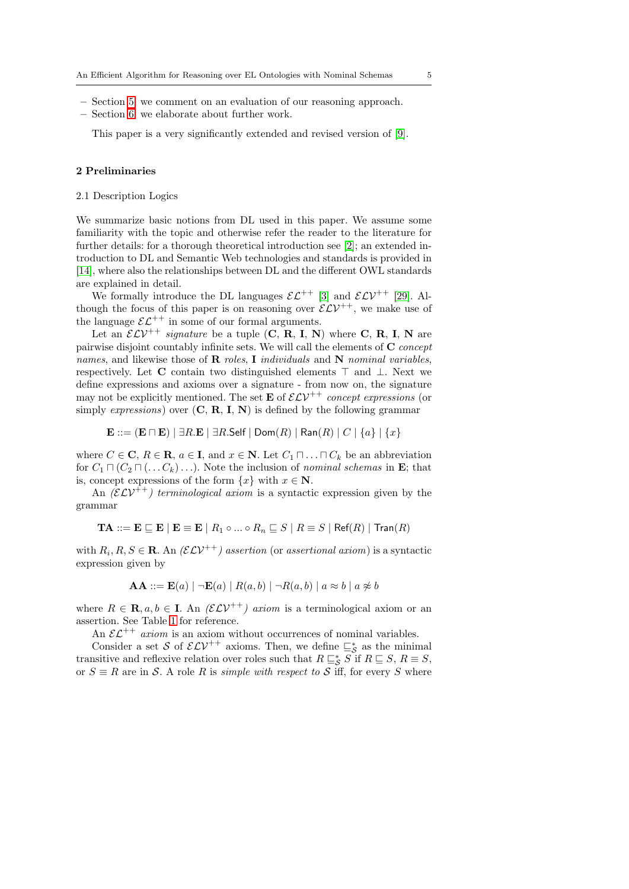– Section 5 we comment on an evaluation of our reasoning approach.
– Section 6 we elaborate about further work.

This paper is a very significantly extended and revised version of [9].

## 2 Preliminaries

### 2.1 Description Logics

We summarize basic notions from DL used in this paper. We assume some familiarity with the topic and otherwise refer the reader to the literature for further details: for a thorough theoretical introduction see [2]; an extended introduction to DL and Semantic Web technologies and standards is provided in [14], where also the relationships between DL and the different OWL standards are explained in detail.

We formally introduce the DL languages $\mathcal{EL}^{++}$ [3] and $\mathcal{ELV}^{++}$ [29]. Although the focus of this paper is on reasoning over $\mathcal{ELV}^{++}$, we make use of the language $\mathcal{EL}^{++}$ in some of our formal arguments.

Let an $\mathcal{ELV}^{++}$ *signature* be a tuple $(\mathbf{C}, \mathbf{R}, \mathbf{I}, \mathbf{N})$ where $\mathbf{C}, \mathbf{R}, \mathbf{I}, \mathbf{N}$ are pairwise disjoint countably infinite sets. We will call the elements of $\mathbf{C}$ *concept names*, and likewise those of $\mathbf{R}$ *roles*, $\mathbf{I}$ *individuals* and $\mathbf{N}$ *nominal variables*, respectively. Let $\mathbf{C}$ contain two distinguished elements $\top$ and $\bot$. Next we define expressions and axioms over a signature - from now on, the signature may not be explicitly mentioned. The set $\mathbf{E}$ of $\mathcal{ELV}^{++}$ *concept expressions* (or simply *expressions*) over $(\mathbf{C}, \mathbf{R}, \mathbf{I}, \mathbf{N})$ is defined by the following grammar

$$\mathbf{E} ::= (\mathbf{E} \sqcap \mathbf{E}) \mid \exists R.\mathbf{E} \mid \exists R.\mathsf{Self} \mid \mathsf{Dom}(R) \mid \mathsf{Ran}(R) \mid C \mid \{a\} \mid \{x\}$$

where $C \in \mathbf{C}$, $R \in \mathbf{R}$, $a \in \mathbf{I}$, and $x \in \mathbf{N}$. Let $C_1 \sqcap \ldots \sqcap C_k$ be an abbreviation for $C_1 \sqcap (C_2 \sqcap (\ldots C_k) \ldots)$. Note the inclusion of *nominal schemas* in $\mathbf{E}$; that is, concept expressions of the form $\{x\}$ with $x \in \mathbf{N}$.

An *($\mathcal{ELV}^{++}$) terminological axiom* is a syntactic expression given by the grammar

$$\mathbf{TA} ::= \mathbf{E} \sqsubseteq \mathbf{E} \mid \mathbf{E} \equiv \mathbf{E} \mid R_1 \circ \ldots \circ R_n \sqsubseteq S \mid R \equiv S \mid \mathsf{Ref}(R) \mid \mathsf{Tran}(R)$$

with $R_i, R, S \in \mathbf{R}$. An *($\mathcal{ELV}^{++}$) assertion* (or *assertional axiom*) is a syntactic expression given by

$$\mathbf{AA} ::= \mathbf{E}(a) \mid \neg\mathbf{E}(a) \mid R(a, b) \mid \neg R(a, b) \mid a \approx b \mid a \not\approx b$$

where $R \in \mathbf{R}, a, b \in \mathbf{I}$. An *($\mathcal{ELV}^{++}$) axiom* is a terminological axiom or an assertion. See Table 1 for reference.

An $\mathcal{EL}^{++}$ *axiom* is an axiom without occurrences of nominal variables.

Consider a set $\mathcal{S}$ of $\mathcal{ELV}^{++}$ axioms. Then, we define $\sqsubseteq^*_{\mathcal{S}}$ as the minimal transitive and reflexive relation over roles such that $R \sqsubseteq^*_{\mathcal{S}} S$ if $R \sqsubseteq S$, $R \equiv S$, or $S \equiv R$ are in $\mathcal{S}$. A role $R$ is *simple with respect to* $\mathcal{S}$ iff, for every $S$ where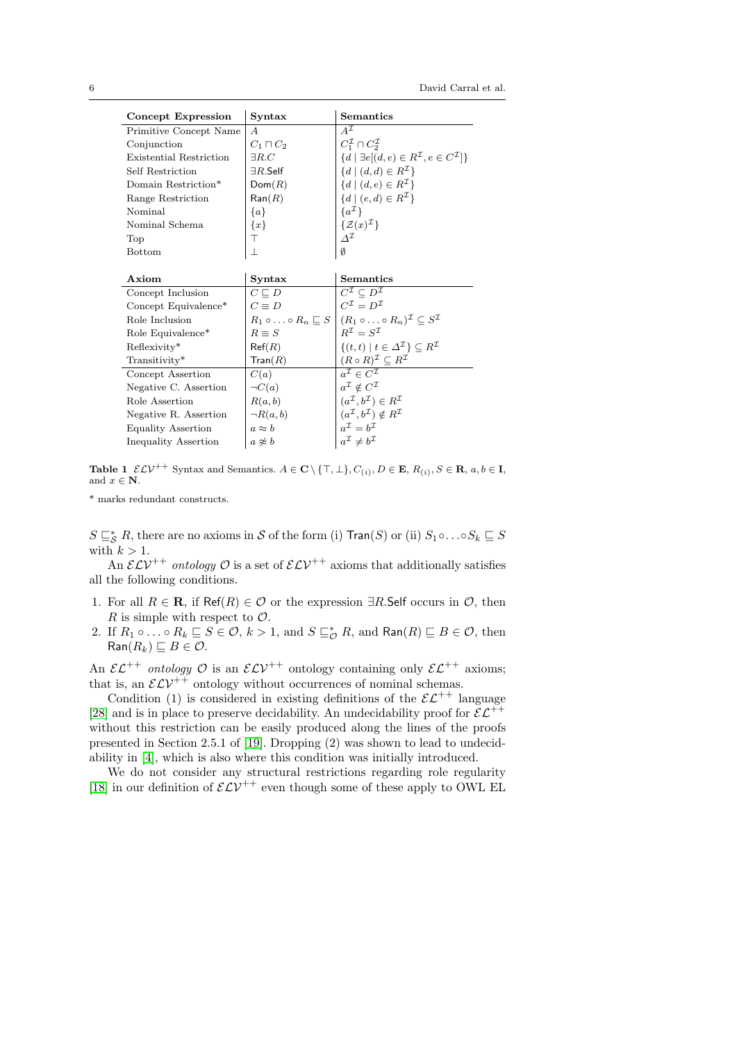| Concept Expression | Syntax | Semantics |
|---|---|---|
| Primitive Concept Name | $A$ | $A^{\mathcal{I}}$ |
| Conjunction | $C_1 \sqcap C_2$ | $C_1^{\mathcal{I}} \cap C_2^{\mathcal{I}}$ |
| Existential Restriction | $\exists R.C$ | $\{d \mid \exists e[(d,e) \in R^{\mathcal{I}}, e \in C^{\mathcal{I}}]\}$ |
| Self Restriction | $\exists R.\mathsf{Self}$ | $\{d \mid (d,d) \in R^{\mathcal{I}}\}$ |
| Domain Restriction* | $\mathsf{Dom}(R)$ | $\{d \mid (d,e) \in R^{\mathcal{I}}\}$ |
| Range Restriction | $\mathsf{Ran}(R)$ | $\{d \mid (e,d) \in R^{\mathcal{I}}\}$ |
| Nominal | $\{a\}$ | $\{a^{\mathcal{I}}\}$ |
| Nominal Schema | $\{x\}$ | $\{\mathcal{Z}(x)^{\mathcal{I}}\}$ |
| Top | $\top$ | $\Delta^{\mathcal{I}}$ |
| Bottom | $\bot$ | $\emptyset$ |

| Axiom | Syntax | Semantics |
|---|---|---|
| Concept Inclusion | $C \sqsubseteq D$ | $C^{\mathcal{I}} \subseteq D^{\mathcal{I}}$ |
| Concept Equivalence* | $C \equiv D$ | $C^{\mathcal{I}} = D^{\mathcal{I}}$ |
| Role Inclusion | $R_1 \circ \ldots \circ R_n \sqsubseteq S$ | $(R_1 \circ \ldots \circ R_n)^{\mathcal{I}} \subseteq S^{\mathcal{I}}$ |
| Role Equivalence* | $R \equiv S$ | $R^{\mathcal{I}} = S^{\mathcal{I}}$ |
| Reflexivity* | $\mathsf{Ref}(R)$ | $\{(t,t) \mid t \in \Delta^{\mathcal{I}}\} \subseteq R^{\mathcal{I}}$ |
| Transitivity* | $\mathsf{Tran}(R)$ | $(R \circ R)^{\mathcal{I}} \subseteq R^{\mathcal{I}}$ |
| Concept Assertion | $C(a)$ | $a^{\mathcal{I}} \in C^{\mathcal{I}}$ |
| Negative C. Assertion | $\neg C(a)$ | $a^{\mathcal{I}} \notin C^{\mathcal{I}}$ |
| Role Assertion | $R(a,b)$ | $(a^{\mathcal{I}}, b^{\mathcal{I}}) \in R^{\mathcal{I}}$ |
| Negative R. Assertion | $\neg R(a,b)$ | $(a^{\mathcal{I}}, b^{\mathcal{I}}) \notin R^{\mathcal{I}}$ |
| Equality Assertion | $a \approx b$ | $a^{\mathcal{I}} = b^{\mathcal{I}}$ |
| Inequality Assertion | $a \not\approx b$ | $a^{\mathcal{I}} \neq b^{\mathcal{I}}$ |

**Table 1** $\mathcal{ELV}^{++}$ Syntax and Semantics. $A \in \mathbf{C} \setminus \{\top, \bot\}, C_{(i)}, D \in \mathbf{E}$, $R_{(i)}, S \in \mathbf{R}$, $a, b \in \mathbf{I}$, and $x \in \mathbf{N}$.

* marks redundant constructs.

$S \sqsubseteq_{\mathcal{S}}^{*} R$, there are no axioms in $\mathcal{S}$ of the form (i) $\mathsf{Tran}(S)$ or (ii) $S_1 \circ \ldots \circ S_k \sqsubseteq S$ with $k > 1$.

An $\mathcal{ELV}^{++}$ *ontology* $\mathcal{O}$ is a set of $\mathcal{ELV}^{++}$ axioms that additionally satisfies all the following conditions.

1. For all $R \in \mathbf{R}$, if $\mathsf{Ref}(R) \in \mathcal{O}$ or the expression $\exists R.\mathsf{Self}$ occurs in $\mathcal{O}$, then $R$ is simple with respect to $\mathcal{O}$.
2. If $R_1 \circ \ldots \circ R_k \sqsubseteq S \in \mathcal{O}$, $k > 1$, and $S \sqsubseteq_{\mathcal{O}}^{*} R$, and $\mathsf{Ran}(R) \sqsubseteq B \in \mathcal{O}$, then $\mathsf{Ran}(R_k) \sqsubseteq B \in \mathcal{O}$.

An $\mathcal{EL}^{++}$ *ontology* $\mathcal{O}$ is an $\mathcal{ELV}^{++}$ ontology containing only $\mathcal{EL}^{++}$ axioms; that is, an $\mathcal{ELV}^{++}$ ontology without occurrences of nominal schemas.

Condition (1) is considered in existing definitions of the $\mathcal{EL}^{++}$ language [28] and is in place to preserve decidability. An undecidability proof for $\mathcal{EL}^{++}$ without this restriction can be easily produced along the lines of the proofs presented in Section 2.5.1 of [19]. Dropping (2) was shown to lead to undecidability in [4], which is also where this condition was initially introduced.

We do not consider any structural restrictions regarding role regularity [18] in our definition of $\mathcal{ELV}^{++}$ even though some of these apply to OWL EL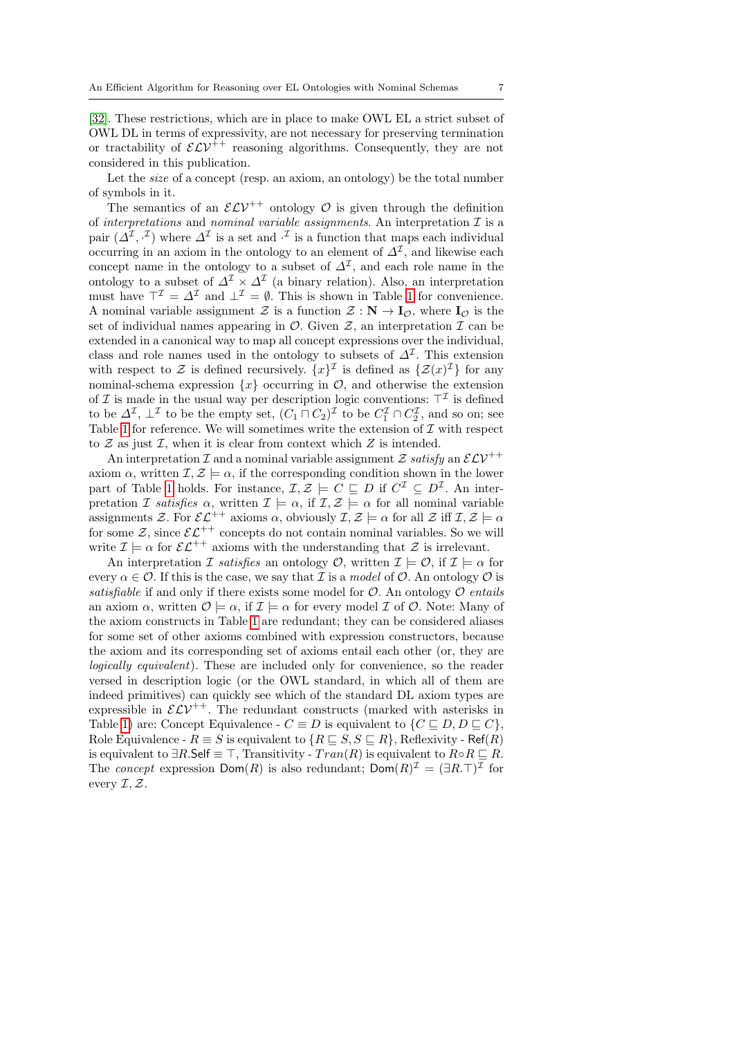[32]. These restrictions, which are in place to make OWL EL a strict subset of OWL DL in terms of expressivity, are not necessary for preserving termination or tractability of $\mathcal{ELV}^{++}$ reasoning algorithms. Consequently, they are not considered in this publication.

Let the *size* of a concept (resp. an axiom, an ontology) be the total number of symbols in it.

The semantics of an $\mathcal{ELV}^{++}$ ontology $\mathcal{O}$ is given through the definition of *interpretations* and *nominal variable assignments*. An interpretation $\mathcal{I}$ is a pair $(\Delta^{\mathcal{I}}, \cdot^{\mathcal{I}})$ where $\Delta^{\mathcal{I}}$ is a set and $\cdot^{\mathcal{I}}$ is a function that maps each individual occurring in an axiom in the ontology to an element of $\Delta^{\mathcal{I}}$, and likewise each concept name in the ontology to a subset of $\Delta^{\mathcal{I}}$, and each role name in the ontology to a subset of $\Delta^{\mathcal{I}} \times \Delta^{\mathcal{I}}$ (a binary relation). Also, an interpretation must have $\top^{\mathcal{I}} = \Delta^{\mathcal{I}}$ and $\bot^{\mathcal{I}} = \emptyset$. This is shown in Table 1 for convenience. A nominal variable assignment $\mathcal{Z}$ is a function $\mathcal{Z} : \mathbf{N} \rightarrow \mathbf{I}_{\mathcal{O}}$, where $\mathbf{I}_{\mathcal{O}}$ is the set of individual names appearing in $\mathcal{O}$. Given $\mathcal{Z}$, an interpretation $\mathcal{I}$ can be extended in a canonical way to map all concept expressions over the individual, class and role names used in the ontology to subsets of $\Delta^{\mathcal{I}}$. This extension with respect to $\mathcal{Z}$ is defined recursively. $\{x\}^{\mathcal{I}}$ is defined as $\{\mathcal{Z}(x)^{\mathcal{I}}\}$ for any nominal-schema expression $\{x\}$ occurring in $\mathcal{O}$, and otherwise the extension of $\mathcal{I}$ is made in the usual way per description logic conventions: $\top^{\mathcal{I}}$ is defined to be $\Delta^{\mathcal{I}}$, $\bot^{\mathcal{I}}$ to be the empty set, $(C_1 \sqcap C_2)^{\mathcal{I}}$ to be $C_1^{\mathcal{I}} \cap C_2^{\mathcal{I}}$, and so on; see Table 1 for reference. We will sometimes write the extension of $\mathcal{I}$ with respect to $\mathcal{Z}$ as just $\mathcal{I}$, when it is clear from context $Z$ is intended.

An interpretation $\mathcal{I}$ and a nominal variable assignment $\mathcal{Z}$ *satisfy* an $\mathcal{ELV}^{++}$ axiom $\alpha$, written $\mathcal{I}, \mathcal{Z} \models \alpha$, if the corresponding condition shown in the lower part of Table 1 holds. For instance, $\mathcal{I}, \mathcal{Z} \models C \sqsubseteq D$ if $C^{\mathcal{I}} \subseteq D^{\mathcal{I}}$. An interpretation $\mathcal{I}$ *satisfies* $\alpha$, written $\mathcal{I} \models \alpha$, if $\mathcal{I}, \mathcal{Z} \models \alpha$ for all nominal variable assignments $\mathcal{Z}$. For $\mathcal{EL}^{++}$ axioms $\alpha$, obviously $\mathcal{I}, \mathcal{Z} \models \alpha$ for all $\mathcal{Z}$ iff $\mathcal{I}, \mathcal{Z} \models \alpha$ for some $\mathcal{Z}$, since $\mathcal{EL}^{++}$ concepts do not contain nominal variables. So we will write $\mathcal{I} \models \alpha$ for $\mathcal{EL}^{++}$ axioms with the understanding that $\mathcal{Z}$ is irrelevant.

An interpretation $\mathcal{I}$ *satisfies* an ontology $\mathcal{O}$, written $\mathcal{I} \models \mathcal{O}$, if $\mathcal{I} \models \alpha$ for every $\alpha \in \mathcal{O}$. If this is the case, we say that $\mathcal{I}$ is a *model* of $\mathcal{O}$. An ontology $\mathcal{O}$ is *satisfiable* if and only if there exists some model for $\mathcal{O}$. An ontology $\mathcal{O}$ *entails* an axiom $\alpha$, written $\mathcal{O} \models \alpha$, if $\mathcal{I} \models \alpha$ for every model $\mathcal{I}$ of $\mathcal{O}$. Note: Many of the axiom constructs in Table 1 are redundant; they can be considered aliases for some set of other axioms combined with expression constructors, because the axiom and its corresponding set of axioms entail each other (or, they are *logically equivalent*). These are included only for convenience, so the reader versed in description logic (or the OWL standard, in which all of them are indeed primitives) can quickly see which of the standard DL axiom types are expressible in $\mathcal{ELV}^{++}$. The redundant constructs (marked with asterisks in Table 1) are: Concept Equivalence - $C \equiv D$ is equivalent to $\{C \sqsubseteq D, D \sqsubseteq C\}$, Role Equivalence - $R \equiv S$ is equivalent to $\{R \sqsubseteq S, S \sqsubseteq R\}$, Reflexivity - $\mathsf{Ref}(R)$ is equivalent to $\exists R.\mathsf{Self} \equiv \top$, Transitivity - $Tran(R)$ is equivalent to $R \circ R \sqsubseteq R$. The *concept* expression $\mathsf{Dom}(R)$ is also redundant; $\mathsf{Dom}(R)^{\mathcal{I}} = (\exists R.\top)^{\mathcal{I}}$ for every $\mathcal{I}, \mathcal{Z}$.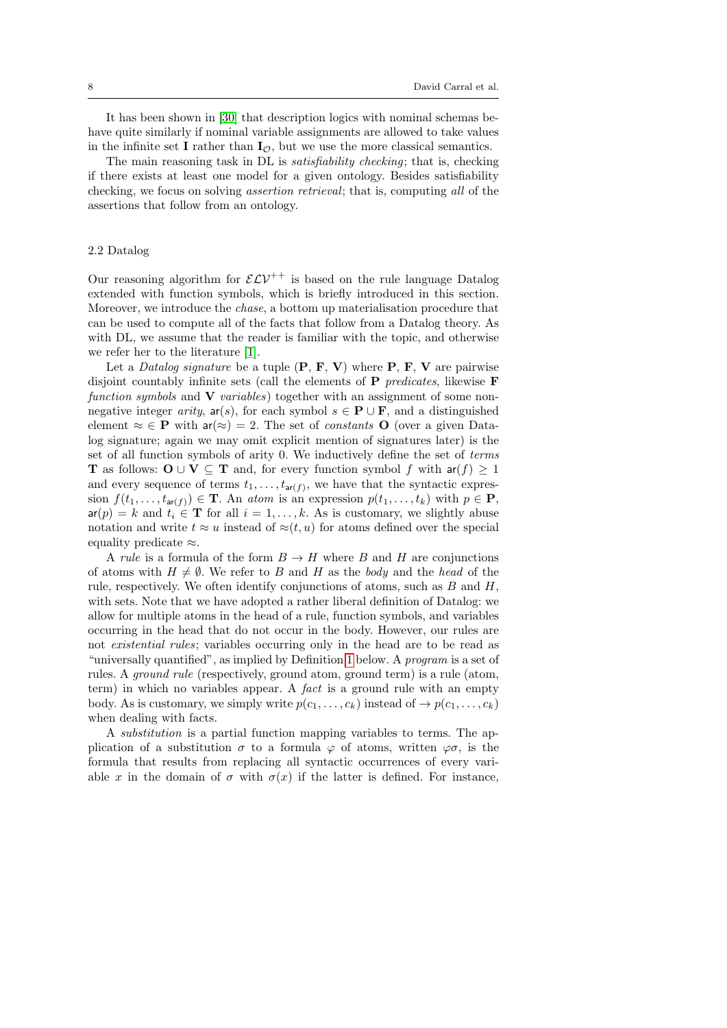It has been shown in [30] that description logics with nominal schemas behave quite similarly if nominal variable assignments are allowed to take values in the infinite set $\mathbf{I}$ rather than $\mathbf{I}_\mathcal{O}$, but we use the more classical semantics.

The main reasoning task in DL is *satisfiability checking*; that is, checking if there exists at least one model for a given ontology. Besides satisfiability checking, we focus on solving *assertion retrieval*; that is, computing *all* of the assertions that follow from an ontology.

### 2.2 Datalog

Our reasoning algorithm for $\mathcal{ELV}^{++}$ is based on the rule language Datalog extended with function symbols, which is briefly introduced in this section. Moreover, we introduce the *chase*, a bottom up materialisation procedure that can be used to compute all of the facts that follow from a Datalog theory. As with DL, we assume that the reader is familiar with the topic, and otherwise we refer her to the literature [1].

Let a *Datalog signature* be a tuple $(\mathbf{P}, \mathbf{F}, \mathbf{V})$ where $\mathbf{P}$, $\mathbf{F}$, $\mathbf{V}$ are pairwise disjoint countably infinite sets (call the elements of $\mathbf{P}$ *predicates*, likewise $\mathbf{F}$ *function symbols* and $\mathbf{V}$ *variables*) together with an assignment of some non-negative integer *arity*, $\mathsf{ar}(s)$, for each symbol $s \in \mathbf{P} \cup \mathbf{F}$, and a distinguished element $\approx \in \mathbf{P}$ with $\mathsf{ar}(\approx) = 2$. The set of *constants* $\mathbf{O}$ (over a given Datalog signature; again we may omit explicit mention of signatures later) is the set of all function symbols of arity 0. We inductively define the set of *terms* $\mathbf{T}$ as follows: $\mathbf{O} \cup \mathbf{V} \subseteq \mathbf{T}$ and, for every function symbol $f$ with $\mathsf{ar}(f) \geq 1$ and every sequence of terms $t_1, \ldots, t_{\mathsf{ar}(f)}$, we have that the syntactic expression $f(t_1, \ldots, t_{\mathsf{ar}(f)}) \in \mathbf{T}$. An *atom* is an expression $p(t_1, \ldots, t_k)$ with $p \in \mathbf{P}$, $\mathsf{ar}(p) = k$ and $t_i \in \mathbf{T}$ for all $i = 1, \ldots, k$. As is customary, we slightly abuse notation and write $t \approx u$ instead of $\approx(t, u)$ for atoms defined over the special equality predicate $\approx$.

A *rule* is a formula of the form $B \to H$ where $B$ and $H$ are conjunctions of atoms with $H \neq \emptyset$. We refer to $B$ and $H$ as the *body* and the *head* of the rule, respectively. We often identify conjunctions of atoms, such as $B$ and $H$, with sets. Note that we have adopted a rather liberal definition of Datalog: we allow for multiple atoms in the head of a rule, function symbols, and variables occurring in the head that do not occur in the body. However, our rules are not *existential rules*; variables occurring only in the head are to be read as "universally quantified", as implied by Definition 1 below. A *program* is a set of rules. A *ground rule* (respectively, ground atom, ground term) is a rule (atom, term) in which no variables appear. A *fact* is a ground rule with an empty body. As is customary, we simply write $p(c_1, \ldots, c_k)$ instead of $\to p(c_1, \ldots, c_k)$ when dealing with facts.

A *substitution* is a partial function mapping variables to terms. The application of a substitution $\sigma$ to a formula $\varphi$ of atoms, written $\varphi\sigma$, is the formula that results from replacing all syntactic occurrences of every variable $x$ in the domain of $\sigma$ with $\sigma(x)$ if the latter is defined. For instance,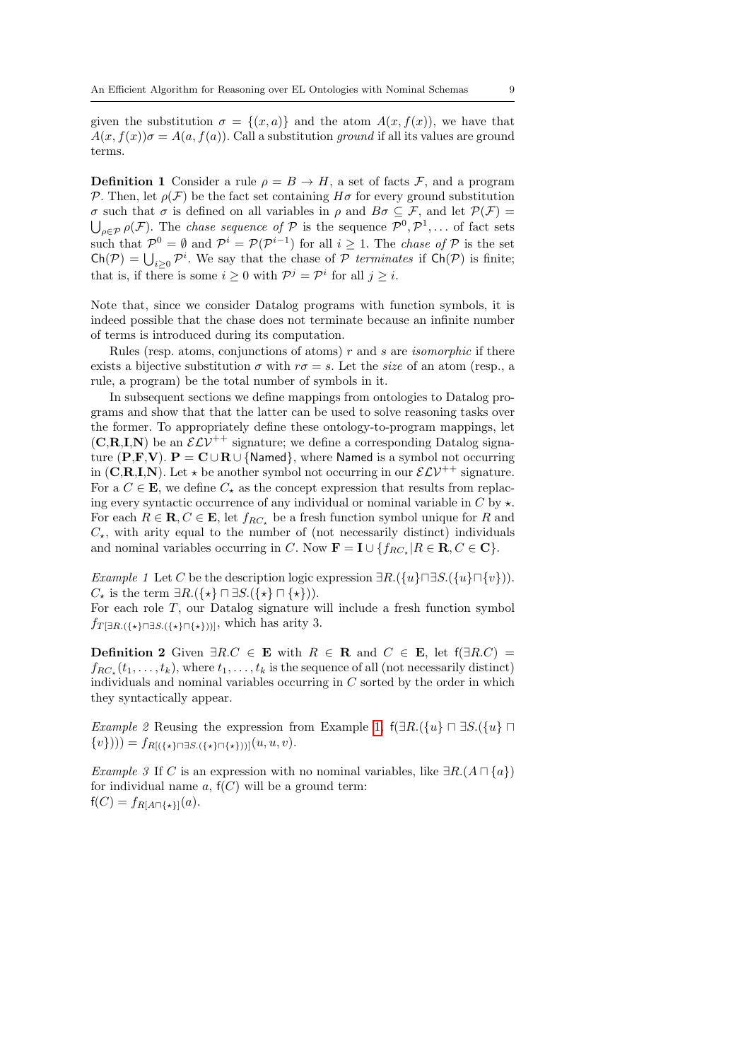given the substitution $\sigma = \{(x, a)\}$ and the atom $A(x, f(x))$, we have that $A(x, f(x))\sigma = A(a, f(a))$. Call a substitution *ground* if all its values are ground terms.

**Definition 1** Consider a rule $\rho = B \to H$, a set of facts $\mathcal{F}$, and a program $\mathcal{P}$. Then, let $\rho(\mathcal{F})$ be the fact set containing $H\sigma$ for every ground substitution $\sigma$ such that $\sigma$ is defined on all variables in $\rho$ and $B\sigma \subseteq \mathcal{F}$, and let $\mathcal{P}(\mathcal{F}) = \bigcup_{\rho \in \mathcal{P}} \rho(\mathcal{F})$. The *chase sequence of* $\mathcal{P}$ is the sequence $\mathcal{P}^0, \mathcal{P}^1, \ldots$ of fact sets such that $\mathcal{P}^0 = \emptyset$ and $\mathcal{P}^i = \mathcal{P}(\mathcal{P}^{i-1})$ for all $i \geq 1$. The *chase of* $\mathcal{P}$ is the set $\mathsf{Ch}(\mathcal{P}) = \bigcup_{i \geq 0} \mathcal{P}^i$. We say that the chase of $\mathcal{P}$ *terminates* if $\mathsf{Ch}(\mathcal{P})$ is finite; that is, if there is some $i \geq 0$ with $\mathcal{P}^j = \mathcal{P}^i$ for all $j \geq i$.

Note that, since we consider Datalog programs with function symbols, it is indeed possible that the chase does not terminate because an infinite number of terms is introduced during its computation.

Rules (resp. atoms, conjunctions of atoms) $r$ and $s$ are *isomorphic* if there exists a bijective substitution $\sigma$ with $r\sigma = s$. Let the *size* of an atom (resp., a rule, a program) be the total number of symbols in it.

In subsequent sections we define mappings from ontologies to Datalog programs and show that that the latter can be used to solve reasoning tasks over the former. To appropriately define these ontology-to-program mappings, let $(\mathbf{C},\mathbf{R},\mathbf{I},\mathbf{N})$ be an $\mathcal{ELV}^{++}$ signature; we define a corresponding Datalog signature $(\mathbf{P},\mathbf{F},\mathbf{V})$. $\mathbf{P} = \mathbf{C} \cup \mathbf{R} \cup \{\mathsf{Named}\}$, where $\mathsf{Named}$ is a symbol not occurring in $(\mathbf{C},\mathbf{R},\mathbf{I},\mathbf{N})$. Let $\star$ be another symbol not occurring in our $\mathcal{ELV}^{++}$ signature. For a $C \in \mathbf{E}$, we define $C_\star$ as the concept expression that results from replacing every syntactic occurrence of any individual or nominal variable in $C$ by $\star$. For each $R \in \mathbf{R}, C \in \mathbf{E}$, let $f_{RC_\star}$ be a fresh function symbol unique for $R$ and $C_\star$, with arity equal to the number of (not necessarily distinct) individuals and nominal variables occurring in $C$. Now $\mathbf{F} = \mathbf{I} \cup \{f_{RC_\star} | R \in \mathbf{R}, C \in \mathbf{C}\}$.

*Example 1* Let $C$ be the description logic expression $\exists R.(\{u\} \sqcap \exists S.(\{u\} \sqcap \{v\}))$. $C_\star$ is the term $\exists R.(\{\star\} \sqcap \exists S.(\{\star\} \sqcap \{\star\}))$.
For each role $T$, our Datalog signature will include a fresh function symbol $f_{T[\exists R.(\{\star\} \sqcap \exists S.(\{\star\} \sqcap \{\star\}))]}$, which has arity 3.

**Definition 2** Given $\exists R.C \in \mathbf{E}$ with $R \in \mathbf{R}$ and $C \in \mathbf{E}$, let $\mathsf{f}(\exists R.C) = f_{RC_\star}(t_1, \ldots, t_k)$, where $t_1, \ldots, t_k$ is the sequence of all (not necessarily distinct) individuals and nominal variables occurring in $C$ sorted by the order in which they syntactically appear.

*Example 2* Reusing the expression from Example 1, $\mathsf{f}(\exists R.(\{u\} \sqcap \exists S.(\{u\} \sqcap \{v\}))) = f_{R[(\{\star\} \sqcap \exists S.(\{\star\} \sqcap \{\star\}))]}(u, u, v)$.

*Example 3* If $C$ is an expression with no nominal variables, like $\exists R.(A \sqcap \{a\})$ for individual name $a$, $\mathsf{f}(C)$ will be a ground term:
$\mathsf{f}(C) = f_{R[A \sqcap \{\star\}]}(a)$.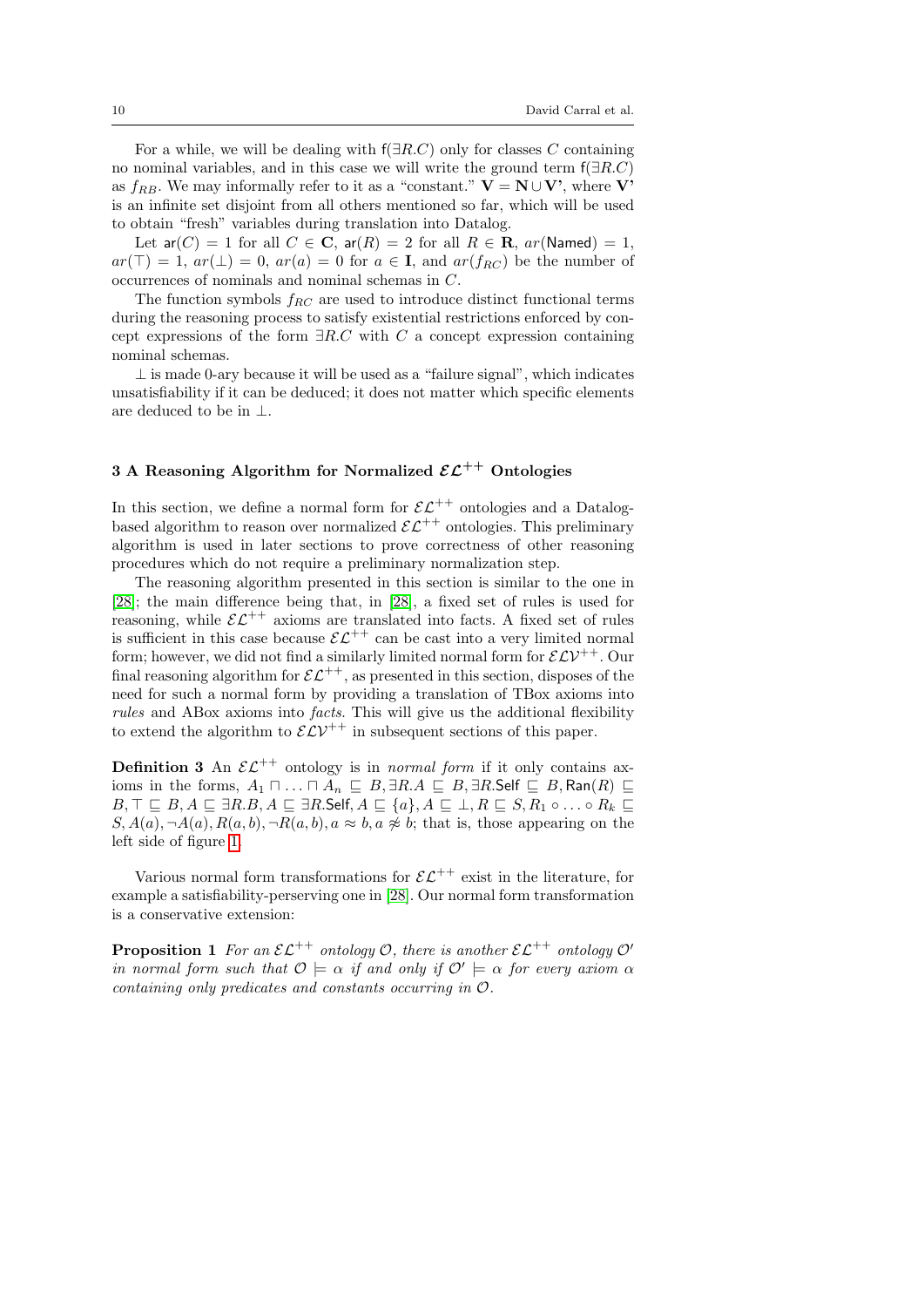For a while, we will be dealing with $\mathsf{f}(\exists R.C)$ only for classes $C$ containing no nominal variables, and in this case we will write the ground term $\mathsf{f}(\exists R.C)$ as $f_{RB}$. We may informally refer to it as a "constant." $\mathbf{V} = \mathbf{N} \cup \mathbf{V'}$, where $\mathbf{V'}$ is an infinite set disjoint from all others mentioned so far, which will be used to obtain "fresh" variables during translation into Datalog.

Let $\mathsf{ar}(C) = 1$ for all $C \in \mathbf{C}$, $\mathsf{ar}(R) = 2$ for all $R \in \mathbf{R}$, $ar(\mathsf{Named}) = 1$, $ar(\top) = 1$, $ar(\bot) = 0$, $ar(a) = 0$ for $a \in \mathbf{I}$, and $ar(f_{RC})$ be the number of occurrences of nominals and nominal schemas in $C$.

The function symbols $f_{RC}$ are used to introduce distinct functional terms during the reasoning process to satisfy existential restrictions enforced by concept expressions of the form $\exists R.C$ with $C$ a concept expression containing nominal schemas.

$\bot$ is made 0-ary because it will be used as a "failure signal", which indicates unsatisfiability if it can be deduced; it does not matter which specific elements are deduced to be in $\bot$.

## 3 A Reasoning Algorithm for Normalized $\mathcal{EL}^{++}$ Ontologies

In this section, we define a normal form for $\mathcal{EL}^{++}$ ontologies and a Datalog-based algorithm to reason over normalized $\mathcal{EL}^{++}$ ontologies. This preliminary algorithm is used in later sections to prove correctness of other reasoning procedures which do not require a preliminary normalization step.

The reasoning algorithm presented in this section is similar to the one in [28]; the main difference being that, in [28], a fixed set of rules is used for reasoning, while $\mathcal{EL}^{++}$ axioms are translated into facts. A fixed set of rules is sufficient in this case because $\mathcal{EL}^{++}$ can be cast into a very limited normal form; however, we did not find a similarly limited normal form for $\mathcal{ELV}^{++}$. Our final reasoning algorithm for $\mathcal{EL}^{++}$, as presented in this section, disposes of the need for such a normal form by providing a translation of TBox axioms into *rules* and ABox axioms into *facts*. This will give us the additional flexibility to extend the algorithm to $\mathcal{ELV}^{++}$ in subsequent sections of this paper.

**Definition 3** An $\mathcal{EL}^{++}$ ontology is in *normal form* if it only contains axioms in the forms, $A_1 \sqcap \ldots \sqcap A_n \sqsubseteq B, \exists R.A \sqsubseteq B, \exists R.\mathsf{Self} \sqsubseteq B, \mathsf{Ran}(R) \sqsubseteq B, \top \sqsubseteq B, A \sqsubseteq \exists R.B, A \sqsubseteq \exists R.\mathsf{Self}, A \sqsubseteq \{a\}, A \sqsubseteq \bot, R \sqsubseteq S, R_1 \circ \ldots \circ R_k \sqsubseteq S, A(a), \neg A(a), R(a,b), \neg R(a,b), a \approx b, a \not\approx b$; that is, those appearing on the left side of figure 1.

Various normal form transformations for $\mathcal{EL}^{++}$ exist in the literature, for example a satisfiability-perserving one in [28]. Our normal form transformation is a conservative extension:

**Proposition 1** *For an $\mathcal{EL}^{++}$ ontology $\mathcal{O}$, there is another $\mathcal{EL}^{++}$ ontology $\mathcal{O}'$ in normal form such that $\mathcal{O} \models \alpha$ if and only if $\mathcal{O}' \models \alpha$ for every axiom $\alpha$ containing only predicates and constants occurring in $\mathcal{O}$.*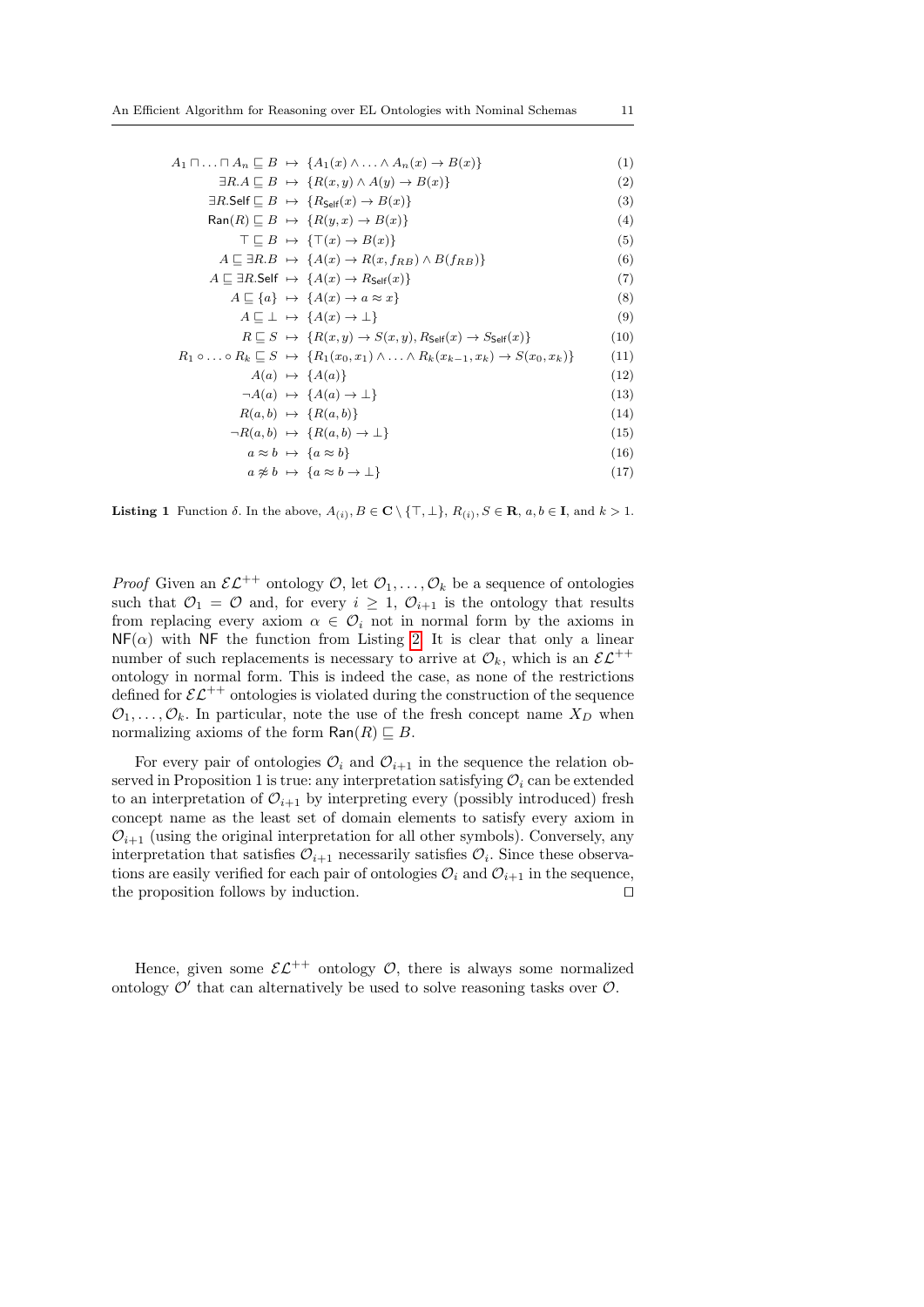$$
\begin{aligned}
A_1 \sqcap \ldots \sqcap A_n \sqsubseteq B &\mapsto \{A_1(x) \wedge \ldots \wedge A_n(x) \to B(x)\} && (1)\\
\exists R.A \sqsubseteq B &\mapsto \{R(x,y) \wedge A(y) \to B(x)\} && (2)\\
\exists R.\mathsf{Self} \sqsubseteq B &\mapsto \{R_{\mathsf{Self}}(x) \to B(x)\} && (3)\\
\mathsf{Ran}(R) \sqsubseteq B &\mapsto \{R(y,x) \to B(x)\} && (4)\\
\top \sqsubseteq B &\mapsto \{\top(x) \to B(x)\} && (5)\\
A \sqsubseteq \exists R.B &\mapsto \{A(x) \to R(x, f_{RB}) \wedge B(f_{RB})\} && (6)\\
A \sqsubseteq \exists R.\mathsf{Self} &\mapsto \{A(x) \to R_{\mathsf{Self}}(x)\} && (7)\\
A \sqsubseteq \{a\} &\mapsto \{A(x) \to a \approx x\} && (8)\\
A \sqsubseteq \bot &\mapsto \{A(x) \to \bot\} && (9)\\
R \sqsubseteq S &\mapsto \{R(x,y) \to S(x,y), R_{\mathsf{Self}}(x) \to S_{\mathsf{Self}}(x)\} && (10)\\
R_1 \circ \ldots \circ R_k \sqsubseteq S &\mapsto \{R_1(x_0,x_1) \wedge \ldots \wedge R_k(x_{k-1},x_k) \to S(x_0,x_k)\} && (11)\\
A(a) &\mapsto \{A(a)\} && (12)\\
\neg A(a) &\mapsto \{A(a) \to \bot\} && (13)\\
R(a,b) &\mapsto \{R(a,b)\} && (14)\\
\neg R(a,b) &\mapsto \{R(a,b) \to \bot\} && (15)\\
a \approx b &\mapsto \{a \approx b\} && (16)\\
a \not\approx b &\mapsto \{a \approx b \to \bot\} && (17)
\end{aligned}
$$

**Listing 1** Function $\delta$. In the above, $A_{(i)}, B \in \mathbf{C} \setminus \{\top, \bot\}$, $R_{(i)}, S \in \mathbf{R}$, $a, b \in \mathbf{I}$, and $k > 1$.

*Proof* Given an $\mathcal{EL}^{++}$ ontology $\mathcal{O}$, let $\mathcal{O}_1, \ldots, \mathcal{O}_k$ be a sequence of ontologies such that $\mathcal{O}_1 = \mathcal{O}$ and, for every $i \geq 1$, $\mathcal{O}_{i+1}$ is the ontology that results from replacing every axiom $\alpha \in \mathcal{O}_i$ not in normal form by the axioms in $\mathsf{NF}(\alpha)$ with $\mathsf{NF}$ the function from Listing 2. It is clear that only a linear number of such replacements is necessary to arrive at $\mathcal{O}_k$, which is an $\mathcal{EL}^{++}$ ontology in normal form. This is indeed the case, as none of the restrictions defined for $\mathcal{EL}^{++}$ ontologies is violated during the construction of the sequence $\mathcal{O}_1, \ldots, \mathcal{O}_k$. In particular, note the use of the fresh concept name $X_D$ when normalizing axioms of the form $\mathsf{Ran}(R) \sqsubseteq B$.

For every pair of ontologies $\mathcal{O}_i$ and $\mathcal{O}_{i+1}$ in the sequence the relation observed in Proposition 1 is true: any interpretation satisfying $\mathcal{O}_i$ can be extended to an interpretation of $\mathcal{O}_{i+1}$ by interpreting every (possibly introduced) fresh concept name as the least set of domain elements to satisfy every axiom in $\mathcal{O}_{i+1}$ (using the original interpretation for all other symbols). Conversely, any interpretation that satisfies $\mathcal{O}_{i+1}$ necessarily satisfies $\mathcal{O}_i$. Since these observations are easily verified for each pair of ontologies $\mathcal{O}_i$ and $\mathcal{O}_{i+1}$ in the sequence, the proposition follows by induction. □

Hence, given some $\mathcal{EL}^{++}$ ontology $\mathcal{O}$, there is always some normalized ontology $\mathcal{O}'$ that can alternatively be used to solve reasoning tasks over $\mathcal{O}$.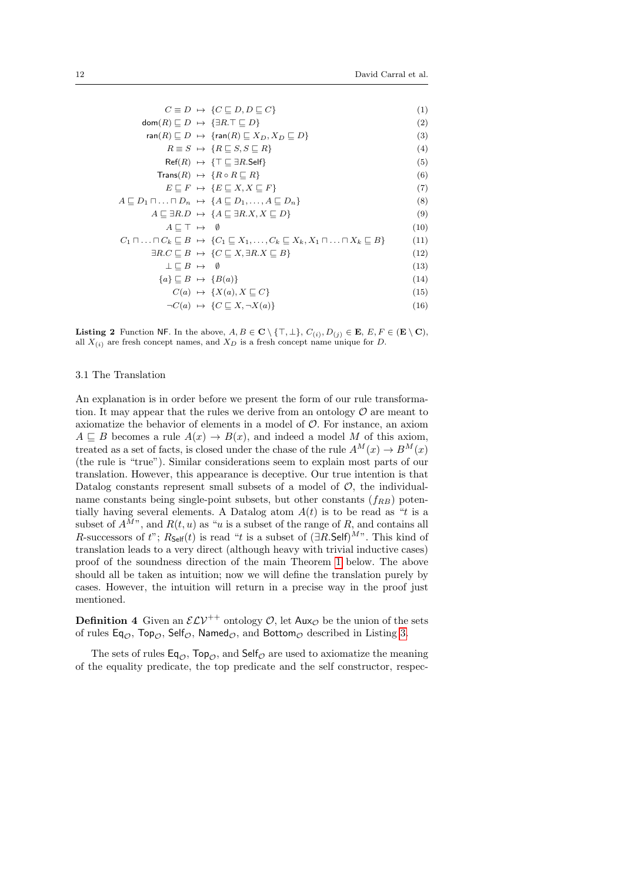$$
\begin{aligned}
C \equiv D &\mapsto \{C \sqsubseteq D, D \sqsubseteq C\} && (1)\\
\mathsf{dom}(R) \sqsubseteq D &\mapsto \{\exists R.\top \sqsubseteq D\} && (2)\\
\mathsf{ran}(R) \sqsubseteq D &\mapsto \{\mathsf{ran}(R) \sqsubseteq X_D, X_D \sqsubseteq D\} && (3)\\
R \equiv S &\mapsto \{R \sqsubseteq S, S \sqsubseteq R\} && (4)\\
\mathsf{Ref}(R) &\mapsto \{\top \sqsubseteq \exists R.\mathsf{Self}\} && (5)\\
\mathsf{Trans}(R) &\mapsto \{R \circ R \sqsubseteq R\} && (6)\\
E \sqsubseteq F &\mapsto \{E \sqsubseteq X, X \sqsubseteq F\} && (7)\\
A \sqsubseteq D_1 \sqcap \ldots \sqcap D_n &\mapsto \{A \sqsubseteq D_1, \ldots, A \sqsubseteq D_n\} && (8)\\
A \sqsubseteq \exists R.D &\mapsto \{A \sqsubseteq \exists R.X, X \sqsubseteq D\} && (9)\\
A \sqsubseteq \top &\mapsto \emptyset && (10)\\
C_1 \sqcap \ldots \sqcap C_k \sqsubseteq B &\mapsto \{C_1 \sqsubseteq X_1, \ldots, C_k \sqsubseteq X_k, X_1 \sqcap \ldots \sqcap X_k \sqsubseteq B\} && (11)\\
\exists R.C \sqsubseteq B &\mapsto \{C \sqsubseteq X, \exists R.X \sqsubseteq B\} && (12)\\
\bot \sqsubseteq B &\mapsto \emptyset && (13)\\
\{a\} \sqsubseteq B &\mapsto \{B(a)\} && (14)\\
C(a) &\mapsto \{X(a), X \sqsubseteq C\} && (15)\\
\neg C(a) &\mapsto \{C \sqsubseteq X, \neg X(a)\} && (16)
\end{aligned}
$$

**Listing 2** Function $\mathsf{NF}$. In the above, $A, B \in \mathbf{C} \setminus \{\top, \bot\}$, $C_{(i)}, D_{(j)} \in \mathbf{E}$, $E, F \in (\mathbf{E} \setminus \mathbf{C})$, all $X_{(i)}$ are fresh concept names, and $X_D$ is a fresh concept name unique for $D$.

### 3.1 The Translation

An explanation is in order before we present the form of our rule transformation. It may appear that the rules we derive from an ontology $\mathcal{O}$ are meant to axiomatize the behavior of elements in a model of $\mathcal{O}$. For instance, an axiom $A \sqsubseteq B$ becomes a rule $A(x) \to B(x)$, and indeed a model $M$ of this axiom, treated as a set of facts, is closed under the chase of the rule $A^M(x) \to B^M(x)$ (the rule is "true"). Similar considerations seem to explain most parts of our translation. However, this appearance is deceptive. Our true intention is that Datalog constants represent small subsets of a model of $\mathcal{O}$, the individual-name constants being single-point subsets, but other constants ($f_{RB}$) potentially having several elements. A Datalog atom $A(t)$ is to be read as "$t$ is a subset of $A^M$", and $R(t, u)$ as "$u$ is a subset of the range of $R$, and contains all $R$-successors of $t$"; $R_{\mathsf{Self}}(t)$ is read "$t$ is a subset of $(\exists R.\mathsf{Self})^M$". This kind of translation leads to a very direct (although heavy with trivial inductive cases) proof of the soundness direction of the main Theorem 1 below. The above should all be taken as intuition; now we will define the translation purely by cases. However, the intuition will return in a precise way in the proof just mentioned.

**Definition 4** Given an $\mathcal{ELV}^{++}$ ontology $\mathcal{O}$, let $\mathsf{Aux}_{\mathcal{O}}$ be the union of the sets of rules $\mathsf{Eq}_{\mathcal{O}}$, $\mathsf{Top}_{\mathcal{O}}$, $\mathsf{Self}_{\mathcal{O}}$, $\mathsf{Named}_{\mathcal{O}}$, and $\mathsf{Bottom}_{\mathcal{O}}$ described in Listing 3.

The sets of rules $\mathsf{Eq}_{\mathcal{O}}$, $\mathsf{Top}_{\mathcal{O}}$, and $\mathsf{Self}_{\mathcal{O}}$ are used to axiomatize the meaning of the equality predicate, the top predicate and the self constructor, respec-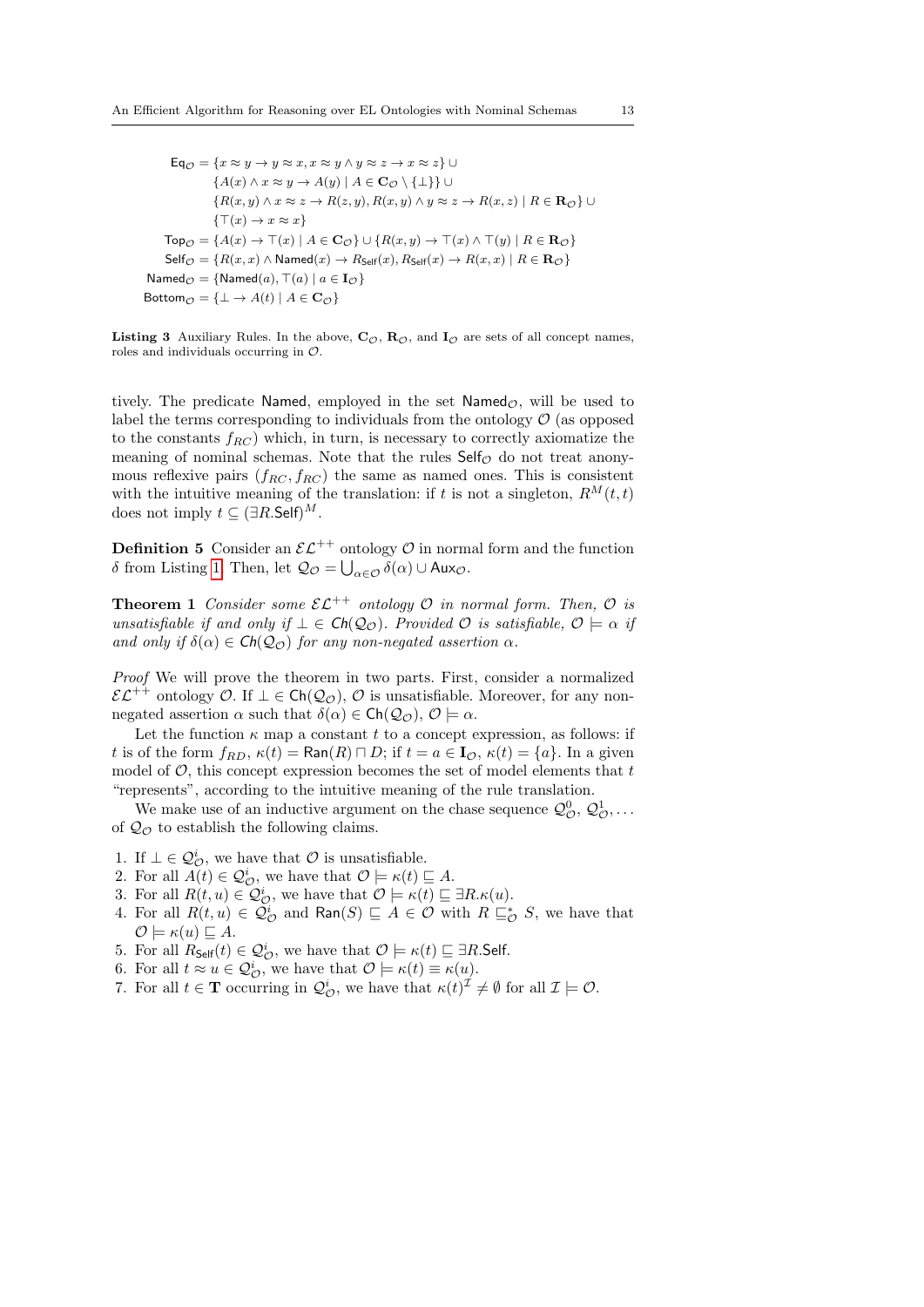$$
\begin{aligned}
\mathsf{Eq}_\mathcal{O} &= \{x \approx y \rightarrow y \approx x, x \approx y \wedge y \approx z \rightarrow x \approx z\} \cup \\
&\quad \{A(x) \wedge x \approx y \rightarrow A(y) \mid A \in \mathbf{C}_\mathcal{O} \setminus \{\bot\}\} \cup \\
&\quad \{R(x,y) \wedge x \approx z \rightarrow R(z,y), R(x,y) \wedge y \approx z \rightarrow R(x,z) \mid R \in \mathbf{R}_\mathcal{O}\} \cup \\
&\quad \{\top(x) \rightarrow x \approx x\} \\
\mathsf{Top}_\mathcal{O} &= \{A(x) \rightarrow \top(x) \mid A \in \mathbf{C}_\mathcal{O}\} \cup \{R(x,y) \rightarrow \top(x) \wedge \top(y) \mid R \in \mathbf{R}_\mathcal{O}\} \\
\mathsf{Self}_\mathcal{O} &= \{R(x,x) \wedge \mathsf{Named}(x) \rightarrow R_\mathsf{Self}(x), R_\mathsf{Self}(x) \rightarrow R(x,x) \mid R \in \mathbf{R}_\mathcal{O}\} \\
\mathsf{Named}_\mathcal{O} &= \{\mathsf{Named}(a), \top(a) \mid a \in \mathbf{I}_\mathcal{O}\} \\
\mathsf{Bottom}_\mathcal{O} &= \{\bot \rightarrow A(t) \mid A \in \mathbf{C}_\mathcal{O}\}
\end{aligned}
$$

**Listing 3** Auxiliary Rules. In the above, $\mathbf{C}_\mathcal{O}$, $\mathbf{R}_\mathcal{O}$, and $\mathbf{I}_\mathcal{O}$ are sets of all concept names, roles and individuals occurring in $\mathcal{O}$.

tively. The predicate Named, employed in the set $\mathsf{Named}_\mathcal{O}$, will be used to label the terms corresponding to individuals from the ontology $\mathcal{O}$ (as opposed to the constants $f_{RC}$) which, in turn, is necessary to correctly axiomatize the meaning of nominal schemas. Note that the rules $\mathsf{Self}_\mathcal{O}$ do not treat anonymous reflexive pairs $(f_{RC}, f_{RC})$ the same as named ones. This is consistent with the intuitive meaning of the translation: if $t$ is not a singleton, $R^M(t,t)$ does not imply $t \subseteq (\exists R.\mathsf{Self})^M$.

**Definition 5** Consider an $\mathcal{EL}^{++}$ ontology $\mathcal{O}$ in normal form and the function $\delta$ from Listing 1. Then, let $\mathcal{Q}_\mathcal{O} = \bigcup_{\alpha \in \mathcal{O}} \delta(\alpha) \cup \mathsf{Aux}_\mathcal{O}$.

**Theorem 1** *Consider some $\mathcal{EL}^{++}$ ontology $\mathcal{O}$ in normal form. Then, $\mathcal{O}$ is unsatisfiable if and only if $\bot \in \mathsf{Ch}(\mathcal{Q}_\mathcal{O})$. Provided $\mathcal{O}$ is satisfiable, $\mathcal{O} \models \alpha$ if and only if $\delta(\alpha) \in \mathsf{Ch}(\mathcal{Q}_\mathcal{O})$ for any non-negated assertion $\alpha$.*

*Proof* We will prove the theorem in two parts. First, consider a normalized $\mathcal{EL}^{++}$ ontology $\mathcal{O}$. If $\bot \in \mathsf{Ch}(\mathcal{Q}_\mathcal{O})$, $\mathcal{O}$ is unsatisfiable. Moreover, for any non-negated assertion $\alpha$ such that $\delta(\alpha) \in \mathsf{Ch}(\mathcal{Q}_\mathcal{O})$, $\mathcal{O} \models \alpha$.

Let the function $\kappa$ map a constant $t$ to a concept expression, as follows: if $t$ is of the form $f_{RD}$, $\kappa(t) = \mathsf{Ran}(R) \sqcap D$; if $t = a \in \mathbf{I}_\mathcal{O}$, $\kappa(t) = \{a\}$. In a given model of $\mathcal{O}$, this concept expression becomes the set of model elements that $t$ "represents", according to the intuitive meaning of the rule translation.

We make use of an inductive argument on the chase sequence $\mathcal{Q}_\mathcal{O}^0$, $\mathcal{Q}_\mathcal{O}^1, \ldots$ of $\mathcal{Q}_\mathcal{O}$ to establish the following claims.

1. If $\bot \in \mathcal{Q}_\mathcal{O}^i$, we have that $\mathcal{O}$ is unsatisfiable.
2. For all $A(t) \in \mathcal{Q}_\mathcal{O}^i$, we have that $\mathcal{O} \models \kappa(t) \sqsubseteq A$.
3. For all $R(t,u) \in \mathcal{Q}_\mathcal{O}^i$, we have that $\mathcal{O} \models \kappa(t) \sqsubseteq \exists R.\kappa(u)$.
4. For all $R(t,u) \in \mathcal{Q}_\mathcal{O}^i$ and $\mathsf{Ran}(S) \sqsubseteq A \in \mathcal{O}$ with $R \sqsubseteq_\mathcal{O}^* S$, we have that $\mathcal{O} \models \kappa(u) \sqsubseteq A$.
5. For all $R_\mathsf{Self}(t) \in \mathcal{Q}_\mathcal{O}^i$, we have that $\mathcal{O} \models \kappa(t) \sqsubseteq \exists R.\mathsf{Self}$.
6. For all $t \approx u \in \mathcal{Q}_\mathcal{O}^i$, we have that $\mathcal{O} \models \kappa(t) \equiv \kappa(u)$.
7. For all $t \in \mathbf{T}$ occurring in $\mathcal{Q}_\mathcal{O}^i$, we have that $\kappa(t)^\mathcal{I} \neq \emptyset$ for all $\mathcal{I} \models \mathcal{O}$.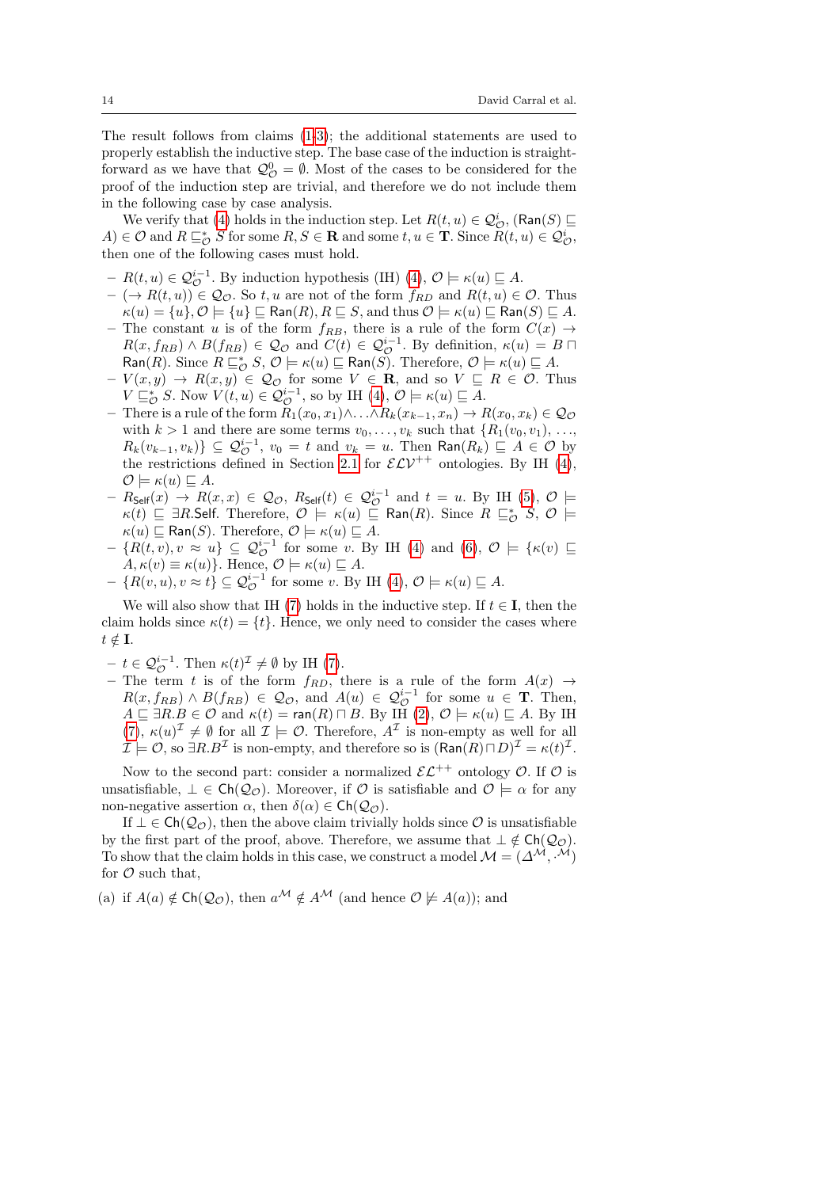The result follows from claims (1-3); the additional statements are used to properly establish the inductive step. The base case of the induction is straightforward as we have that $\mathcal{Q}^0_\mathcal{O} = \emptyset$. Most of the cases to be considered for the proof of the induction step are trivial, and therefore we do not include them in the following case by case analysis.

We verify that (4) holds in the induction step. Let $R(t, u) \in \mathcal{Q}^i_\mathcal{O}$, $(\mathsf{Ran}(S) \sqsubseteq A) \in \mathcal{O}$ and $R \sqsubseteq^*_\mathcal{O} S$ for some $R, S \in \mathbf{R}$ and some $t, u \in \mathbf{T}$. Since $R(t, u) \in \mathcal{Q}^i_\mathcal{O}$, then one of the following cases must hold.

- $R(t, u) \in \mathcal{Q}^{i-1}_\mathcal{O}$. By induction hypothesis (IH) (4), $\mathcal{O} \models \kappa(u) \sqsubseteq A$.
- $(\rightarrow R(t, u)) \in \mathcal{Q}_\mathcal{O}$. So $t, u$ are not of the form $f_{RD}$ and $R(t, u) \in \mathcal{O}$. Thus $\kappa(u) = \{u\}, \mathcal{O} \models \{u\} \sqsubseteq \mathsf{Ran}(R), R \sqsubseteq S$, and thus $\mathcal{O} \models \kappa(u) \sqsubseteq \mathsf{Ran}(S) \sqsubseteq A$.
- The constant $u$ is of the form $f_{RB}$, there is a rule of the form $C(x) \rightarrow R(x, f_{RB}) \wedge B(f_{RB}) \in \mathcal{Q}_\mathcal{O}$ and $C(t) \in \mathcal{Q}^{i-1}_\mathcal{O}$. By definition, $\kappa(u) = B \sqcap \mathsf{Ran}(R)$. Since $R \sqsubseteq^*_\mathcal{O} S$, $\mathcal{O} \models \kappa(u) \sqsubseteq \mathsf{Ran}(S)$. Therefore, $\mathcal{O} \models \kappa(u) \sqsubseteq A$.
- $V(x, y) \rightarrow R(x, y) \in \mathcal{Q}_\mathcal{O}$ for some $V \in \mathbf{R}$, and so $V \sqsubseteq R \in \mathcal{O}$. Thus $V \sqsubseteq^*_\mathcal{O} S$. Now $V(t, u) \in \mathcal{Q}^{i-1}_\mathcal{O}$, so by IH (4), $\mathcal{O} \models \kappa(u) \sqsubseteq A$.
- There is a rule of the form $R_1(x_0, x_1) \wedge \ldots \wedge R_k(x_{k-1}, x_n) \rightarrow R(x_0, x_k) \in \mathcal{Q}_\mathcal{O}$ with $k > 1$ and there are some terms $v_0, \ldots, v_k$ such that $\{R_1(v_0, v_1), \ldots, R_k(v_{k-1}, v_k)\} \subseteq \mathcal{Q}^{i-1}_\mathcal{O}$, $v_0 = t$ and $v_k = u$. Then $\mathsf{Ran}(R_k) \sqsubseteq A \in \mathcal{O}$ by the restrictions defined in Section 2.1 for $\mathcal{ELV}^{++}$ ontologies. By IH (4), $\mathcal{O} \models \kappa(u) \sqsubseteq A$.
- $R_{\mathsf{Self}}(x) \rightarrow R(x, x) \in \mathcal{Q}_\mathcal{O}$, $R_{\mathsf{Self}}(t) \in \mathcal{Q}^{i-1}_\mathcal{O}$ and $t = u$. By IH (5), $\mathcal{O} \models \kappa(t) \sqsubseteq \exists R.\mathsf{Self}$. Therefore, $\mathcal{O} \models \kappa(u) \sqsubseteq \mathsf{Ran}(R)$. Since $R \sqsubseteq^*_\mathcal{O} S$, $\mathcal{O} \models \kappa(u) \sqsubseteq \mathsf{Ran}(S)$. Therefore, $\mathcal{O} \models \kappa(u) \sqsubseteq A$.
- $\{R(t, v), v \approx u\} \subseteq \mathcal{Q}^{i-1}_\mathcal{O}$ for some $v$. By IH (4) and (6), $\mathcal{O} \models \{\kappa(v) \sqsubseteq A, \kappa(v) \equiv \kappa(u)\}$. Hence, $\mathcal{O} \models \kappa(u) \sqsubseteq A$.
- $\{R(v, u), v \approx t\} \subseteq \mathcal{Q}^{i-1}_\mathcal{O}$ for some $v$. By IH (4), $\mathcal{O} \models \kappa(u) \sqsubseteq A$.

We will also show that IH (7) holds in the inductive step. If $t \in \mathbf{I}$, then the claim holds since $\kappa(t) = \{t\}$. Hence, we only need to consider the cases where $t \notin \mathbf{I}$.

- $t \in \mathcal{Q}^{i-1}_\mathcal{O}$. Then $\kappa(t)^\mathcal{I} \neq \emptyset$ by IH (7).
- The term $t$ is of the form $f_{RD}$, there is a rule of the form $A(x) \rightarrow R(x, f_{RB}) \wedge B(f_{RB}) \in \mathcal{Q}_\mathcal{O}$, and $A(u) \in \mathcal{Q}^{i-1}_\mathcal{O}$ for some $u \in \mathbf{T}$. Then, $A \sqsubseteq \exists R.B \in \mathcal{O}$ and $\kappa(t) = \mathsf{ran}(R) \sqcap B$. By IH (2), $\mathcal{O} \models \kappa(u) \sqsubseteq A$. By IH (7), $\kappa(u)^\mathcal{I} \neq \emptyset$ for all $\mathcal{I} \models \mathcal{O}$. Therefore, $A^\mathcal{I}$ is non-empty as well for all $\mathcal{I} \models \mathcal{O}$, so $\exists R.B^\mathcal{I}$ is non-empty, and therefore so is $(\mathsf{Ran}(R) \sqcap D)^\mathcal{I} = \kappa(t)^\mathcal{I}$.

Now to the second part: consider a normalized $\mathcal{EL}^{++}$ ontology $\mathcal{O}$. If $\mathcal{O}$ is unsatisfiable, $\bot \in \mathsf{Ch}(\mathcal{Q}_\mathcal{O})$. Moreover, if $\mathcal{O}$ is satisfiable and $\mathcal{O} \models \alpha$ for any non-negative assertion $\alpha$, then $\delta(\alpha) \in \mathsf{Ch}(\mathcal{Q}_\mathcal{O})$.

If $\bot \in \mathsf{Ch}(\mathcal{Q}_\mathcal{O})$, then the above claim trivially holds since $\mathcal{O}$ is unsatisfiable by the first part of the proof, above. Therefore, we assume that $\bot \notin \mathsf{Ch}(\mathcal{Q}_\mathcal{O})$. To show that the claim holds in this case, we construct a model $\mathcal{M} = (\Delta^\mathcal{M}, \cdot^\mathcal{M})$ for $\mathcal{O}$ such that,

(a) if $A(a) \notin \mathsf{Ch}(\mathcal{Q}_\mathcal{O})$, then $a^\mathcal{M} \notin A^\mathcal{M}$ (and hence $\mathcal{O} \not\models A(a)$); and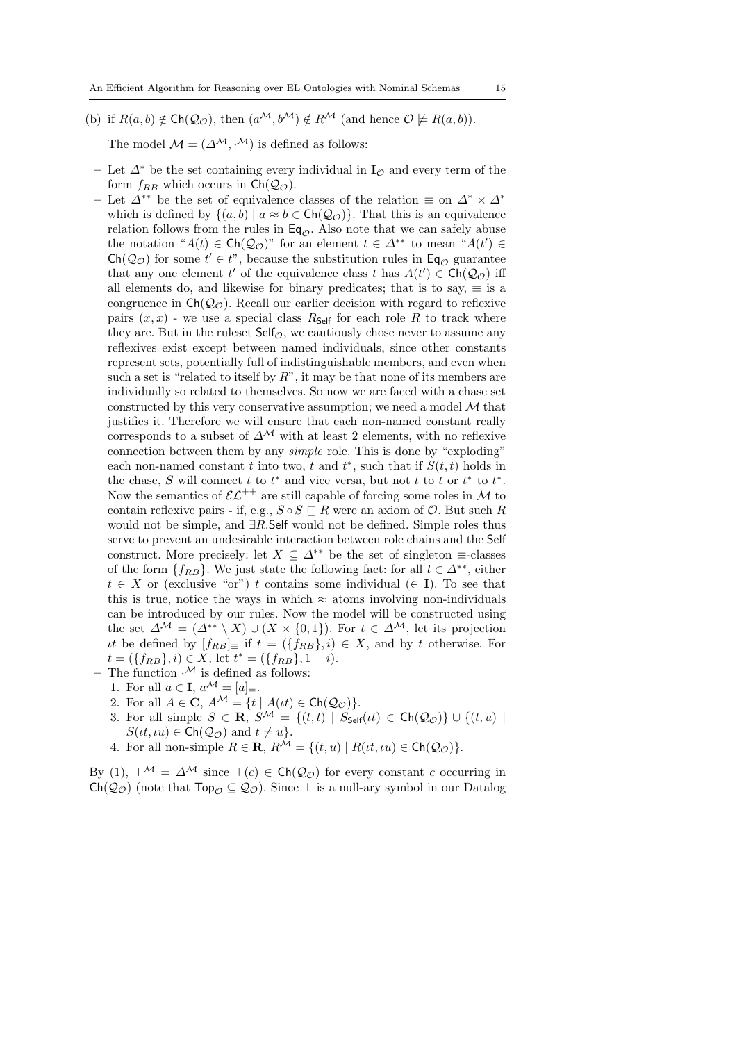(b) if $R(a,b) \notin \mathsf{Ch}(\mathcal{Q}_{\mathcal{O}})$, then $(a^{\mathcal{M}}, b^{\mathcal{M}}) \notin R^{\mathcal{M}}$ (and hence $\mathcal{O} \not\models R(a,b)$).

The model $\mathcal{M} = (\Delta^{\mathcal{M}}, \cdot^{\mathcal{M}})$ is defined as follows:

- Let $\Delta^*$ be the set containing every individual in $\mathbf{I}_{\mathcal{O}}$ and every term of the form $f_{RB}$ which occurs in $\mathsf{Ch}(\mathcal{Q}_{\mathcal{O}})$.
- Let $\Delta^{**}$ be the set of equivalence classes of the relation $\equiv$ on $\Delta^* \times \Delta^*$ which is defined by $\{(a,b) \mid a \approx b \in \mathsf{Ch}(\mathcal{Q}_{\mathcal{O}})\}$. That this is an equivalence relation follows from the rules in $\mathsf{Eq}_{\mathcal{O}}$. Also note that we can safely abuse the notation "$A(t) \in \mathsf{Ch}(\mathcal{Q}_{\mathcal{O}})$" for an element $t \in \Delta^{**}$ to mean "$A(t') \in \mathsf{Ch}(\mathcal{Q}_{\mathcal{O}})$ for some $t' \in t$", because the substitution rules in $\mathsf{Eq}_{\mathcal{O}}$ guarantee that any one element $t'$ of the equivalence class $t$ has $A(t') \in \mathsf{Ch}(\mathcal{Q}_{\mathcal{O}})$ iff all elements do, and likewise for binary predicates; that is to say, $\equiv$ is a congruence in $\mathsf{Ch}(\mathcal{Q}_{\mathcal{O}})$. Recall our earlier decision with regard to reflexive pairs $(x,x)$ - we use a special class $R_{\mathsf{Self}}$ for each role $R$ to track where they are. But in the ruleset $\mathsf{Self}_{\mathcal{O}}$, we cautiously chose never to assume any reflexives exist except between named individuals, since other constants represent sets, potentially full of indistinguishable members, and even when such a set is "related to itself by $R$", it may be that none of its members are individually so related to themselves. So now we are faced with a chase set constructed by this very conservative assumption; we need a model $\mathcal{M}$ that justifies it. Therefore we will ensure that each non-named constant really corresponds to a subset of $\Delta^{\mathcal{M}}$ with at least 2 elements, with no reflexive connection between them by any *simple* role. This is done by "exploding" each non-named constant $t$ into two, $t$ and $t^*$, such that if $S(t,t)$ holds in the chase, $S$ will connect $t$ to $t^*$ and vice versa, but not $t$ to $t$ or $t^*$ to $t^*$. Now the semantics of $\mathcal{EL}^{++}$ are still capable of forcing some roles in $\mathcal{M}$ to contain reflexive pairs - if, e.g., $S \circ S \sqsubseteq R$ were an axiom of $\mathcal{O}$. But such $R$ would not be simple, and $\exists R.\mathsf{Self}$ would not be defined. Simple roles thus serve to prevent an undesirable interaction between role chains and the $\mathsf{Self}$ construct. More precisely: let $X \subseteq \Delta^{**}$ be the set of singleton $\equiv$-classes of the form $\{f_{RB}\}$. We just state the following fact: for all $t \in \Delta^{**}$, either $t \in X$ or (exclusive "or") $t$ contains some individual ($\in \mathbf{I}$). To see that this is true, notice the ways in which $\approx$ atoms involving non-individuals can be introduced by our rules. Now the model will be constructed using the set $\Delta^{\mathcal{M}} = (\Delta^{**} \setminus X) \cup (X \times \{0,1\})$. For $t \in \Delta^{\mathcal{M}}$, let its projection $\iota t$ be defined by $[f_{RB}]_{\equiv}$ if $t = (\{f_{RB}\}, i) \in X$, and by $t$ otherwise. For $t = (\{f_{RB}\}, i) \in X$, let $t^* = (\{f_{RB}\}, 1-i)$.
- The function $\cdot^{\mathcal{M}}$ is defined as follows:
  1. For all $a \in \mathbf{I}$, $a^{\mathcal{M}} = [a]_{\equiv}$.
  2. For all $A \in \mathbf{C}$, $A^{\mathcal{M}} = \{t \mid A(\iota t) \in \mathsf{Ch}(\mathcal{Q}_{\mathcal{O}})\}$.
  3. For all simple $S \in \mathbf{R}$, $S^{\mathcal{M}} = \{(t,t) \mid S_{\mathsf{Self}}(\iota t) \in \mathsf{Ch}(\mathcal{Q}_{\mathcal{O}})\} \cup \{(t,u) \mid S(\iota t, \iota u) \in \mathsf{Ch}(\mathcal{Q}_{\mathcal{O}}) \text{ and } t \neq u\}$.
  4. For all non-simple $R \in \mathbf{R}$, $R^{\mathcal{M}} = \{(t,u) \mid R(\iota t, \iota u) \in \mathsf{Ch}(\mathcal{Q}_{\mathcal{O}})\}$.

By (1), $\top^{\mathcal{M}} = \Delta^{\mathcal{M}}$ since $\top(c) \in \mathsf{Ch}(\mathcal{Q}_{\mathcal{O}})$ for every constant $c$ occurring in $\mathsf{Ch}(\mathcal{Q}_{\mathcal{O}})$ (note that $\mathsf{Top}_{\mathcal{O}} \subseteq \mathcal{Q}_{\mathcal{O}}$). Since $\bot$ is a null-ary symbol in our Datalog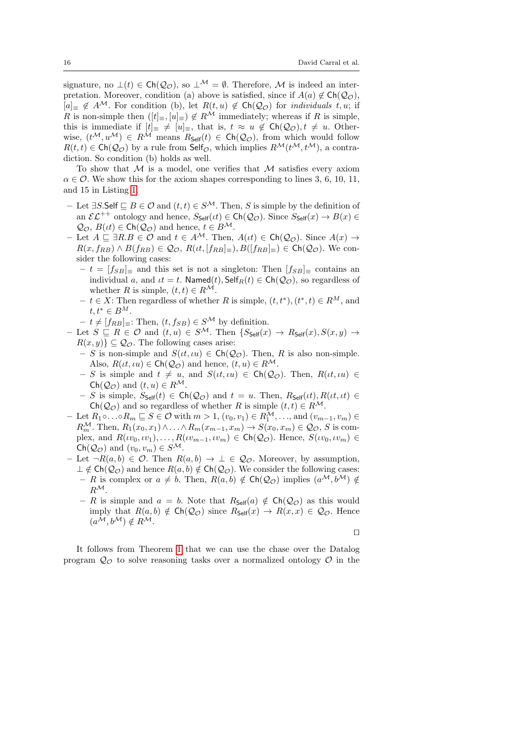signature, no $\bot(t) \in \mathsf{Ch}(\mathcal{Q_O})$, so $\bot^{\mathcal{M}} = \emptyset$. Therefore, $\mathcal{M}$ is indeed an interpretation. Moreover, condition (a) above is satisfied, since if $A(a) \notin \mathsf{Ch}(\mathcal{Q_O})$, $[a]_\equiv \notin A^{\mathcal{M}}$. For condition (b), let $R(t,u) \notin \mathsf{Ch}(\mathcal{Q_O})$ for *individuals* $t, u$; if $R$ is non-simple then $([t]_\equiv, [u]_\equiv) \notin R^{\mathcal{M}}$ immediately; whereas if $R$ is simple, this is immediate if $[t]_\equiv \neq [u]_\equiv$, that is, $t \approx u \notin \mathsf{Ch}(\mathcal{Q_O}), t \neq u$. Otherwise, $(t^{\mathcal{M}}, u^{\mathcal{M}}) \in R^{\mathcal{M}}$ means $R_{\mathsf{Self}}(t) \in \mathsf{Ch}(\mathcal{Q_O})$, from which would follow $R(t,t) \in \mathsf{Ch}(\mathcal{Q_O})$ by a rule from $\mathsf{Self}_{\mathcal{O}}$, which implies $R^{\mathcal{M}}(t^{\mathcal{M}}, t^{\mathcal{M}})$, a contradiction. So condition (b) holds as well.

To show that $\mathcal{M}$ is a model, one verifies that $\mathcal{M}$ satisfies every axiom $\alpha \in \mathcal{O}$. We show this for the axiom shapes corresponding to lines 3, 6, 10, 11, and 15 in Listing 1.

- Let $\exists S.\mathsf{Self} \sqsubseteq B \in \mathcal{O}$ and $(t,t) \in S^{\mathcal{M}}$. Then, $S$ is simple by the definition of an $\mathcal{EL}^{++}$ ontology and hence, $S_{\mathsf{Self}}(\iota t) \in \mathsf{Ch}(\mathcal{Q_O})$. Since $S_{\mathsf{Self}}(x) \to B(x) \in \mathcal{Q_O}$, $B(\iota t) \in \mathsf{Ch}(\mathcal{Q_O})$ and hence, $t \in B^{\mathcal{M}}$.
- Let $A \sqsubseteq \exists R.B \in \mathcal{O}$ and $t \in A^{\mathcal{M}}$. Then, $A(\iota t) \in \mathsf{Ch}(\mathcal{Q_O})$. Since $A(x) \to R(x, f_{RB}) \wedge B(f_{RB}) \in \mathcal{Q_O}$, $R(\iota t, [f_{RB}]_\equiv), B([f_{RB}]_\equiv) \in \mathsf{Ch}(\mathcal{Q_O})$. We consider the following cases:
  - $t = [f_{SB}]_\equiv$ and this set is not a singleton: Then $[f_{SB}]_\equiv$ contains an individual $a$, and $\iota t = t$. $\mathsf{Named}(t), \mathsf{Self}_R(t) \in \mathsf{Ch}(\mathcal{Q_O})$, so regardless of whether $R$ is simple, $(t,t) \in R^{\mathcal{M}}$.
  - $t \in X$: Then regardless of whether $R$ is simple, $(t, t^*), (t^*, t) \in R^M$, and $t, t^* \in B^M$.
  - $t \neq [f_{RB}]_\equiv$: Then, $(t, f_{SB}) \in S^{\mathcal{M}}$ by definition.
- Let $S \sqsubseteq R \in \mathcal{O}$ and $(t,u) \in S^{\mathcal{M}}$. Then $\{S_{\mathsf{Self}}(x) \to R_{\mathsf{Self}}(x), S(x,y) \to R(x,y)\} \subseteq \mathcal{Q_O}$. The following cases arise:
  - $S$ is non-simple and $S(\iota t, \iota u) \in \mathsf{Ch}(\mathcal{Q_O})$. Then, $R$ is also non-simple. Also, $R(\iota t, \iota u) \in \mathsf{Ch}(\mathcal{Q_O})$ and hence, $(t,u) \in R^{\mathcal{M}}$.
  - $S$ is simple and $t \neq u$, and $S(\iota t, \iota u) \in \mathsf{Ch}(\mathcal{Q_O})$. Then, $R(\iota t, \iota u) \in \mathsf{Ch}(\mathcal{Q_O})$ and $(t,u) \in R^{\mathcal{M}}$.
  - $S$ is simple, $S_{\mathsf{Self}}(t) \in \mathsf{Ch}(\mathcal{Q_O})$ and $t = u$. Then, $R_{\mathsf{Self}}(\iota t), R(\iota t, \iota t) \in \mathsf{Ch}(\mathcal{Q_O})$ and so regardless of whether $R$ is simple $(t,t) \in R^{\mathcal{M}}$.
- Let $R_1 \circ \ldots \circ R_m \sqsubseteq S \in \mathcal{O}$ with $m > 1$, $(v_0, v_1) \in R_1^{\mathcal{M}}, \ldots,$ and $(v_{m-1}, v_m) \in R_m^{\mathcal{M}}$. Then, $R_1(x_0, x_1) \wedge \ldots \wedge R_m(x_{m-1}, x_m) \to S(x_0, x_m) \in \mathcal{Q_O}$, $S$ is complex, and $R(\iota v_0, \iota v_1), \ldots, R(\iota v_{m-1}, \iota v_m) \in \mathsf{Ch}(\mathcal{Q_O})$. Hence, $S(\iota v_0, \iota v_m) \in \mathsf{Ch}(\mathcal{Q_O})$ and $(v_0, v_m) \in S^{\mathcal{M}}$.
- Let $\neg R(a,b) \in \mathcal{O}$. Then $R(a,b) \to \bot \in \mathcal{Q_O}$. Moreover, by assumption, $\bot \notin \mathsf{Ch}(\mathcal{Q_O})$ and hence $R(a,b) \notin \mathsf{Ch}(\mathcal{Q_O})$. We consider the following cases:
  - $R$ is complex or $a \neq b$. Then, $R(a,b) \notin \mathsf{Ch}(\mathcal{Q_O})$ implies $(a^{\mathcal{M}}, b^{\mathcal{M}}) \notin R^{\mathcal{M}}$.
  - $R$ is simple and $a = b$. Note that $R_{\mathsf{Self}}(a) \notin \mathsf{Ch}(\mathcal{Q_O})$ as this would imply that $R(a,b) \notin \mathsf{Ch}(\mathcal{Q_O})$ since $R_{\mathsf{Self}}(x) \to R(x,x) \in \mathcal{Q_O}$. Hence $(a^{\mathcal{M}}, b^{\mathcal{M}}) \notin R^{\mathcal{M}}$.

□

It follows from Theorem 1 that we can use the chase over the Datalog program $\mathcal{Q_O}$ to solve reasoning tasks over a normalized ontology $\mathcal{O}$ in the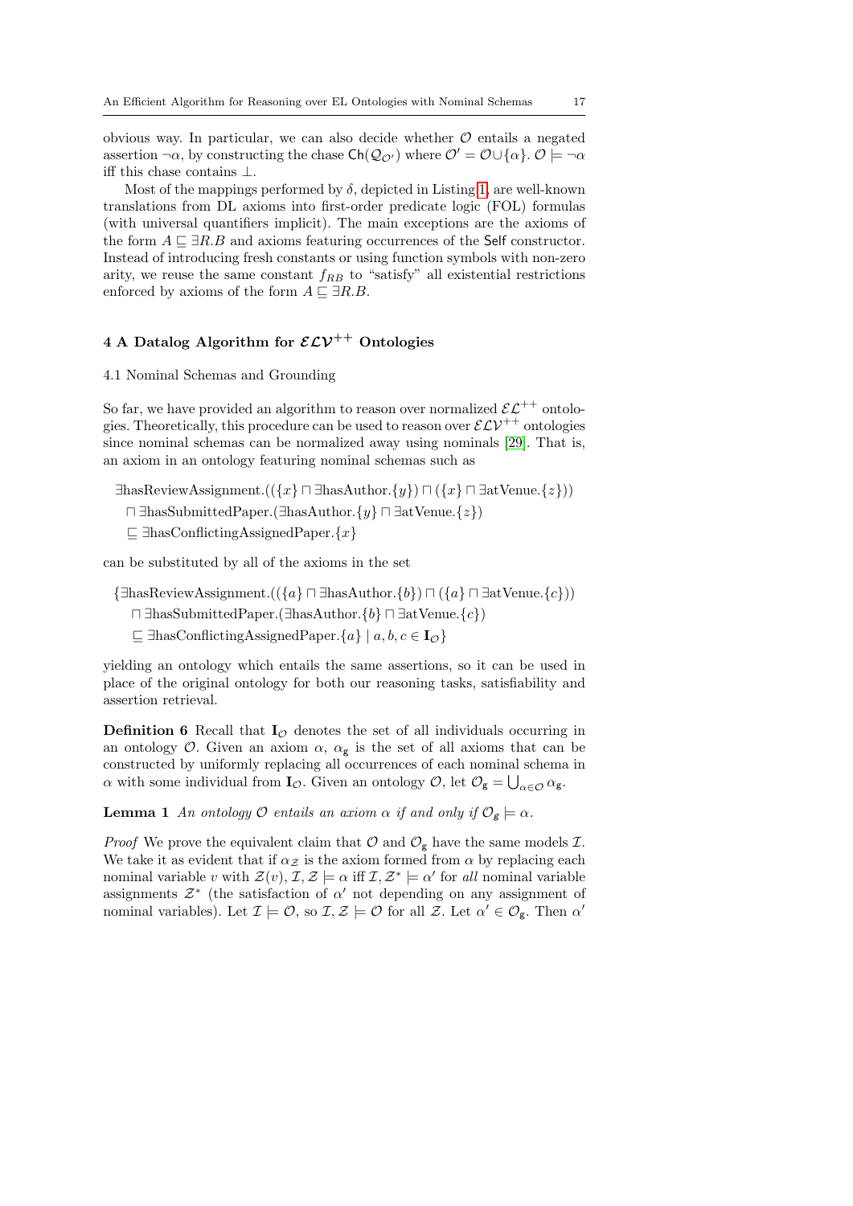obvious way. In particular, we can also decide whether $\mathcal{O}$ entails a negated assertion $\neg\alpha$, by constructing the chase $\mathsf{Ch}(\mathcal{Q}_{\mathcal{O}'})$ where $\mathcal{O}' = \mathcal{O} \cup \{\alpha\}$. $\mathcal{O} \models \neg\alpha$ iff this chase contains $\bot$.

Most of the mappings performed by $\delta$, depicted in Listing 1, are well-known translations from DL axioms into first-order predicate logic (FOL) formulas (with universal quantifiers implicit). The main exceptions are the axioms of the form $A \sqsubseteq \exists R.B$ and axioms featuring occurrences of the $\mathsf{Self}$ constructor. Instead of introducing fresh constants or using function symbols with non-zero arity, we reuse the same constant $f_{RB}$ to "satisfy" all existential restrictions enforced by axioms of the form $A \sqsubseteq \exists R.B$.

## 4 A Datalog Algorithm for $\mathcal{ELV}^{++}$ Ontologies

### 4.1 Nominal Schemas and Grounding

So far, we have provided an algorithm to reason over normalized $\mathcal{EL}^{++}$ ontologies. Theoretically, this procedure can be used to reason over $\mathcal{ELV}^{++}$ ontologies since nominal schemas can be normalized away using nominals [29]. That is, an axiom in an ontology featuring nominal schemas such as

$$
\begin{aligned}
&\exists \text{hasReviewAssignment}.((\{x\} \sqcap \exists \text{hasAuthor}.\{y\}) \sqcap (\{x\} \sqcap \exists \text{atVenue}.\{z\}))\\
&\sqcap \exists \text{hasSubmittedPaper}.(\exists \text{hasAuthor}.\{y\} \sqcap \exists \text{atVenue}.\{z\})\\
&\sqsubseteq \exists \text{hasConflictingAssignedPaper}.\{x\}
\end{aligned}
$$

can be substituted by all of the axioms in the set

$$
\begin{aligned}
\{&\exists \text{hasReviewAssignment}.((\{a\} \sqcap \exists \text{hasAuthor}.\{b\}) \sqcap (\{a\} \sqcap \exists \text{atVenue}.\{c\}))\\
&\sqcap \exists \text{hasSubmittedPaper}.(\exists \text{hasAuthor}.\{b\} \sqcap \exists \text{atVenue}.\{c\})\\
&\sqsubseteq \exists \text{hasConflictingAssignedPaper}.\{a\} \mid a, b, c \in \mathbf{I}_{\mathcal{O}}\}
\end{aligned}
$$

yielding an ontology which entails the same assertions, so it can be used in place of the original ontology for both our reasoning tasks, satisfiability and assertion retrieval.

**Definition 6** Recall that $\mathbf{I}_{\mathcal{O}}$ denotes the set of all individuals occurring in an ontology $\mathcal{O}$. Given an axiom $\alpha$, $\alpha_{\mathsf{g}}$ is the set of all axioms that can be constructed by uniformly replacing all occurrences of each nominal schema in $\alpha$ with some individual from $\mathbf{I}_{\mathcal{O}}$. Given an ontology $\mathcal{O}$, let $\mathcal{O}_{\mathsf{g}} = \bigcup_{\alpha \in \mathcal{O}} \alpha_{\mathsf{g}}$.

**Lemma 1** *An ontology $\mathcal{O}$ entails an axiom $\alpha$ if and only if $\mathcal{O}_{\mathsf{g}} \models \alpha$.*

*Proof* We prove the equivalent claim that $\mathcal{O}$ and $\mathcal{O}_{\mathsf{g}}$ have the same models $\mathcal{I}$. We take it as evident that if $\alpha_{\mathcal{Z}}$ is the axiom formed from $\alpha$ by replacing each nominal variable $v$ with $\mathcal{Z}(v)$, $\mathcal{I}, \mathcal{Z} \models \alpha$ iff $\mathcal{I}, \mathcal{Z}^* \models \alpha'$ for *all* nominal variable assignments $\mathcal{Z}^*$ (the satisfaction of $\alpha'$ not depending on any assignment of nominal variables). Let $\mathcal{I} \models \mathcal{O}$, so $\mathcal{I}, \mathcal{Z} \models \mathcal{O}$ for all $\mathcal{Z}$. Let $\alpha' \in \mathcal{O}_{\mathsf{g}}$. Then $\alpha'$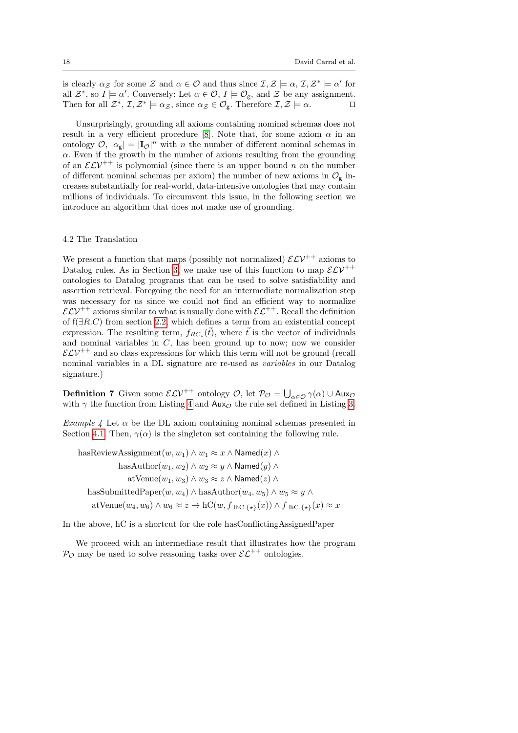is clearly $\alpha_{\mathcal{Z}}$ for some $\mathcal{Z}$ and $\alpha \in \mathcal{O}$ and thus since $\mathcal{I}, \mathcal{Z} \models \alpha$, $\mathcal{I}, \mathcal{Z}^* \models \alpha'$ for all $\mathcal{Z}^*$, so $I \models \alpha'$. Conversely: Let $\alpha \in \mathcal{O}$, $I \models \mathcal{O}_{\mathsf{g}}$, and $\mathcal{Z}$ be any assignment. Then for all $\mathcal{Z}^*$, $\mathcal{I}, \mathcal{Z}^* \models \alpha_{\mathcal{Z}}$, since $\alpha_{\mathcal{Z}} \in \mathcal{O}_{\mathsf{g}}$. Therefore $\mathcal{I}, \mathcal{Z} \models \alpha$. □

Unsurprisingly, grounding all axioms containing nominal schemas does not result in a very efficient procedure [8]. Note that, for some axiom $\alpha$ in an ontology $\mathcal{O}$, $|\alpha_{\mathsf{g}}| = |\mathbf{I}_{\mathcal{O}}|^n$ with $n$ the number of different nominal schemas in $\alpha$. Even if the growth in the number of axioms resulting from the grounding of an $\mathcal{ELV}^{++}$ is polynomial (since there is an upper bound $n$ on the number of different nominal schemas per axiom) the number of new axioms in $\mathcal{O}_{\mathsf{g}}$ increases substantially for real-world, data-intensive ontologies that may contain millions of individuals. To circumvent this issue, in the following section we introduce an algorithm that does not make use of grounding.

### 4.2 The Translation

We present a function that maps (possibly not normalized) $\mathcal{ELV}^{++}$ axioms to Datalog rules. As in Section 3, we make use of this function to map $\mathcal{ELV}^{++}$ ontologies to Datalog programs that can be used to solve satisfiability and assertion retrieval. Foregoing the need for an intermediate normalization step was necessary for us since we could not find an efficient way to normalize $\mathcal{ELV}^{++}$ axioms similar to what is usually done with $\mathcal{EL}^{++}$. Recall the definition of $\mathsf{f}(\exists R.C)$ from section 2.2, which defines a term from an existential concept expression. The resulting term, $f_{RC_*}(\vec{t})$, where $\vec{t}$ is the vector of individuals and nominal variables in $C$, has been ground up to now; now we consider $\mathcal{ELV}^{++}$ and so class expressions for which this term will not be ground (recall nominal variables in a DL signature are re-used as *variables* in our Datalog signature.)

**Definition 7** Given some $\mathcal{ELV}^{++}$ ontology $\mathcal{O}$, let $\mathcal{P}_{\mathcal{O}} = \bigcup_{\alpha \in \mathcal{O}} \gamma(\alpha) \cup \mathsf{Aux}_{\mathcal{O}}$ with $\gamma$ the function from Listing 4 and $\mathsf{Aux}_{\mathcal{O}}$ the rule set defined in Listing 3.

*Example 4* Let $\alpha$ be the DL axiom containing nominal schemas presented in Section 4.1. Then, $\gamma(\alpha)$ is the singleton set containing the following rule.

$$
\begin{aligned}
\text{hasReviewAssignment}(w, w_1) \wedge w_1 \approx x \wedge \mathsf{Named}(x) \wedge \\
\text{hasAuthor}(w_1, w_2) \wedge w_2 \approx y \wedge \mathsf{Named}(y) \wedge \\
\text{atVenue}(w_1, w_3) \wedge w_3 \approx z \wedge \mathsf{Named}(z) \wedge \\
\text{hasSubmittedPaper}(w, w_4) \wedge \text{hasAuthor}(w_4, w_5) \wedge w_5 \approx y \wedge \\
\text{atVenue}(w_4, w_6) \wedge w_6 \approx z \rightarrow \text{hC}(w, f_{\exists \text{hC}.\{\star\}}(x)) \wedge f_{\exists \text{hC}.\{\star\}}(x) \approx x
\end{aligned}
$$

In the above, hC is a shortcut for the role hasConflictingAssignedPaper

We proceed with an intermediate result that illustrates how the program $\mathcal{P}_{\mathcal{O}}$ may be used to solve reasoning tasks over $\mathcal{EL}^{++}$ ontologies.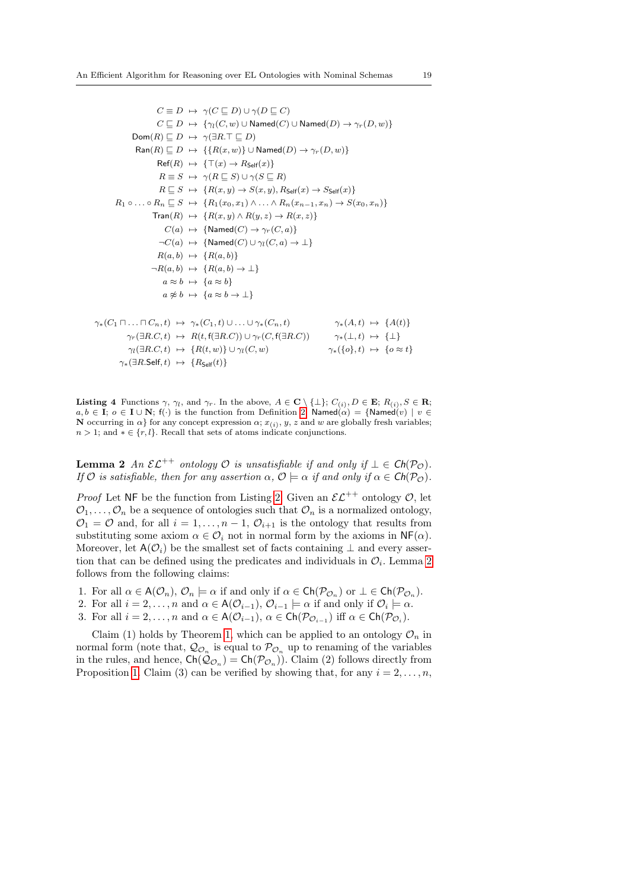$$
\begin{array}{rcl}
C \equiv D & \mapsto & \gamma(C \sqsubseteq D) \cup \gamma(D \sqsubseteq C) \\
C \sqsubseteq D & \mapsto & \{\gamma_l(C, w) \cup \mathsf{Named}(C) \cup \mathsf{Named}(D) \to \gamma_r(D, w)\} \\
\mathsf{Dom}(R) \sqsubseteq D & \mapsto & \gamma(\exists R.\top \sqsubseteq D) \\
\mathsf{Ran}(R) \sqsubseteq D & \mapsto & \{\{R(x, w)\} \cup \mathsf{Named}(D) \to \gamma_r(D, w)\} \\
\mathsf{Ref}(R) & \mapsto & \{\top(x) \to R_{\mathsf{Self}}(x)\} \\
R \equiv S & \mapsto & \gamma(R \sqsubseteq S) \cup \gamma(S \sqsubseteq R) \\
R \sqsubseteq S & \mapsto & \{R(x, y) \to S(x, y), R_{\mathsf{Self}}(x) \to S_{\mathsf{Self}}(x)\} \\
R_1 \circ \ldots \circ R_n \sqsubseteq S & \mapsto & \{R_1(x_0, x_1) \wedge \ldots \wedge R_n(x_{n-1}, x_n) \to S(x_0, x_n)\} \\
\mathsf{Tran}(R) & \mapsto & \{R(x, y) \wedge R(y, z) \to R(x, z)\} \\
C(a) & \mapsto & \{\mathsf{Named}(C) \to \gamma_r(C, a)\} \\
\neg C(a) & \mapsto & \{\mathsf{Named}(C) \cup \gamma_l(C, a) \to \bot\} \\
R(a, b) & \mapsto & \{R(a, b)\} \\
\neg R(a, b) & \mapsto & \{R(a, b) \to \bot\} \\
a \approx b & \mapsto & \{a \approx b\} \\
a \not\approx b & \mapsto & \{a \approx b \to \bot\}
\end{array}
$$

$$
\begin{array}{rclrcl}
\gamma_*(C_1 \sqcap \ldots \sqcap C_n, t) & \mapsto & \gamma_*(C_1, t) \cup \ldots \cup \gamma_*(C_n, t) & \gamma_*(A, t) & \mapsto & \{A(t)\} \\
\gamma_r(\exists R.C, t) & \mapsto & R(t, \mathsf{f}(\exists R.C)) \cup \gamma_r(C, \mathsf{f}(\exists R.C)) & \gamma_*(\bot, t) & \mapsto & \{\bot\} \\
\gamma_l(\exists R.C, t) & \mapsto & \{R(t, w)\} \cup \gamma_l(C, w) & \gamma_*(\{o\}, t) & \mapsto & \{o \approx t\} \\
\gamma_*(\exists R.\mathsf{Self}, t) & \mapsto & \{R_{\mathsf{Self}}(t)\} & & &
\end{array}
$$

**Listing 4** Functions $\gamma$, $\gamma_l$, and $\gamma_r$. In the above, $A \in \mathbf{C} \setminus \{\bot\}$; $C_{(i)}, D \in \mathbf{E}$; $R_{(i)}, S \in \mathbf{R}$; $a, b \in \mathbf{I}$; $o \in \mathbf{I} \cup \mathbf{N}$; $\mathsf{f}(\cdot)$ is the function from Definition 2; $\mathsf{Named}(\alpha) = \{\mathsf{Named}(v) \mid v \in \mathbf{N}$ occurring in $\alpha\}$ for any concept expression $\alpha$; $x_{(i)}$, $y$, $z$ and $w$ are globally fresh variables; $n > 1$; and $* \in \{r, l\}$. Recall that sets of atoms indicate conjunctions.

**Lemma 2** *An $\mathcal{EL}^{++}$ ontology $\mathcal{O}$ is unsatisfiable if and only if $\bot \in \mathsf{Ch}(\mathcal{P}_{\mathcal{O}})$. If $\mathcal{O}$ is satisfiable, then for any assertion $\alpha$, $\mathcal{O} \models \alpha$ if and only if $\alpha \in \mathsf{Ch}(\mathcal{P}_{\mathcal{O}})$.*

*Proof* Let $\mathsf{NF}$ be the function from Listing 2. Given an $\mathcal{EL}^{++}$ ontology $\mathcal{O}$, let $\mathcal{O}_1, \ldots, \mathcal{O}_n$ be a sequence of ontologies such that $\mathcal{O}_n$ is a normalized ontology, $\mathcal{O}_1 = \mathcal{O}$ and, for all $i = 1, \ldots, n-1$, $\mathcal{O}_{i+1}$ is the ontology that results from substituting some axiom $\alpha \in \mathcal{O}_i$ not in normal form by the axioms in $\mathsf{NF}(\alpha)$. Moreover, let $\mathsf{A}(\mathcal{O}_i)$ be the smallest set of facts containing $\bot$ and every assertion that can be defined using the predicates and individuals in $\mathcal{O}_i$. Lemma 2 follows from the following claims:

1. For all $\alpha \in \mathsf{A}(\mathcal{O}_n)$, $\mathcal{O}_n \models \alpha$ if and only if $\alpha \in \mathsf{Ch}(\mathcal{P}_{\mathcal{O}_n})$ or $\bot \in \mathsf{Ch}(\mathcal{P}_{\mathcal{O}_n})$.
2. For all $i = 2, \ldots, n$ and $\alpha \in \mathsf{A}(\mathcal{O}_{i-1})$, $\mathcal{O}_{i-1} \models \alpha$ if and only if $\mathcal{O}_i \models \alpha$.
3. For all $i = 2, \ldots, n$ and $\alpha \in \mathsf{A}(\mathcal{O}_{i-1})$, $\alpha \in \mathsf{Ch}(\mathcal{P}_{\mathcal{O}_{i-1}})$ iff $\alpha \in \mathsf{Ch}(\mathcal{P}_{\mathcal{O}_i})$.

Claim (1) holds by Theorem 1, which can be applied to an ontology $\mathcal{O}_n$ in normal form (note that, $\mathcal{Q}_{\mathcal{O}_n}$ is equal to $\mathcal{P}_{\mathcal{O}_n}$ up to renaming of the variables in the rules, and hence, $\mathsf{Ch}(\mathcal{Q}_{\mathcal{O}_n}) = \mathsf{Ch}(\mathcal{P}_{\mathcal{O}_n})$). Claim (2) follows directly from Proposition 1. Claim (3) can be verified by showing that, for any $i = 2, \ldots, n$,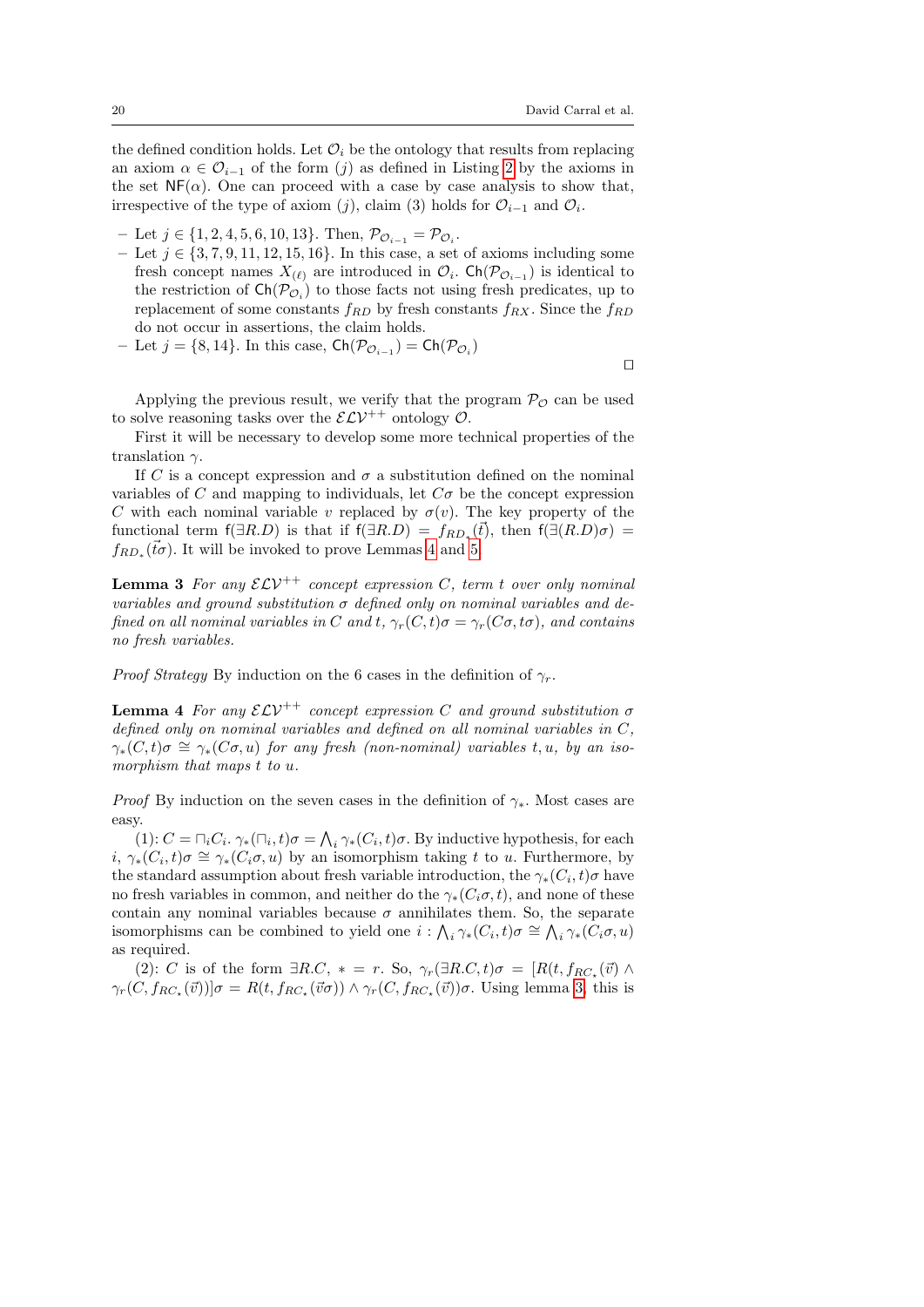the defined condition holds. Let $\mathcal{O}_i$ be the ontology that results from replacing an axiom $\alpha \in \mathcal{O}_{i-1}$ of the form $(j)$ as defined in Listing 2 by the axioms in the set $\mathsf{NF}(\alpha)$. One can proceed with a case by case analysis to show that, irrespective of the type of axiom $(j)$, claim (3) holds for $\mathcal{O}_{i-1}$ and $\mathcal{O}_i$.

- Let $j \in \{1, 2, 4, 5, 6, 10, 13\}$. Then, $\mathcal{P}_{\mathcal{O}_{i-1}} = \mathcal{P}_{\mathcal{O}_i}$.
- Let $j \in \{3, 7, 9, 11, 12, 15, 16\}$. In this case, a set of axioms including some fresh concept names $X_{(\ell)}$ are introduced in $\mathcal{O}_i$. $\mathsf{Ch}(\mathcal{P}_{\mathcal{O}_{i-1}})$ is identical to the restriction of $\mathsf{Ch}(\mathcal{P}_{\mathcal{O}_i})$ to those facts not using fresh predicates, up to replacement of some constants $f_{RD}$ by fresh constants $f_{RX}$. Since the $f_{RD}$ do not occur in assertions, the claim holds.
- Let $j = \{8, 14\}$. In this case, $\mathsf{Ch}(\mathcal{P}_{\mathcal{O}_{i-1}}) = \mathsf{Ch}(\mathcal{P}_{\mathcal{O}_i})$

□

Applying the previous result, we verify that the program $\mathcal{P}_{\mathcal{O}}$ can be used to solve reasoning tasks over the $\mathcal{ELV}^{++}$ ontology $\mathcal{O}$.

First it will be necessary to develop some more technical properties of the translation $\gamma$.

If $C$ is a concept expression and $\sigma$ a substitution defined on the nominal variables of $C$ and mapping to individuals, let $C\sigma$ be the concept expression $C$ with each nominal variable $v$ replaced by $\sigma(v)$. The key property of the functional term $\mathsf{f}(\exists R.D)$ is that if $\mathsf{f}(\exists R.D) = f_{RD_*}(\vec{t})$, then $\mathsf{f}(\exists (R.D)\sigma) = f_{RD_*}(\vec{t\sigma})$. It will be invoked to prove Lemmas 4 and 5.

**Lemma 3** *For any $\mathcal{ELV}^{++}$ concept expression $C$, term $t$ over only nominal variables and ground substitution $\sigma$ defined only on nominal variables and defined on all nominal variables in $C$ and $t$, $\gamma_r(C, t)\sigma = \gamma_r(C\sigma, t\sigma)$, and contains no fresh variables.*

*Proof Strategy* By induction on the 6 cases in the definition of $\gamma_r$.

**Lemma 4** *For any $\mathcal{ELV}^{++}$ concept expression $C$ and ground substitution $\sigma$ defined only on nominal variables and defined on all nominal variables in $C$, $\gamma_*(C, t)\sigma \cong \gamma_*(C\sigma, u)$ for any fresh (non-nominal) variables $t, u$, by an isomorphism that maps $t$ to $u$.*

*Proof* By induction on the seven cases in the definition of $\gamma_*$. Most cases are easy.

(1): $C = \sqcap_i C_i$. $\gamma_*(\sqcap_i, t)\sigma = \bigwedge_i \gamma_*(C_i, t)\sigma$. By inductive hypothesis, for each $i$, $\gamma_*(C_i, t)\sigma \cong \gamma_*(C_i\sigma, u)$ by an isomorphism taking $t$ to $u$. Furthermore, by the standard assumption about fresh variable introduction, the $\gamma_*(C_i, t)\sigma$ have no fresh variables in common, and neither do the $\gamma_*(C_i\sigma, t)$, and none of these contain any nominal variables because $\sigma$ annihilates them. So, the separate isomorphisms can be combined to yield one $i : \bigwedge_i \gamma_*(C_i, t)\sigma \cong \bigwedge_i \gamma_*(C_i\sigma, u)$ as required.

(2): $C$ is of the form $\exists R.C$, $* = r$. So, $\gamma_r(\exists R.C, t)\sigma = [R(t, f_{RC_*}(\vec{v}) \wedge \gamma_r(C, f_{RC_*}(\vec{v}))]\sigma = R(t, f_{RC_*}(\vec{v}\sigma)) \wedge \gamma_r(C, f_{RC_*}(\vec{v}))\sigma$. Using lemma 3, this is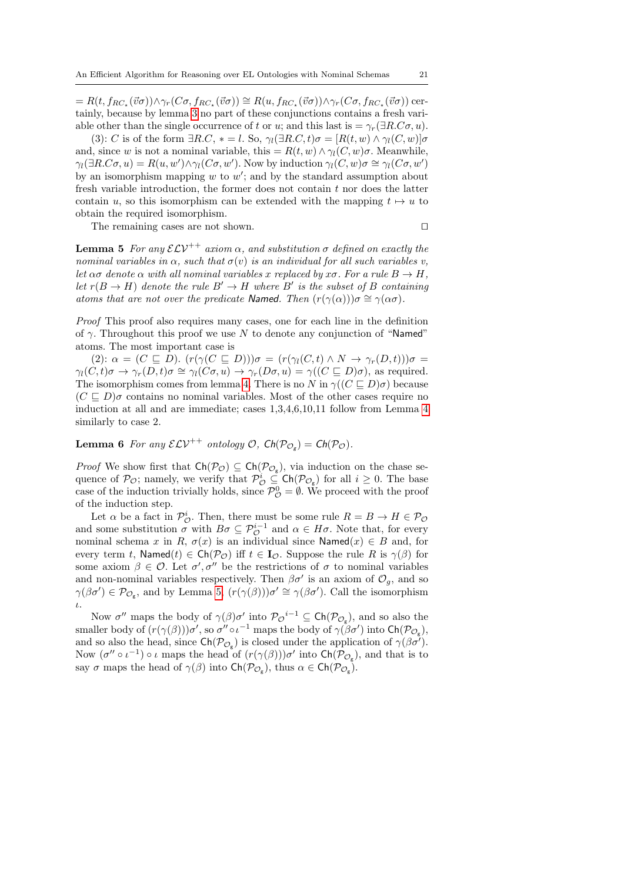$= R(t, f_{RC_\star}(\vec{v}\sigma)) \wedge \gamma_r(C\sigma, f_{RC_\star}(\vec{v}\sigma)) \cong R(u, f_{RC_\star}(\vec{v}\sigma)) \wedge \gamma_r(C\sigma, f_{RC_\star}(\vec{v}\sigma))$ certainly, because by lemma 3 no part of these conjunctions contains a fresh variable other than the single occurrence of $t$ or $u$; and this last is $= \gamma_r(\exists R.C\sigma, u)$.

(3): $C$ is of the form $\exists R.C$, $* = l$. So, $\gamma_l(\exists R.C, t)\sigma = [R(t, w) \wedge \gamma_l(C, w)]\sigma$ and, since $w$ is not a nominal variable, this $= R(t, w) \wedge \gamma_l(C, w)\sigma$. Meanwhile, $\gamma_l(\exists R.C\sigma, u) = R(u, w') \wedge \gamma_l(C\sigma, w')$. Now by induction $\gamma_l(C, w)\sigma \cong \gamma_l(C\sigma, w')$ by an isomorphism mapping $w$ to $w'$; and by the standard assumption about fresh variable introduction, the former does not contain $t$ nor does the latter contain $u$, so this isomorphism can be extended with the mapping $t \mapsto u$ to obtain the required isomorphism.

The remaining cases are not shown. $\square$

**Lemma 5** *For any $\mathcal{ELV}^{++}$ axiom $\alpha$, and substitution $\sigma$ defined on exactly the nominal variables in $\alpha$, such that $\sigma(v)$ is an individual for all such variables $v$, let $\alpha\sigma$ denote $\alpha$ with all nominal variables $x$ replaced by $x\sigma$. For a rule $B \to H$, let $r(B \to H)$ denote the rule $B' \to H$ where $B'$ is the subset of $B$ containing atoms that are not over the predicate* Named*. Then $(r(\gamma(\alpha)))\sigma \cong \gamma(\alpha\sigma)$.*

*Proof* This proof also requires many cases, one for each line in the definition of $\gamma$. Throughout this proof we use $N$ to denote any conjunction of "Named" atoms. The most important case is

(2): $\alpha = (C \sqsubseteq D)$. $(r(\gamma(C \sqsubseteq D)))\sigma = (r(\gamma_l(C, t) \wedge N \to \gamma_r(D, t)))\sigma = \gamma_l(C, t)\sigma \to \gamma_r(D, t)\sigma \cong \gamma_l(C\sigma, u) \to \gamma_r(D\sigma, u) = \gamma((C \sqsubseteq D)\sigma)$, as required. The isomorphism comes from lemma 4. There is no $N$ in $\gamma((C \sqsubseteq D)\sigma)$ because $(C \sqsubseteq D)\sigma$ contains no nominal variables. Most of the other cases require no induction at all and are immediate; cases 1,3,4,6,10,11 follow from Lemma 4 similarly to case 2.

**Lemma 6** *For any $\mathcal{ELV}^{++}$ ontology $\mathcal{O}$, $\mathsf{Ch}(\mathcal{P}_{\mathcal{O}_g}) = \mathsf{Ch}(\mathcal{P}_{\mathcal{O}})$.*

*Proof* We show first that $\mathsf{Ch}(\mathcal{P}_{\mathcal{O}}) \subseteq \mathsf{Ch}(\mathcal{P}_{\mathcal{O}_g})$, via induction on the chase sequence of $\mathcal{P}_{\mathcal{O}}$; namely, we verify that $\mathcal{P}^i_{\mathcal{O}} \subseteq \mathsf{Ch}(\mathcal{P}_{\mathcal{O}_g})$ for all $i \geq 0$. The base case of the induction trivially holds, since $\mathcal{P}^0_{\mathcal{O}} = \emptyset$. We proceed with the proof of the induction step.

Let $\alpha$ be a fact in $\mathcal{P}^i_{\mathcal{O}}$. Then, there must be some rule $R = B \to H \in \mathcal{P}_{\mathcal{O}}$ and some substitution $\sigma$ with $B\sigma \subseteq \mathcal{P}^{i-1}_{\mathcal{O}}$ and $\alpha \in H\sigma$. Note that, for every nominal schema $x$ in $R$, $\sigma(x)$ is an individual since $\mathsf{Named}(x) \in B$ and, for every term $t$, $\mathsf{Named}(t) \in \mathsf{Ch}(\mathcal{P}_{\mathcal{O}})$ iff $t \in \mathbf{I}_{\mathcal{O}}$. Suppose the rule $R$ is $\gamma(\beta)$ for some axiom $\beta \in \mathcal{O}$. Let $\sigma', \sigma''$ be the restrictions of $\sigma$ to nominal variables and non-nominal variables respectively. Then $\beta\sigma'$ is an axiom of $\mathcal{O}_g$, and so $\gamma(\beta\sigma') \in \mathcal{P}_{\mathcal{O}_g}$, and by Lemma 5, $(r(\gamma(\beta)))\sigma' \cong \gamma(\beta\sigma')$. Call the isomorphism $\iota$.

Now $\sigma''$ maps the body of $\gamma(\beta)\sigma'$ into ${\mathcal{P}_{\mathcal{O}}}^{i-1} \subseteq \mathsf{Ch}(\mathcal{P}_{\mathcal{O}_g})$, and so also the smaller body of $(r(\gamma(\beta)))\sigma'$, so $\sigma'' \circ \iota^{-1}$ maps the body of $\gamma(\beta\sigma')$ into $\mathsf{Ch}(\mathcal{P}_{\mathcal{O}_g})$, and so also the head, since $\mathsf{Ch}(\mathcal{P}_{\mathcal{O}_g})$ is closed under the application of $\gamma(\beta\sigma')$. Now $(\sigma'' \circ \iota^{-1}) \circ \iota$ maps the head of $(r(\gamma(\beta)))\sigma'$ into $\mathsf{Ch}(\mathcal{P}_{\mathcal{O}_g})$, and that is to say $\sigma$ maps the head of $\gamma(\beta)$ into $\mathsf{Ch}(\mathcal{P}_{\mathcal{O}_g})$, thus $\alpha \in \mathsf{Ch}(\mathcal{P}_{\mathcal{O}_g})$.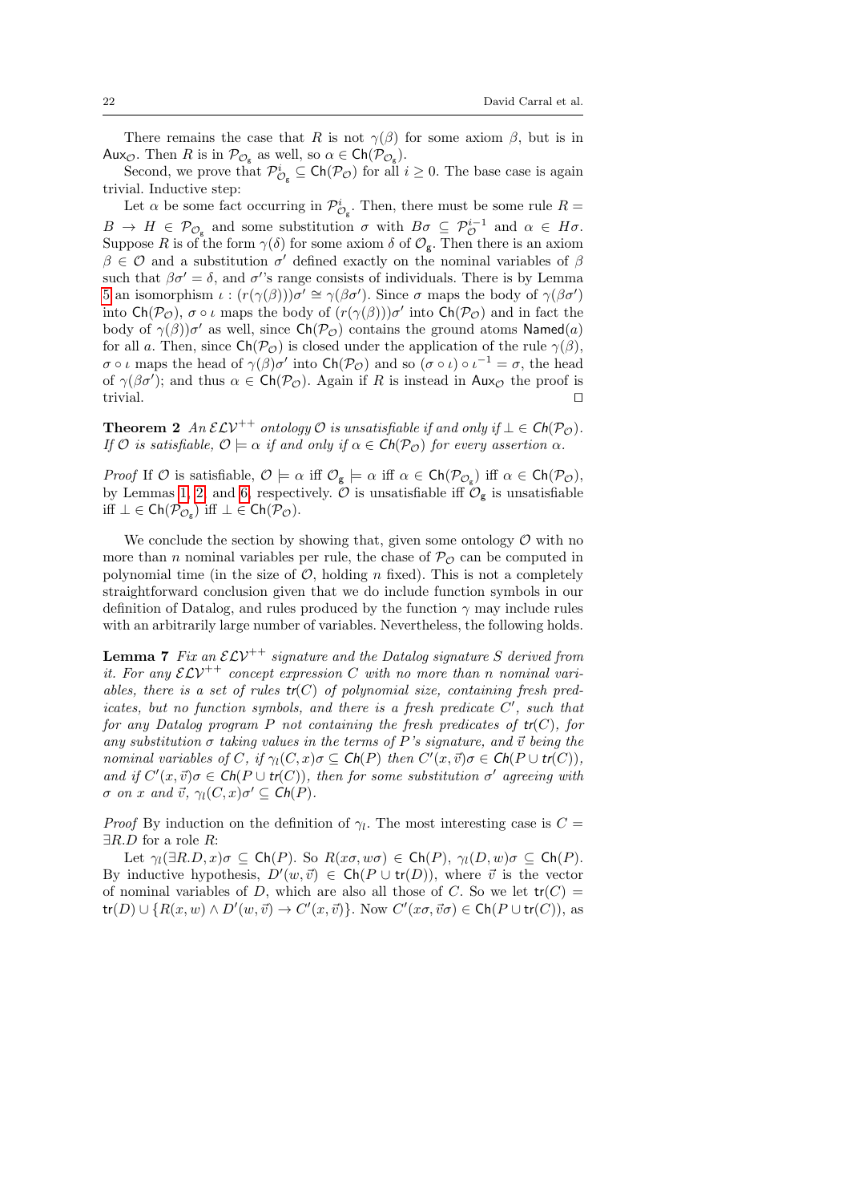There remains the case that $R$ is not $\gamma(\beta)$ for some axiom $\beta$, but is in $\mathsf{Aux}_{\mathcal{O}}$. Then $R$ is in $\mathcal{P}_{\mathcal{O}_\mathsf{g}}$ as well, so $\alpha \in \mathsf{Ch}(\mathcal{P}_{\mathcal{O}_\mathsf{g}})$.

Second, we prove that $\mathcal{P}^i_{\mathcal{O}_\mathsf{g}} \subseteq \mathsf{Ch}(\mathcal{P}_{\mathcal{O}})$ for all $i \geq 0$. The base case is again trivial. Inductive step:

Let $\alpha$ be some fact occurring in $\mathcal{P}^i_{\mathcal{O}_\mathsf{g}}$. Then, there must be some rule $R = B \rightarrow H \in \mathcal{P}_{\mathcal{O}_\mathsf{g}}$ and some substitution $\sigma$ with $B\sigma \subseteq \mathcal{P}^{i-1}_{\mathcal{O}}$ and $\alpha \in H\sigma$. Suppose $R$ is of the form $\gamma(\delta)$ for some axiom $\delta$ of $\mathcal{O}_\mathsf{g}$. Then there is an axiom $\beta \in \mathcal{O}$ and a substitution $\sigma'$ defined exactly on the nominal variables of $\beta$ such that $\beta\sigma' = \delta$, and $\sigma'$'s range consists of individuals. There is by Lemma 5 an isomorphism $\iota : (r(\gamma(\beta)))\sigma' \cong \gamma(\beta\sigma')$. Since $\sigma$ maps the body of $\gamma(\beta\sigma')$ into $\mathsf{Ch}(\mathcal{P}_{\mathcal{O}})$, $\sigma \circ \iota$ maps the body of $(r(\gamma(\beta)))\sigma'$ into $\mathsf{Ch}(\mathcal{P}_{\mathcal{O}})$ and in fact the body of $\gamma(\beta))\sigma'$ as well, since $\mathsf{Ch}(\mathcal{P}_{\mathcal{O}})$ contains the ground atoms $\mathsf{Named}(a)$ for all $a$. Then, since $\mathsf{Ch}(\mathcal{P}_{\mathcal{O}})$ is closed under the application of the rule $\gamma(\beta)$, $\sigma \circ \iota$ maps the head of $\gamma(\beta)\sigma'$ into $\mathsf{Ch}(\mathcal{P}_{\mathcal{O}})$ and so $(\sigma \circ \iota) \circ \iota^{-1} = \sigma$, the head of $\gamma(\beta\sigma')$; and thus $\alpha \in \mathsf{Ch}(\mathcal{P}_{\mathcal{O}})$. Again if $R$ is instead in $\mathsf{Aux}_{\mathcal{O}}$ the proof is trivial. $\square$

**Theorem 2** *An $\mathcal{ELV}^{++}$ ontology $\mathcal{O}$ is unsatisfiable if and only if $\bot \in \mathsf{Ch}(\mathcal{P}_{\mathcal{O}})$. If $\mathcal{O}$ is satisfiable, $\mathcal{O} \models \alpha$ if and only if $\alpha \in \mathsf{Ch}(\mathcal{P}_{\mathcal{O}})$ for every assertion $\alpha$.*

*Proof* If $\mathcal{O}$ is satisfiable, $\mathcal{O} \models \alpha$ iff $\mathcal{O}_\mathsf{g} \models \alpha$ iff $\alpha \in \mathsf{Ch}(\mathcal{P}_{\mathcal{O}_\mathsf{g}})$ iff $\alpha \in \mathsf{Ch}(\mathcal{P}_{\mathcal{O}})$, by Lemmas 1, 2, and 6, respectively. $\mathcal{O}$ is unsatisfiable iff $\mathcal{O}_\mathsf{g}$ is unsatisfiable iff $\bot \in \mathsf{Ch}(\mathcal{P}_{\mathcal{O}_\mathsf{g}})$ iff $\bot \in \mathsf{Ch}(\mathcal{P}_{\mathcal{O}})$.

We conclude the section by showing that, given some ontology $\mathcal{O}$ with no more than $n$ nominal variables per rule, the chase of $\mathcal{P}_{\mathcal{O}}$ can be computed in polynomial time (in the size of $\mathcal{O}$, holding $n$ fixed). This is not a completely straightforward conclusion given that we do include function symbols in our definition of Datalog, and rules produced by the function $\gamma$ may include rules with an arbitrarily large number of variables. Nevertheless, the following holds.

**Lemma 7** *Fix an $\mathcal{ELV}^{++}$ signature and the Datalog signature $S$ derived from it. For any $\mathcal{ELV}^{++}$ concept expression $C$ with no more than $n$ nominal variables, there is a set of rules $\mathsf{tr}(C)$ of polynomial size, containing fresh predicates, but no function symbols, and there is a fresh predicate $C'$, such that for any Datalog program $P$ not containing the fresh predicates of $\mathsf{tr}(C)$, for any substitution $\sigma$ taking values in the terms of $P$'s signature, and $\vec{v}$ being the nominal variables of $C$, if $\gamma_l(C, x)\sigma \subseteq \mathsf{Ch}(P)$ then $C'(x, \vec{v})\sigma \in \mathsf{Ch}(P \cup \mathsf{tr}(C))$, and if $C'(x, \vec{v})\sigma \in \mathsf{Ch}(P \cup \mathsf{tr}(C))$, then for some substitution $\sigma'$ agreeing with $\sigma$ on $x$ and $\vec{v}$, $\gamma_l(C, x)\sigma' \subseteq \mathsf{Ch}(P)$.*

*Proof* By induction on the definition of $\gamma_l$. The most interesting case is $C = \exists R.D$ for a role $R$:

Let $\gamma_l(\exists R.D, x)\sigma \subseteq \mathsf{Ch}(P)$. So $R(x\sigma, w\sigma) \in \mathsf{Ch}(P)$, $\gamma_l(D, w)\sigma \subseteq \mathsf{Ch}(P)$. By inductive hypothesis, $D'(w, \vec{v}) \in \mathsf{Ch}(P \cup \mathsf{tr}(D))$, where $\vec{v}$ is the vector of nominal variables of $D$, which are also all those of $C$. So we let $\mathsf{tr}(C) = \mathsf{tr}(D) \cup \{R(x, w) \wedge D'(w, \vec{v}) \rightarrow C'(x, \vec{v})\}$. Now $C'(x\sigma, \vec{v}\sigma) \in \mathsf{Ch}(P \cup \mathsf{tr}(C))$, as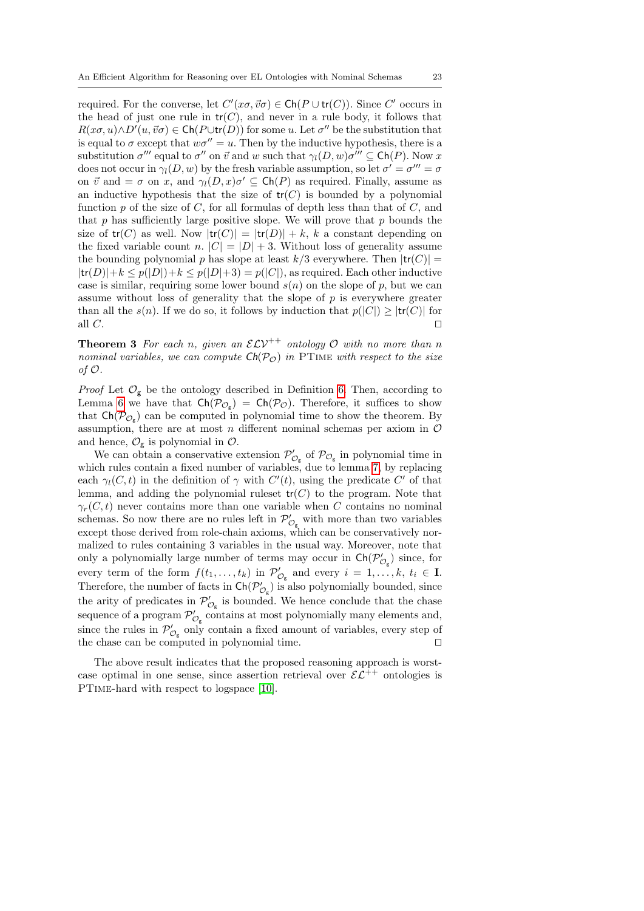required. For the converse, let $C'(x\sigma, \vec{v}\sigma) \in \mathsf{Ch}(P \cup \mathsf{tr}(C))$. Since $C'$ occurs in the head of just one rule in $\mathsf{tr}(C)$, and never in a rule body, it follows that $R(x\sigma, u) \wedge D'(u, \vec{v}\sigma) \in \mathsf{Ch}(P \cup \mathsf{tr}(D))$ for some $u$. Let $\sigma''$ be the substitution that is equal to $\sigma$ except that $w\sigma'' = u$. Then by the inductive hypothesis, there is a substitution $\sigma'''$ equal to $\sigma''$ on $\vec{v}$ and $w$ such that $\gamma_l(D, w)\sigma''' \subseteq \mathsf{Ch}(P)$. Now $x$ does not occur in $\gamma_l(D, w)$ by the fresh variable assumption, so let $\sigma' = \sigma''' = \sigma$ on $\vec{v}$ and $= \sigma$ on $x$, and $\gamma_l(D, x)\sigma' \subseteq \mathsf{Ch}(P)$ as required. Finally, assume as an inductive hypothesis that the size of $\mathsf{tr}(C)$ is bounded by a polynomial function $p$ of the size of $C$, for all formulas of depth less than that of $C$, and that $p$ has sufficiently large positive slope. We will prove that $p$ bounds the size of $\mathsf{tr}(C)$ as well. Now $|\mathsf{tr}(C)| = |\mathsf{tr}(D)| + k$, $k$ a constant depending on the fixed variable count $n$. $|C| = |D| + 3$. Without loss of generality assume the bounding polynomial $p$ has slope at least $k/3$ everywhere. Then $|\mathsf{tr}(C)| = |\mathsf{tr}(D)| + k \leq p(|D|) + k \leq p(|D| + 3) = p(|C|)$, as required. Each other inductive case is similar, requiring some lower bound $s(n)$ on the slope of $p$, but we can assume without loss of generality that the slope of $p$ is everywhere greater than all the $s(n)$. If we do so, it follows by induction that $p(|C|) \geq |\mathsf{tr}(C)|$ for all $C$. $\square$

**Theorem 3** *For each $n$, given an $\mathcal{ELV}^{++}$ ontology $\mathcal{O}$ with no more than $n$ nominal variables, we can compute $\mathsf{Ch}(\mathcal{P}_{\mathcal{O}})$ in* PTime *with respect to the size of $\mathcal{O}$.*

*Proof* Let $\mathcal{O}_{\mathsf{g}}$ be the ontology described in Definition 6. Then, according to Lemma 6 we have that $\mathsf{Ch}(\mathcal{P}_{\mathcal{O}_{\mathsf{g}}}) = \mathsf{Ch}(\mathcal{P}_{\mathcal{O}})$. Therefore, it suffices to show that $\mathsf{Ch}(\mathcal{P}_{\mathcal{O}_{\mathsf{g}}})$ can be computed in polynomial time to show the theorem. By assumption, there are at most $n$ different nominal schemas per axiom in $\mathcal{O}$ and hence, $\mathcal{O}_{\mathsf{g}}$ is polynomial in $\mathcal{O}$.

We can obtain a conservative extension $\mathcal{P}'_{\mathcal{O}_{\mathsf{g}}}$ of $\mathcal{P}_{\mathcal{O}_{\mathsf{g}}}$ in polynomial time in which rules contain a fixed number of variables, due to lemma 7, by replacing each $\gamma_l(C, t)$ in the definition of $\gamma$ with $C'(t)$, using the predicate $C'$ of that lemma, and adding the polynomial ruleset $\mathsf{tr}(C)$ to the program. Note that $\gamma_r(C, t)$ never contains more than one variable when $C$ contains no nominal schemas. So now there are no rules left in $\mathcal{P}'_{\mathcal{O}_{\mathsf{g}}}$ with more than two variables except those derived from role-chain axioms, which can be conservatively normalized to rules containing 3 variables in the usual way. Moreover, note that only a polynomially large number of terms may occur in $\mathsf{Ch}(\mathcal{P}'_{\mathcal{O}_{\mathsf{g}}})$ since, for every term of the form $f(t_1, \ldots, t_k)$ in $\mathcal{P}'_{\mathcal{O}_{\mathsf{g}}}$ and every $i = 1, \ldots, k$, $t_i \in \mathbf{I}$. Therefore, the number of facts in $\mathsf{Ch}(\mathcal{P}'_{\mathcal{O}_{\mathsf{g}}})$ is also polynomially bounded, since the arity of predicates in $\mathcal{P}'_{\mathcal{O}_{\mathsf{g}}}$ is bounded. We hence conclude that the chase sequence of a program $\mathcal{P}'_{\mathcal{O}_{\mathsf{g}}}$ contains at most polynomially many elements and, since the rules in $\mathcal{P}'_{\mathcal{O}_{\mathsf{g}}}$ only contain a fixed amount of variables, every step of the chase can be computed in polynomial time. $\square$

The above result indicates that the proposed reasoning approach is worst-case optimal in one sense, since assertion retrieval over $\mathcal{EL}^{++}$ ontologies is PTime-hard with respect to logspace [10].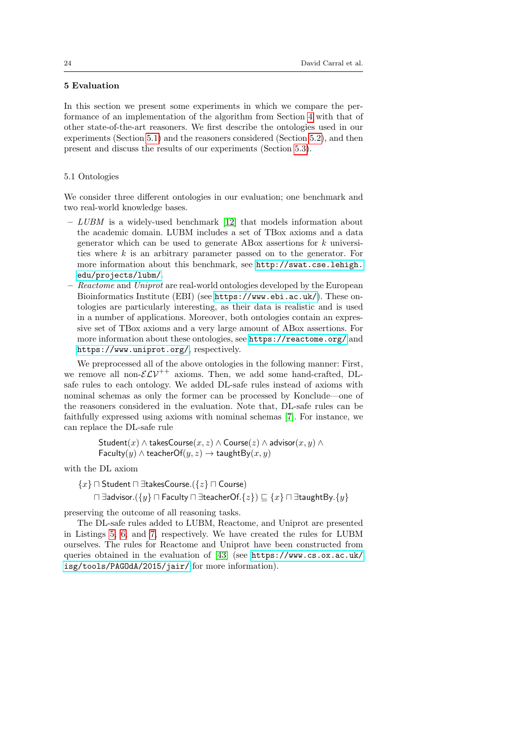## 5 Evaluation

In this section we present some experiments in which we compare the performance of an implementation of the algorithm from Section 4 with that of other state-of-the-art reasoners. We first describe the ontologies used in our experiments (Section 5.1) and the reasoners considered (Section 5.2), and then present and discuss the results of our experiments (Section 5.3).

### 5.1 Ontologies

We consider three different ontologies in our evaluation; one benchmark and two real-world knowledge bases.

- *LUBM* is a widely-used benchmark [12] that models information about the academic domain. LUBM includes a set of TBox axioms and a data generator which can be used to generate ABox assertions for $k$ universities where $k$ is an arbitrary parameter passed on to the generator. For more information about this benchmark, see http://swat.cse.lehigh.edu/projects/lubm/.
- *Reactome* and *Uniprot* are real-world ontologies developed by the European Bioinformatics Institute (EBI) (see https://www.ebi.ac.uk/). These ontologies are particularly interesting, as their data is realistic and is used in a number of applications. Moreover, both ontologies contain an expressive set of TBox axioms and a very large amount of ABox assertions. For more information about these ontologies, see https://reactome.org/ and https://www.uniprot.org/, respectively.

We preprocessed all of the above ontologies in the following manner: First, we remove all non-$\mathcal{ELV}^{++}$ axioms. Then, we add some hand-crafted, DL-safe rules to each ontology. We added DL-safe rules instead of axioms with nominal schemas as only the former can be processed by Konclude—one of the reasoners considered in the evaluation. Note that, DL-safe rules can be faithfully expressed using axioms with nominal schemas [7]. For instance, we can replace the DL-safe rule

$$\begin{aligned}&\mathsf{Student}(x) \wedge \mathsf{takesCourse}(x, z) \wedge \mathsf{Course}(z) \wedge \mathsf{advisor}(x, y) \wedge \\ &\mathsf{Faculty}(y) \wedge \mathsf{teacherOf}(y, z) \rightarrow \mathsf{taughtBy}(x, y)\end{aligned}$$

with the DL axiom

$$\begin{aligned}&\{x\} \sqcap \mathsf{Student} \sqcap \exists \mathsf{takesCourse}.(\{z\} \sqcap \mathsf{Course}) \\ &\quad \sqcap \exists \mathsf{advisor}.(\{y\} \sqcap \mathsf{Faculty} \sqcap \exists \mathsf{teacherOf}.\{z\}) \sqsubseteq \{x\} \sqcap \exists \mathsf{taughtBy}.\{y\}\end{aligned}$$

preserving the outcome of all reasoning tasks.

The DL-safe rules added to LUBM, Reactome, and Uniprot are presented in Listings 5, 6, and 7, respectively. We have created the rules for LUBM ourselves. The rules for Reactome and Uniprot have been constructed from queries obtained in the evaluation of [43] (see https://www.cs.ox.ac.uk/isg/tools/PAGOdA/2015/jair/ for more information).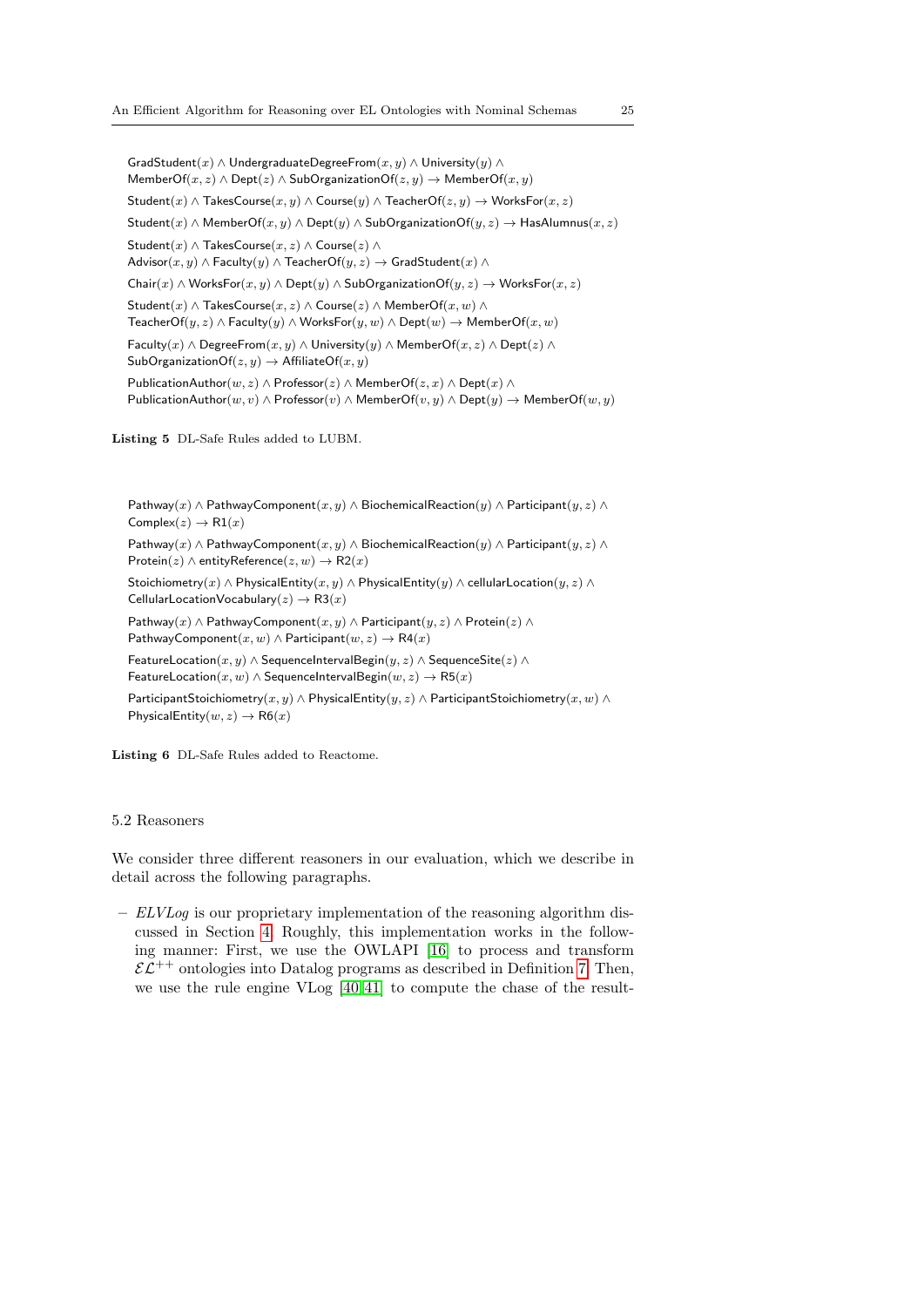GradStudent$(x)$ ∧ UndergraduateDegreeFrom$(x, y)$ ∧ University$(y)$ ∧
MemberOf$(x, z)$ ∧ Dept$(z)$ ∧ SubOrganizationOf$(z, y)$ → MemberOf$(x, y)$

Student$(x)$ ∧ TakesCourse$(x, y)$ ∧ Course$(y)$ ∧ TeacherOf$(z, y)$ → WorksFor$(x, z)$

Student$(x)$ ∧ MemberOf$(x, y)$ ∧ Dept$(y)$ ∧ SubOrganizationOf$(y, z)$ → HasAlumnus$(x, z)$

Student$(x)$ ∧ TakesCourse$(x, z)$ ∧ Course$(z)$ ∧
Advisor$(x, y)$ ∧ Faculty$(y)$ ∧ TeacherOf$(y, z)$ → GradStudent$(x)$ ∧

Chair$(x)$ ∧ WorksFor$(x, y)$ ∧ Dept$(y)$ ∧ SubOrganizationOf$(y, z)$ → WorksFor$(x, z)$

Student$(x)$ ∧ TakesCourse$(x, z)$ ∧ Course$(z)$ ∧ MemberOf$(x, w)$ ∧
TeacherOf$(y, z)$ ∧ Faculty$(y)$ ∧ WorksFor$(y, w)$ ∧ Dept$(w)$ → MemberOf$(x, w)$

Faculty$(x)$ ∧ DegreeFrom$(x, y)$ ∧ University$(y)$ ∧ MemberOf$(x, z)$ ∧ Dept$(z)$ ∧
SubOrganizationOf$(z, y)$ → AffiliateOf$(x, y)$

PublicationAuthor$(w, z)$ ∧ Professor$(z)$ ∧ MemberOf$(z, x)$ ∧ Dept$(x)$ ∧
PublicationAuthor$(w, v)$ ∧ Professor$(v)$ ∧ MemberOf$(v, y)$ ∧ Dept$(y)$ → MemberOf$(w, y)$

**Listing 5** DL-Safe Rules added to LUBM.

Pathway$(x)$ ∧ PathwayComponent$(x, y)$ ∧ BiochemicalReaction$(y)$ ∧ Participant$(y, z)$ ∧
Complex$(z)$ → R1$(x)$

Pathway$(x)$ ∧ PathwayComponent$(x, y)$ ∧ BiochemicalReaction$(y)$ ∧ Participant$(y, z)$ ∧
Protein$(z)$ ∧ entityReference$(z, w)$ → R2$(x)$

Stoichiometry$(x)$ ∧ PhysicalEntity$(x, y)$ ∧ PhysicalEntity$(y)$ ∧ cellularLocation$(y, z)$ ∧
CellularLocationVocabulary$(z)$ → R3$(x)$

Pathway$(x)$ ∧ PathwayComponent$(x, y)$ ∧ Participant$(y, z)$ ∧ Protein$(z)$ ∧
PathwayComponent$(x, w)$ ∧ Participant$(w, z)$ → R4$(x)$

FeatureLocation$(x, y)$ ∧ SequenceIntervalBegin$(y, z)$ ∧ SequenceSite$(z)$ ∧
FeatureLocation$(x, w)$ ∧ SequenceIntervalBegin$(w, z)$ → R5$(x)$

ParticipantStoichiometry$(x, y)$ ∧ PhysicalEntity$(y, z)$ ∧ ParticipantStoichiometry$(x, w)$ ∧
PhysicalEntity$(w, z)$ → R6$(x)$

**Listing 6** DL-Safe Rules added to Reactome.

### 5.2 Reasoners

We consider three different reasoners in our evaluation, which we describe in detail across the following paragraphs.

– *ELVLog* is our proprietary implementation of the reasoning algorithm discussed in Section 4. Roughly, this implementation works in the following manner: First, we use the OWLAPI [16] to process and transform $\mathcal{EL}^{++}$ ontologies into Datalog programs as described in Definition 7. Then, we use the rule engine VLog [40,41] to compute the chase of the result-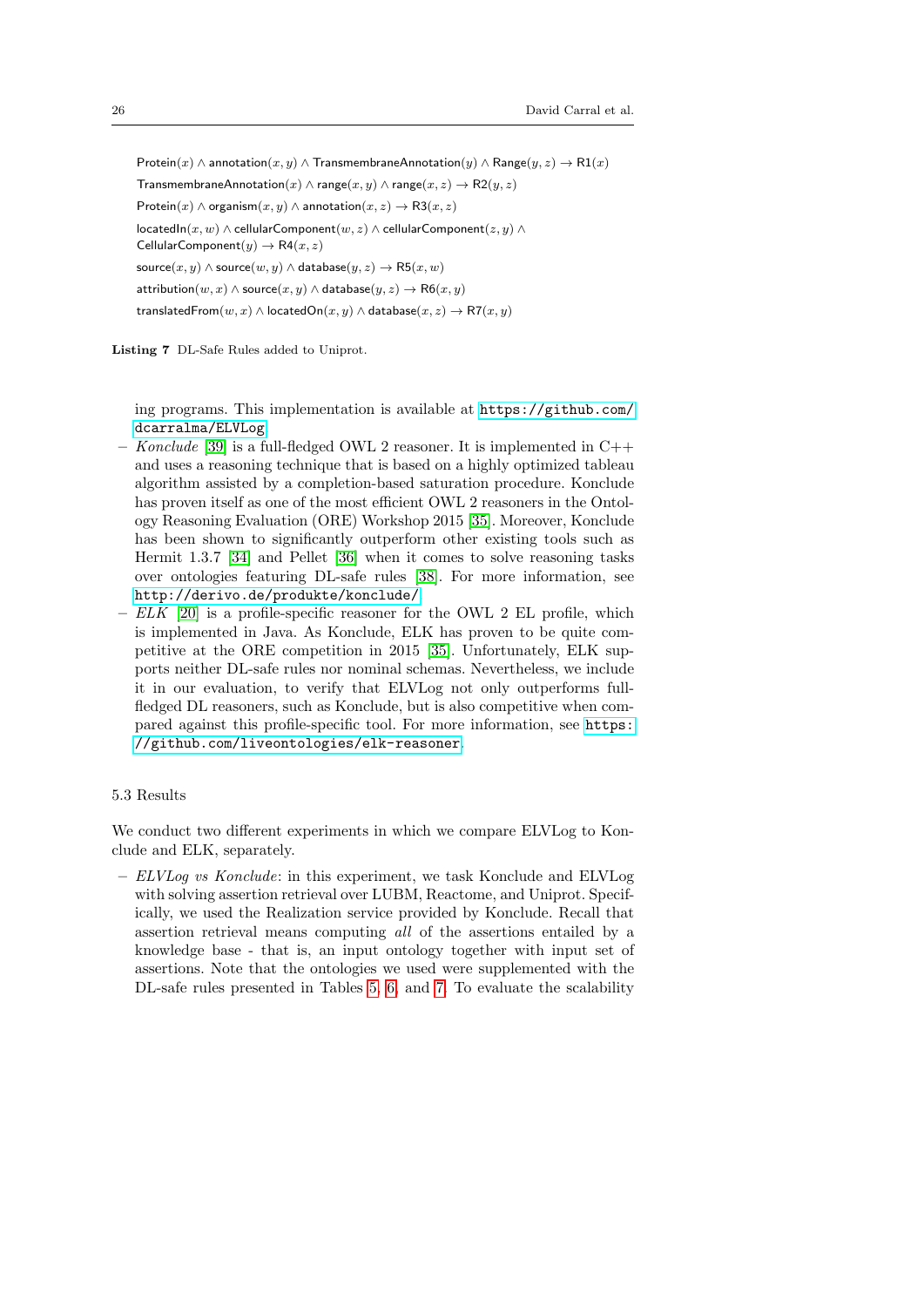$\mathsf{Protein}(x) \wedge \mathsf{annotation}(x, y) \wedge \mathsf{TransmembraneAnnotation}(y) \wedge \mathsf{Range}(y, z) \rightarrow \mathsf{R1}(x)$

$\mathsf{TransmembraneAnnotation}(x) \wedge \mathsf{range}(x, y) \wedge \mathsf{range}(x, z) \rightarrow \mathsf{R2}(y, z)$

$\mathsf{Protein}(x) \wedge \mathsf{organism}(x, y) \wedge \mathsf{annotation}(x, z) \rightarrow \mathsf{R3}(x, z)$

$\mathsf{locatedIn}(x, w) \wedge \mathsf{cellularComponent}(w, z) \wedge \mathsf{cellularComponent}(z, y) \wedge \mathsf{CellularComponent}(y) \rightarrow \mathsf{R4}(x, z)$

$\mathsf{source}(x, y) \wedge \mathsf{source}(w, y) \wedge \mathsf{database}(y, z) \rightarrow \mathsf{R5}(x, w)$

$\mathsf{attribution}(w, x) \wedge \mathsf{source}(x, y) \wedge \mathsf{database}(y, z) \rightarrow \mathsf{R6}(x, y)$

$\mathsf{translatedFrom}(w, x) \wedge \mathsf{locatedOn}(x, y) \wedge \mathsf{database}(x, z) \rightarrow \mathsf{R7}(x, y)$

**Listing 7** DL-Safe Rules added to Uniprot.

ing programs. This implementation is available at https://github.com/dcarralma/ELVLog

- *Konclude* [39] is a full-fledged OWL 2 reasoner. It is implemented in C++ and uses a reasoning technique that is based on a highly optimized tableau algorithm assisted by a completion-based saturation procedure. Konclude has proven itself as one of the most efficient OWL 2 reasoners in the Ontology Reasoning Evaluation (ORE) Workshop 2015 [35]. Moreover, Konclude has been shown to significantly outperform other existing tools such as Hermit 1.3.7 [34] and Pellet [36] when it comes to solve reasoning tasks over ontologies featuring DL-safe rules [38]. For more information, see http://derivo.de/produkte/konclude/
- *ELK* [20] is a profile-specific reasoner for the OWL 2 EL profile, which is implemented in Java. As Konclude, ELK has proven to be quite competitive at the ORE competition in 2015 [35]. Unfortunately, ELK supports neither DL-safe rules nor nominal schemas. Nevertheless, we include it in our evaluation, to verify that ELVLog not only outperforms full-fledged DL reasoners, such as Konclude, but is also competitive when compared against this profile-specific tool. For more information, see https://github.com/liveontologies/elk-reasoner

### 5.3 Results

We conduct two different experiments in which we compare ELVLog to Konclude and ELK, separately.

- *ELVLog vs Konclude*: in this experiment, we task Konclude and ELVLog with solving assertion retrieval over LUBM, Reactome, and Uniprot. Specifically, we used the Realization service provided by Konclude. Recall that assertion retrieval means computing *all* of the assertions entailed by a knowledge base - that is, an input ontology together with input set of assertions. Note that the ontologies we used were supplemented with the DL-safe rules presented in Tables 5, 6, and 7. To evaluate the scalability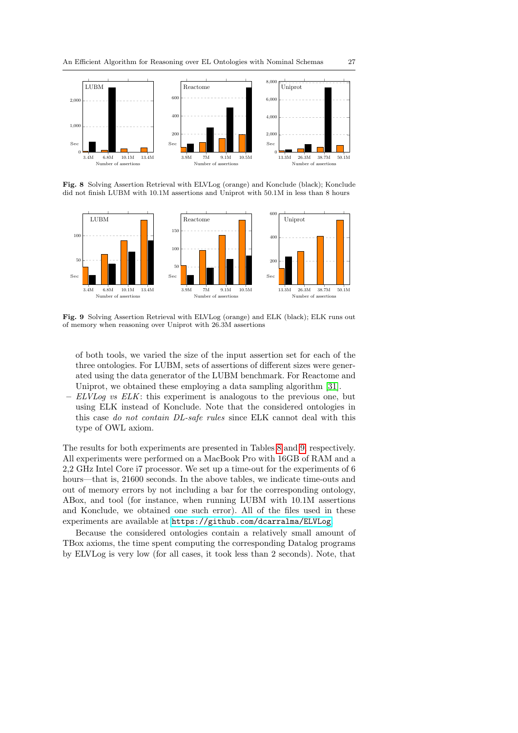**Fig. 8** Solving Assertion Retrieval with ELVLog (orange) and Konclude (black); Konclude did not finish LUBM with 10.1M assertions and Uniprot with 50.1M in less than 8 hours

**Fig. 9** Solving Assertion Retrieval with ELVLog (orange) and ELK (black); ELK runs out of memory when reasoning over Uniprot with 26.3M assertions

of both tools, we varied the size of the input assertion set for each of the three ontologies. For LUBM, sets of assertions of different sizes were generated using the data generator of the LUBM benchmark. For Reactome and Uniprot, we obtained these employing a data sampling algorithm [31].

- *ELVLog vs ELK*: this experiment is analogous to the previous one, but using ELK instead of Konclude. Note that the considered ontologies in this case *do not contain DL-safe rules* since ELK cannot deal with this type of OWL axiom.

The results for both experiments are presented in Tables 8 and 9, respectively. All experiments were performed on a MacBook Pro with 16GB of RAM and a 2,2 GHz Intel Core i7 processor. We set up a time-out for the experiments of 6 hours—that is, 21600 seconds. In the above tables, we indicate time-outs and out of memory errors by not including a bar for the corresponding ontology, ABox, and tool (for instance, when running LUBM with 10.1M assertions and Konclude, we obtained one such error). All of the files used in these experiments are available at https://github.com/dcarralma/ELVLog.

Because the considered ontologies contain a relatively small amount of TBox axioms, the time spent computing the corresponding Datalog programs by ELVLog is very low (for all cases, it took less than 2 seconds). Note, that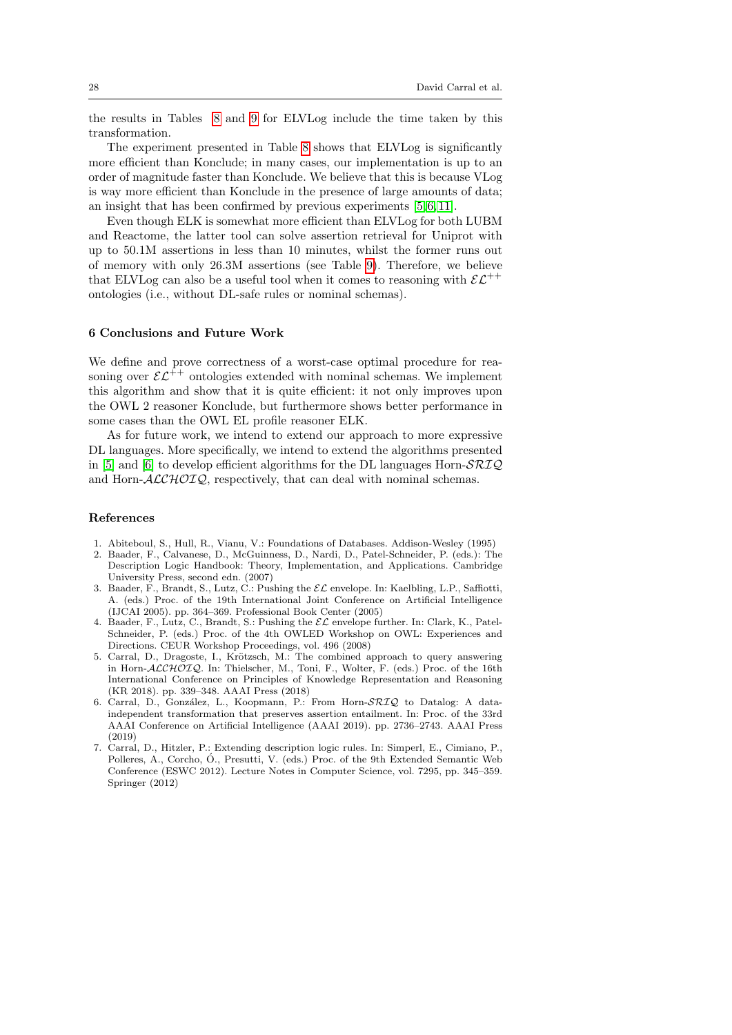the results in Tables 8 and 9 for ELVLog include the time taken by this transformation.

The experiment presented in Table 8 shows that ELVLog is significantly more efficient than Konclude; in many cases, our implementation is up to an order of magnitude faster than Konclude. We believe that this is because VLog is way more efficient than Konclude in the presence of large amounts of data; an insight that has been confirmed by previous experiments [5,6,11].

Even though ELK is somewhat more efficient than ELVLog for both LUBM and Reactome, the latter tool can solve assertion retrieval for Uniprot with up to 50.1M assertions in less than 10 minutes, whilst the former runs out of memory with only 26.3M assertions (see Table 9). Therefore, we believe that ELVLog can also be a useful tool when it comes to reasoning with $\mathcal{EL}^{++}$ ontologies (i.e., without DL-safe rules or nominal schemas).

## 6 Conclusions and Future Work

We define and prove correctness of a worst-case optimal procedure for reasoning over $\mathcal{EL}^{++}$ ontologies extended with nominal schemas. We implement this algorithm and show that it is quite efficient: it not only improves upon the OWL 2 reasoner Konclude, but furthermore shows better performance in some cases than the OWL EL profile reasoner ELK.

As for future work, we intend to extend our approach to more expressive DL languages. More specifically, we intend to extend the algorithms presented in [5] and [6] to develop efficient algorithms for the DL languages Horn-$\mathcal{SRIQ}$ and Horn-$\mathcal{ALCHOIQ}$, respectively, that can deal with nominal schemas.

## References

1. Abiteboul, S., Hull, R., Vianu, V.: Foundations of Databases. Addison-Wesley (1995)
2. Baader, F., Calvanese, D., McGuinness, D., Nardi, D., Patel-Schneider, P. (eds.): The Description Logic Handbook: Theory, Implementation, and Applications. Cambridge University Press, second edn. (2007)
3. Baader, F., Brandt, S., Lutz, C.: Pushing the $\mathcal{EL}$ envelope. In: Kaelbling, L.P., Saffiotti, A. (eds.) Proc. of the 19th International Joint Conference on Artificial Intelligence (IJCAI 2005). pp. 364–369. Professional Book Center (2005)
4. Baader, F., Lutz, C., Brandt, S.: Pushing the $\mathcal{EL}$ envelope further. In: Clark, K., Patel-Schneider, P. (eds.) Proc. of the 4th OWLED Workshop on OWL: Experiences and Directions. CEUR Workshop Proceedings, vol. 496 (2008)
5. Carral, D., Dragoste, I., Krötzsch, M.: The combined approach to query answering in Horn-$\mathcal{ALCHOIQ}$. In: Thielscher, M., Toni, F., Wolter, F. (eds.) Proc. of the 16th International Conference on Principles of Knowledge Representation and Reasoning (KR 2018). pp. 339–348. AAAI Press (2018)
6. Carral, D., González, L., Koopmann, P.: From Horn-$\mathcal{SRIQ}$ to Datalog: A data-independent transformation that preserves assertion entailment. In: Proc. of the 33rd AAAI Conference on Artificial Intelligence (AAAI 2019). pp. 2736–2743. AAAI Press (2019)
7. Carral, D., Hitzler, P.: Extending description logic rules. In: Simperl, E., Cimiano, P., Polleres, A., Corcho, Ó., Presutti, V. (eds.) Proc. of the 9th Extended Semantic Web Conference (ESWC 2012). Lecture Notes in Computer Science, vol. 7295, pp. 345–359. Springer (2012)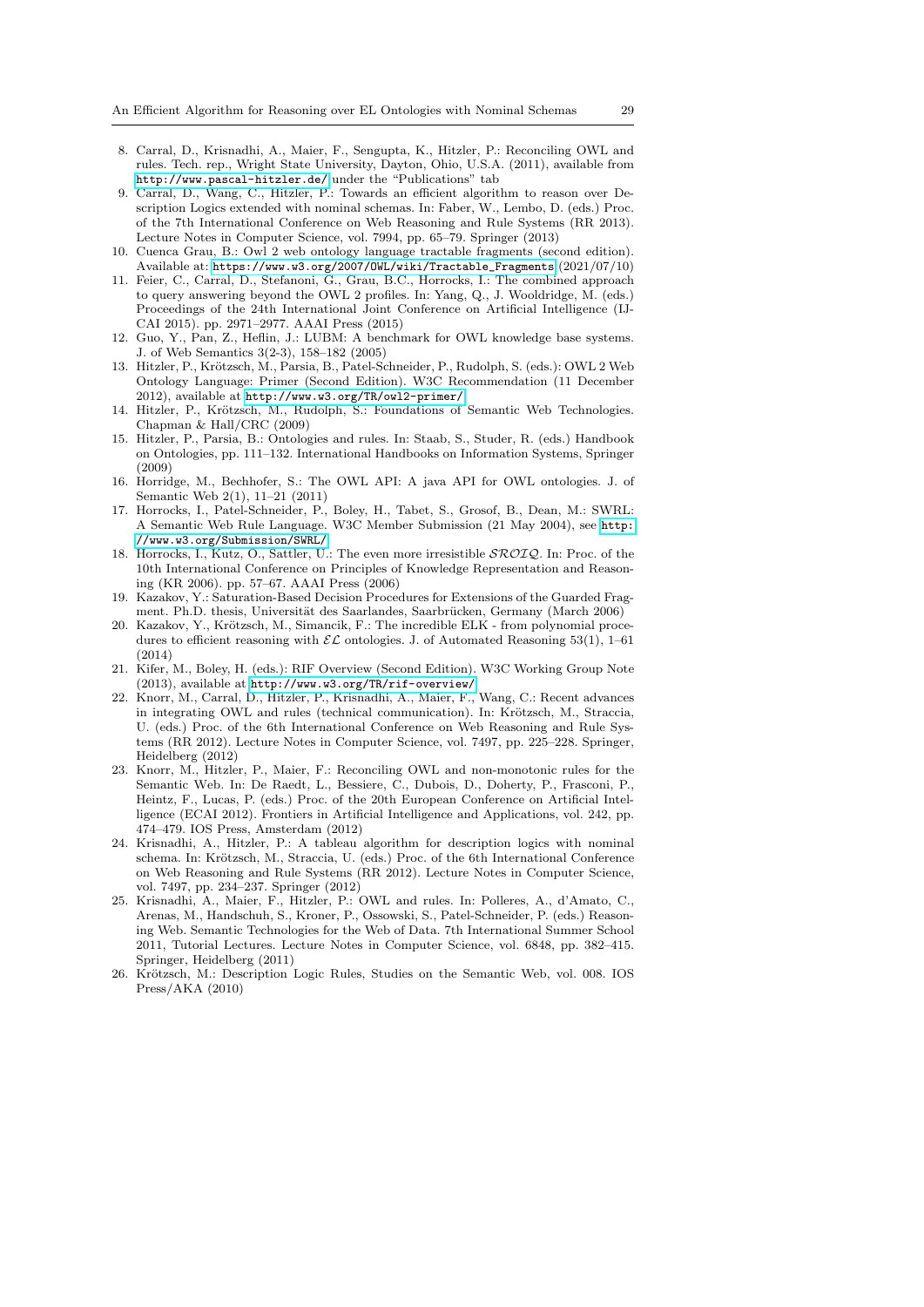8. Carral, D., Krisnadhi, A., Maier, F., Sengupta, K., Hitzler, P.: Reconciling OWL and rules. Tech. rep., Wright State University, Dayton, Ohio, U.S.A. (2011), available from http://www.pascal-hitzler.de/ under the "Publications" tab
9. Carral, D., Wang, C., Hitzler, P.: Towards an efficient algorithm to reason over Description Logics extended with nominal schemas. In: Faber, W., Lembo, D. (eds.) Proc. of the 7th International Conference on Web Reasoning and Rule Systems (RR 2013). Lecture Notes in Computer Science, vol. 7994, pp. 65–79. Springer (2013)
10. Cuenca Grau, B.: Owl 2 web ontology language tractable fragments (second edition). Available at: https://www.w3.org/2007/OWL/wiki/Tractable_Fragments (2021/07/10)
11. Feier, C., Carral, D., Stefanoni, G., Grau, B.C., Horrocks, I.: The combined approach to query answering beyond the OWL 2 profiles. In: Yang, Q., J. Wooldridge, M. (eds.) Proceedings of the 24th International Joint Conference on Artificial Intelligence (IJCAI 2015). pp. 2971–2977. AAAI Press (2015)
12. Guo, Y., Pan, Z., Heflin, J.: LUBM: A benchmark for OWL knowledge base systems. J. of Web Semantics 3(2-3), 158–182 (2005)
13. Hitzler, P., Krötzsch, M., Parsia, B., Patel-Schneider, P., Rudolph, S. (eds.): OWL 2 Web Ontology Language: Primer (Second Edition). W3C Recommendation (11 December 2012), available at http://www.w3.org/TR/owl2-primer/
14. Hitzler, P., Krötzsch, M., Rudolph, S.: Foundations of Semantic Web Technologies. Chapman & Hall/CRC (2009)
15. Hitzler, P., Parsia, B.: Ontologies and rules. In: Staab, S., Studer, R. (eds.) Handbook on Ontologies, pp. 111–132. International Handbooks on Information Systems, Springer (2009)
16. Horridge, M., Bechhofer, S.: The OWL API: A java API for OWL ontologies. J. of Semantic Web 2(1), 11–21 (2011)
17. Horrocks, I., Patel-Schneider, P., Boley, H., Tabet, S., Grosof, B., Dean, M.: SWRL: A Semantic Web Rule Language. W3C Member Submission (21 May 2004), see http://www.w3.org/Submission/SWRL/
18. Horrocks, I., Kutz, O., Sattler, U.: The even more irresistible $\mathcal{SROIQ}$. In: Proc. of the 10th International Conference on Principles of Knowledge Representation and Reasoning (KR 2006). pp. 57–67. AAAI Press (2006)
19. Kazakov, Y.: Saturation-Based Decision Procedures for Extensions of the Guarded Fragment. Ph.D. thesis, Universität des Saarlandes, Saarbrücken, Germany (March 2006)
20. Kazakov, Y., Krötzsch, M., Simancik, F.: The incredible ELK - from polynomial procedures to efficient reasoning with $\mathcal{EL}$ ontologies. J. of Automated Reasoning 53(1), 1–61 (2014)
21. Kifer, M., Boley, H. (eds.): RIF Overview (Second Edition). W3C Working Group Note (2013), available at http://www.w3.org/TR/rif-overview/
22. Knorr, M., Carral, D., Hitzler, P., Krisnadhi, A., Maier, F., Wang, C.: Recent advances in integrating OWL and rules (technical communication). In: Krötzsch, M., Straccia, U. (eds.) Proc. of the 6th International Conference on Web Reasoning and Rule Systems (RR 2012). Lecture Notes in Computer Science, vol. 7497, pp. 225–228. Springer, Heidelberg (2012)
23. Knorr, M., Hitzler, P., Maier, F.: Reconciling OWL and non-monotonic rules for the Semantic Web. In: De Raedt, L., Bessiere, C., Dubois, D., Doherty, P., Frasconi, P., Heintz, F., Lucas, P. (eds.) Proc. of the 20th European Conference on Artificial Intelligence (ECAI 2012). Frontiers in Artificial Intelligence and Applications, vol. 242, pp. 474–479. IOS Press, Amsterdam (2012)
24. Krisnadhi, A., Hitzler, P.: A tableau algorithm for description logics with nominal schema. In: Krötzsch, M., Straccia, U. (eds.) Proc. of the 6th International Conference on Web Reasoning and Rule Systems (RR 2012). Lecture Notes in Computer Science, vol. 7497, pp. 234–237. Springer (2012)
25. Krisnadhi, A., Maier, F., Hitzler, P.: OWL and rules. In: Polleres, A., d'Amato, C., Arenas, M., Handschuh, S., Kroner, P., Ossowski, S., Patel-Schneider, P. (eds.) Reasoning Web. Semantic Technologies for the Web of Data. 7th International Summer School 2011, Tutorial Lectures. Lecture Notes in Computer Science, vol. 6848, pp. 382–415. Springer, Heidelberg (2011)
26. Krötzsch, M.: Description Logic Rules, Studies on the Semantic Web, vol. 008. IOS Press/AKA (2010)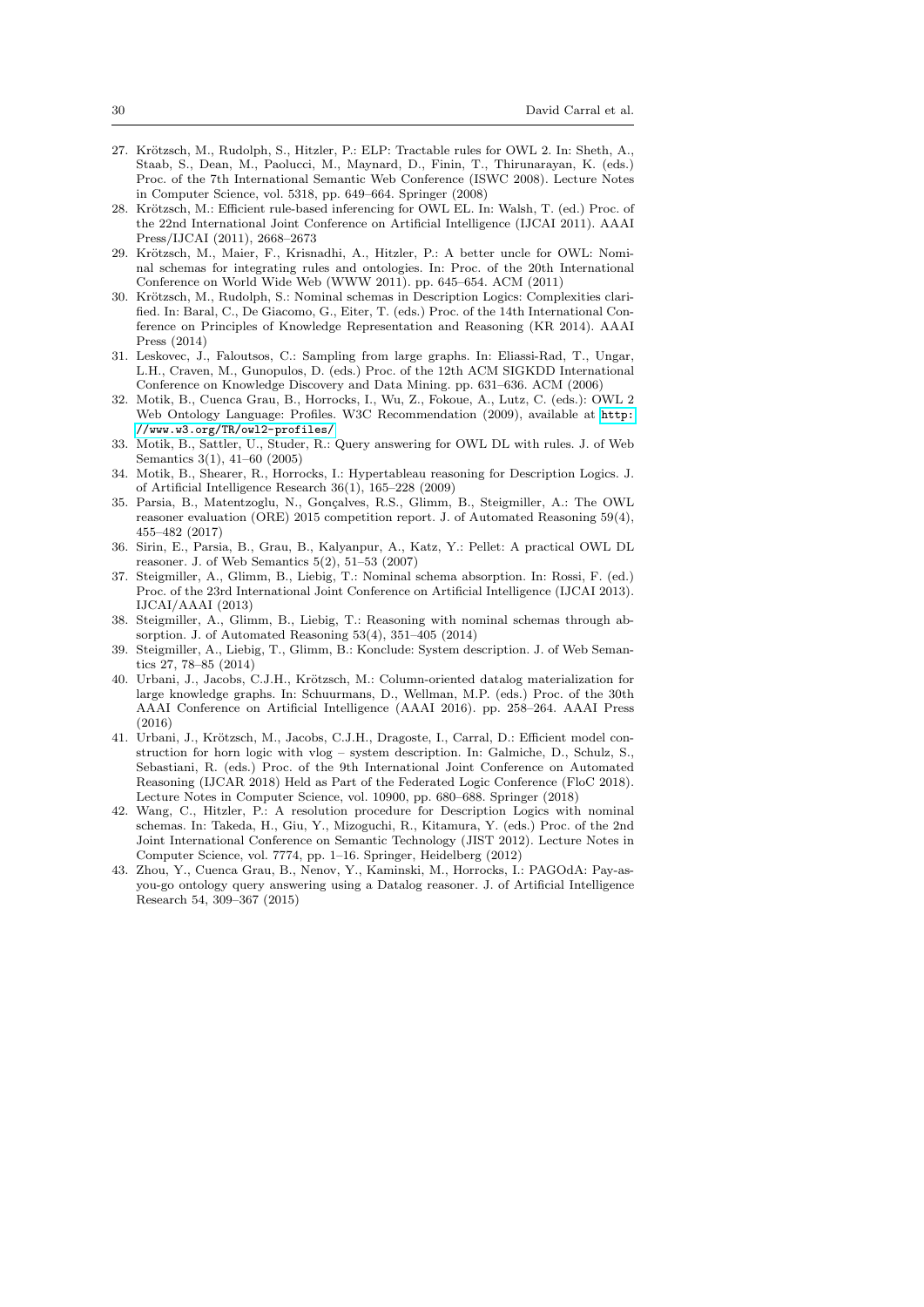27. Krötzsch, M., Rudolph, S., Hitzler, P.: ELP: Tractable rules for OWL 2. In: Sheth, A., Staab, S., Dean, M., Paolucci, M., Maynard, D., Finin, T., Thirunarayan, K. (eds.) Proc. of the 7th International Semantic Web Conference (ISWC 2008). Lecture Notes in Computer Science, vol. 5318, pp. 649–664. Springer (2008)
28. Krötzsch, M.: Efficient rule-based inferencing for OWL EL. In: Walsh, T. (ed.) Proc. of the 22nd International Joint Conference on Artificial Intelligence (IJCAI 2011). AAAI Press/IJCAI (2011), 2668–2673
29. Krötzsch, M., Maier, F., Krisnadhi, A., Hitzler, P.: A better uncle for OWL: Nominal schemas for integrating rules and ontologies. In: Proc. of the 20th International Conference on World Wide Web (WWW 2011). pp. 645–654. ACM (2011)
30. Krötzsch, M., Rudolph, S.: Nominal schemas in Description Logics: Complexities clarified. In: Baral, C., De Giacomo, G., Eiter, T. (eds.) Proc. of the 14th International Conference on Principles of Knowledge Representation and Reasoning (KR 2014). AAAI Press (2014)
31. Leskovec, J., Faloutsos, C.: Sampling from large graphs. In: Eliassi-Rad, T., Ungar, L.H., Craven, M., Gunopulos, D. (eds.) Proc. of the 12th ACM SIGKDD International Conference on Knowledge Discovery and Data Mining. pp. 631–636. ACM (2006)
32. Motik, B., Cuenca Grau, B., Horrocks, I., Wu, Z., Fokoue, A., Lutz, C. (eds.): OWL 2 Web Ontology Language: Profiles. W3C Recommendation (2009), available at http://www.w3.org/TR/owl2-profiles/
33. Motik, B., Sattler, U., Studer, R.: Query answering for OWL DL with rules. J. of Web Semantics 3(1), 41–60 (2005)
34. Motik, B., Shearer, R., Horrocks, I.: Hypertableau reasoning for Description Logics. J. of Artificial Intelligence Research 36(1), 165–228 (2009)
35. Parsia, B., Matentzoglu, N., Gonçalves, R.S., Glimm, B., Steigmiller, A.: The OWL reasoner evaluation (ORE) 2015 competition report. J. of Automated Reasoning 59(4), 455–482 (2017)
36. Sirin, E., Parsia, B., Grau, B., Kalyanpur, A., Katz, Y.: Pellet: A practical OWL DL reasoner. J. of Web Semantics 5(2), 51–53 (2007)
37. Steigmiller, A., Glimm, B., Liebig, T.: Nominal schema absorption. In: Rossi, F. (ed.) Proc. of the 23rd International Joint Conference on Artificial Intelligence (IJCAI 2013). IJCAI/AAAI (2013)
38. Steigmiller, A., Glimm, B., Liebig, T.: Reasoning with nominal schemas through absorption. J. of Automated Reasoning 53(4), 351–405 (2014)
39. Steigmiller, A., Liebig, T., Glimm, B.: Konclude: System description. J. of Web Semantics 27, 78–85 (2014)
40. Urbani, J., Jacobs, C.J.H., Krötzsch, M.: Column-oriented datalog materialization for large knowledge graphs. In: Schuurmans, D., Wellman, M.P. (eds.) Proc. of the 30th AAAI Conference on Artificial Intelligence (AAAI 2016). pp. 258–264. AAAI Press (2016)
41. Urbani, J., Krötzsch, M., Jacobs, C.J.H., Dragoste, I., Carral, D.: Efficient model construction for horn logic with vlog – system description. In: Galmiche, D., Schulz, S., Sebastiani, R. (eds.) Proc. of the 9th International Joint Conference on Automated Reasoning (IJCAR 2018) Held as Part of the Federated Logic Conference (FloC 2018). Lecture Notes in Computer Science, vol. 10900, pp. 680–688. Springer (2018)
42. Wang, C., Hitzler, P.: A resolution procedure for Description Logics with nominal schemas. In: Takeda, H., Giu, Y., Mizoguchi, R., Kitamura, Y. (eds.) Proc. of the 2nd Joint International Conference on Semantic Technology (JIST 2012). Lecture Notes in Computer Science, vol. 7774, pp. 1–16. Springer, Heidelberg (2012)
43. Zhou, Y., Cuenca Grau, B., Nenov, Y., Kaminski, M., Horrocks, I.: PAGOdA: Pay-as-you-go ontology query answering using a Datalog reasoner. J. of Artificial Intelligence Research 54, 309–367 (2015)